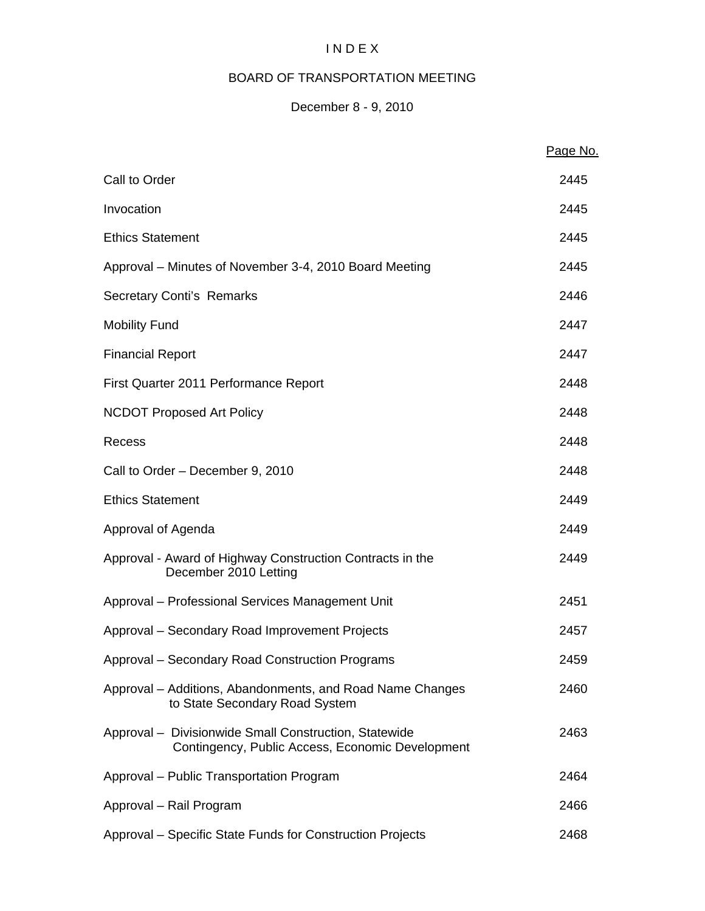# I N D E X

## BOARD OF TRANSPORTATION MEETING

### December 8 - 9, 2010

| | Page No. |
|---|---|
| Call to Order | 2445 |
| Invocation | 2445 |
| Ethics Statement | 2445 |
| Approval – Minutes of November 3-4, 2010 Board Meeting | 2445 |
| Secretary Conti's Remarks | 2446 |
| Mobility Fund | 2447 |
| Financial Report | 2447 |
| First Quarter 2011 Performance Report | 2448 |
| NCDOT Proposed Art Policy | 2448 |
| Recess | 2448 |
| Call to Order – December 9, 2010 | 2448 |
| Ethics Statement | 2449 |
| Approval of Agenda | 2449 |
| Approval - Award of Highway Construction Contracts in the December 2010 Letting | 2449 |
| Approval – Professional Services Management Unit | 2451 |
| Approval – Secondary Road Improvement Projects | 2457 |
| Approval – Secondary Road Construction Programs | 2459 |
| Approval – Additions, Abandonments, and Road Name Changes to State Secondary Road System | 2460 |
| Approval – Divisionwide Small Construction, Statewide Contingency, Public Access, Economic Development | 2463 |
| Approval – Public Transportation Program | 2464 |
| Approval – Rail Program | 2466 |
| Approval – Specific State Funds for Construction Projects | 2468 |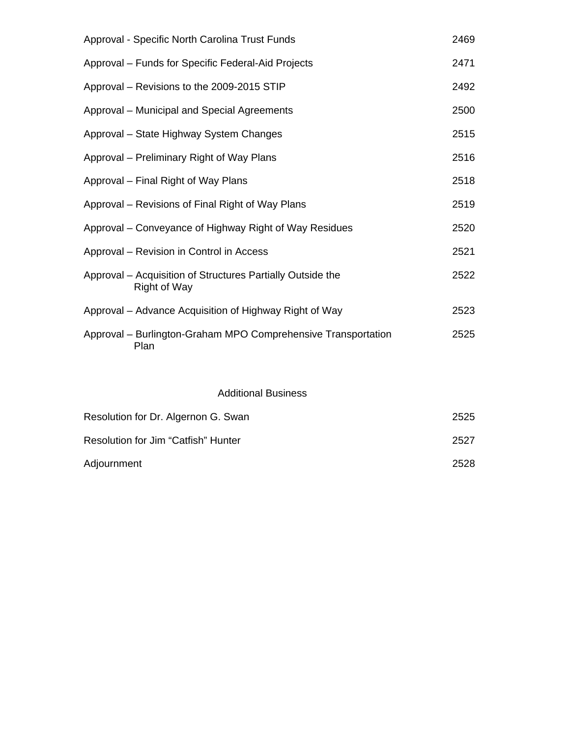| | |
|---|---|
| Approval - Specific North Carolina Trust Funds | 2469 |
| Approval – Funds for Specific Federal-Aid Projects | 2471 |
| Approval – Revisions to the 2009-2015 STIP | 2492 |
| Approval – Municipal and Special Agreements | 2500 |
| Approval – State Highway System Changes | 2515 |
| Approval – Preliminary Right of Way Plans | 2516 |
| Approval – Final Right of Way Plans | 2518 |
| Approval – Revisions of Final Right of Way Plans | 2519 |
| Approval – Conveyance of Highway Right of Way Residues | 2520 |
| Approval – Revision in Control in Access | 2521 |
| Approval – Acquisition of Structures Partially Outside the Right of Way | 2522 |
| Approval – Advance Acquisition of Highway Right of Way | 2523 |
| Approval – Burlington-Graham MPO Comprehensive Transportation Plan | 2525 |

## Additional Business

| | |
|---|---|
| Resolution for Dr. Algernon G. Swan | 2525 |
| Resolution for Jim “Catfish” Hunter | 2527 |
| Adjournment | 2528 |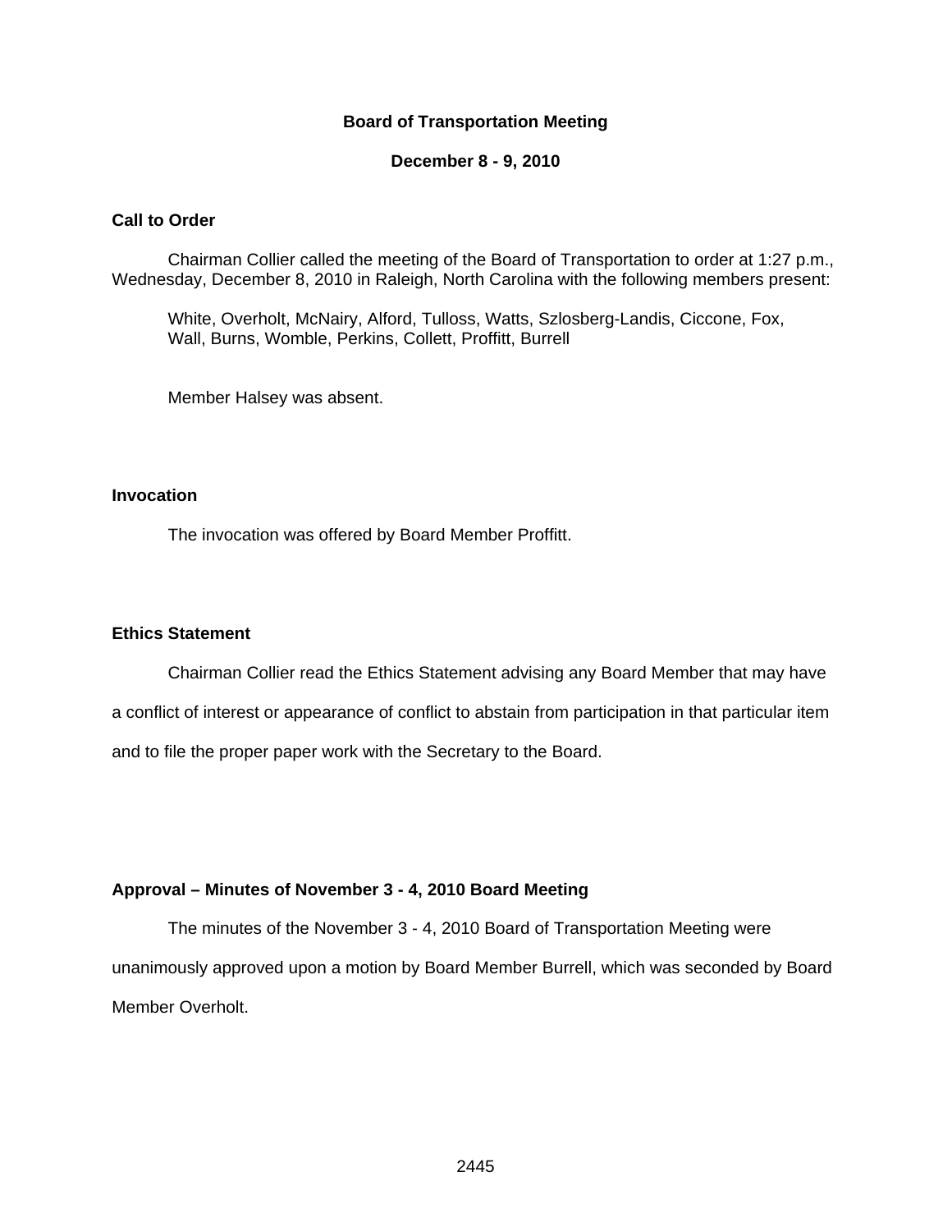# Board of Transportation Meeting

## December 8 - 9, 2010

### Call to Order

Chairman Collier called the meeting of the Board of Transportation to order at 1:27 p.m., Wednesday, December 8, 2010 in Raleigh, North Carolina with the following members present:

White, Overholt, McNairy, Alford, Tulloss, Watts, Szlosberg-Landis, Ciccone, Fox, Wall, Burns, Womble, Perkins, Collett, Proffitt, Burrell

Member Halsey was absent.

### Invocation

The invocation was offered by Board Member Proffitt.

### Ethics Statement

Chairman Collier read the Ethics Statement advising any Board Member that may have a conflict of interest or appearance of conflict to abstain from participation in that particular item and to file the proper paper work with the Secretary to the Board.

### Approval – Minutes of November 3 - 4, 2010 Board Meeting

The minutes of the November 3 - 4, 2010 Board of Transportation Meeting were unanimously approved upon a motion by Board Member Burrell, which was seconded by Board Member Overholt.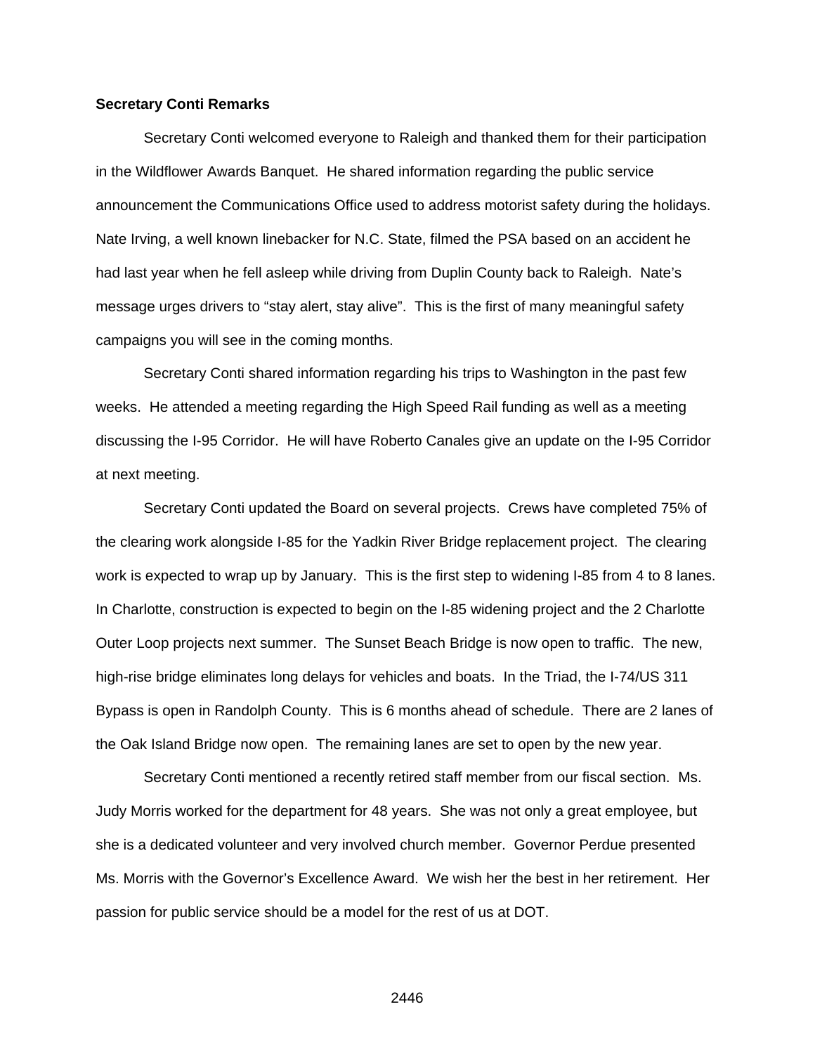**Secretary Conti Remarks**

Secretary Conti welcomed everyone to Raleigh and thanked them for their participation in the Wildflower Awards Banquet. He shared information regarding the public service announcement the Communications Office used to address motorist safety during the holidays. Nate Irving, a well known linebacker for N.C. State, filmed the PSA based on an accident he had last year when he fell asleep while driving from Duplin County back to Raleigh. Nate's message urges drivers to "stay alert, stay alive". This is the first of many meaningful safety campaigns you will see in the coming months.

Secretary Conti shared information regarding his trips to Washington in the past few weeks. He attended a meeting regarding the High Speed Rail funding as well as a meeting discussing the I-95 Corridor. He will have Roberto Canales give an update on the I-95 Corridor at next meeting.

Secretary Conti updated the Board on several projects. Crews have completed 75% of the clearing work alongside I-85 for the Yadkin River Bridge replacement project. The clearing work is expected to wrap up by January. This is the first step to widening I-85 from 4 to 8 lanes. In Charlotte, construction is expected to begin on the I-85 widening project and the 2 Charlotte Outer Loop projects next summer. The Sunset Beach Bridge is now open to traffic. The new, high-rise bridge eliminates long delays for vehicles and boats. In the Triad, the I-74/US 311 Bypass is open in Randolph County. This is 6 months ahead of schedule. There are 2 lanes of the Oak Island Bridge now open. The remaining lanes are set to open by the new year.

Secretary Conti mentioned a recently retired staff member from our fiscal section. Ms. Judy Morris worked for the department for 48 years. She was not only a great employee, but she is a dedicated volunteer and very involved church member. Governor Perdue presented Ms. Morris with the Governor's Excellence Award. We wish her the best in her retirement. Her passion for public service should be a model for the rest of us at DOT.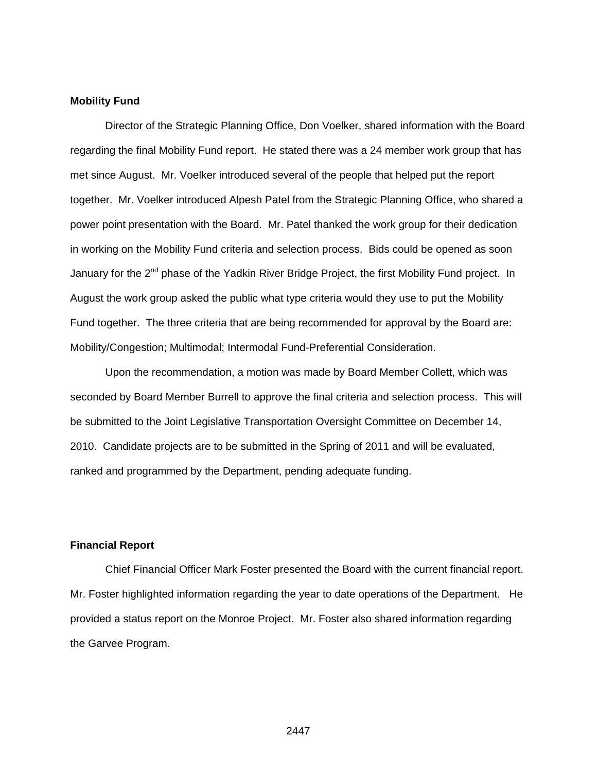**Mobility Fund**

Director of the Strategic Planning Office, Don Voelker, shared information with the Board regarding the final Mobility Fund report. He stated there was a 24 member work group that has met since August. Mr. Voelker introduced several of the people that helped put the report together. Mr. Voelker introduced Alpesh Patel from the Strategic Planning Office, who shared a power point presentation with the Board. Mr. Patel thanked the work group for their dedication in working on the Mobility Fund criteria and selection process. Bids could be opened as soon January for the 2nd phase of the Yadkin River Bridge Project, the first Mobility Fund project. In August the work group asked the public what type criteria would they use to put the Mobility Fund together. The three criteria that are being recommended for approval by the Board are: Mobility/Congestion; Multimodal; Intermodal Fund-Preferential Consideration.

Upon the recommendation, a motion was made by Board Member Collett, which was seconded by Board Member Burrell to approve the final criteria and selection process. This will be submitted to the Joint Legislative Transportation Oversight Committee on December 14, 2010. Candidate projects are to be submitted in the Spring of 2011 and will be evaluated, ranked and programmed by the Department, pending adequate funding.

**Financial Report**

Chief Financial Officer Mark Foster presented the Board with the current financial report. Mr. Foster highlighted information regarding the year to date operations of the Department. He provided a status report on the Monroe Project. Mr. Foster also shared information regarding the Garvee Program.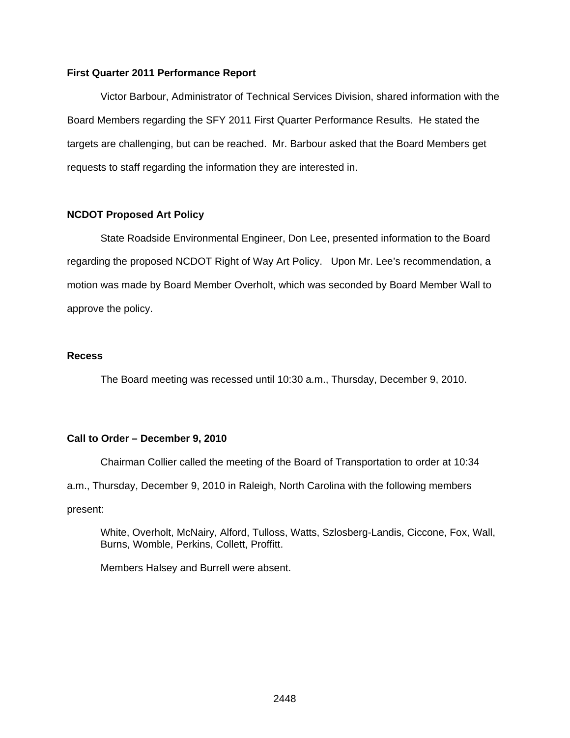**First Quarter 2011 Performance Report**

Victor Barbour, Administrator of Technical Services Division, shared information with the Board Members regarding the SFY 2011 First Quarter Performance Results. He stated the targets are challenging, but can be reached. Mr. Barbour asked that the Board Members get requests to staff regarding the information they are interested in.

**NCDOT Proposed Art Policy**

State Roadside Environmental Engineer, Don Lee, presented information to the Board regarding the proposed NCDOT Right of Way Art Policy. Upon Mr. Lee's recommendation, a motion was made by Board Member Overholt, which was seconded by Board Member Wall to approve the policy.

**Recess**

The Board meeting was recessed until 10:30 a.m., Thursday, December 9, 2010.

**Call to Order – December 9, 2010**

Chairman Collier called the meeting of the Board of Transportation to order at 10:34 a.m., Thursday, December 9, 2010 in Raleigh, North Carolina with the following members present:

White, Overholt, McNairy, Alford, Tulloss, Watts, Szlosberg-Landis, Ciccone, Fox, Wall, Burns, Womble, Perkins, Collett, Proffitt.

Members Halsey and Burrell were absent.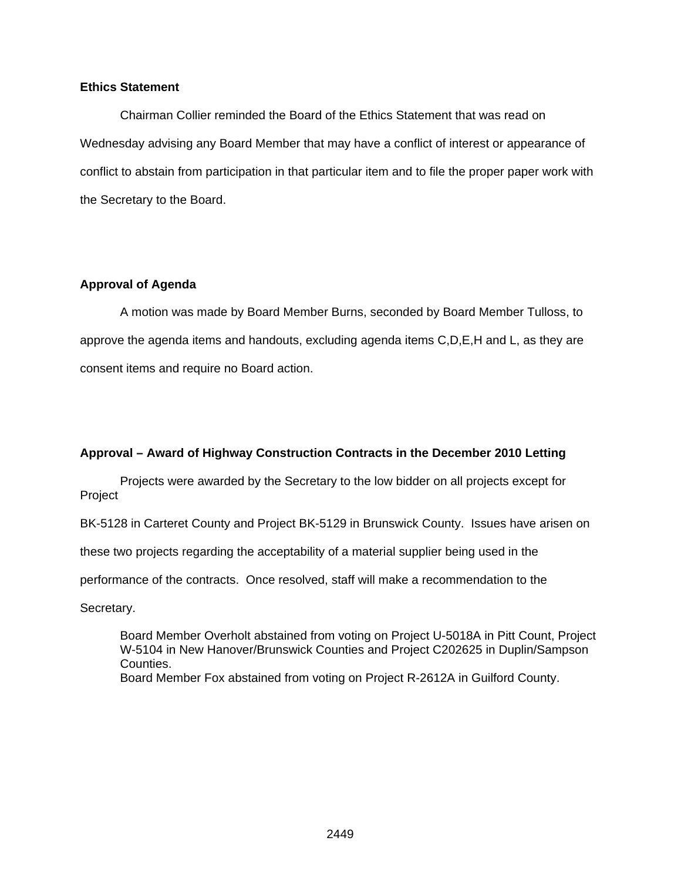**Ethics Statement**

Chairman Collier reminded the Board of the Ethics Statement that was read on Wednesday advising any Board Member that may have a conflict of interest or appearance of conflict to abstain from participation in that particular item and to file the proper paper work with the Secretary to the Board.

**Approval of Agenda**

A motion was made by Board Member Burns, seconded by Board Member Tulloss, to approve the agenda items and handouts, excluding agenda items C,D,E,H and L, as they are consent items and require no Board action.

**Approval – Award of Highway Construction Contracts in the December 2010 Letting**

Projects were awarded by the Secretary to the low bidder on all projects except for Project BK-5128 in Carteret County and Project BK-5129 in Brunswick County. Issues have arisen on these two projects regarding the acceptability of a material supplier being used in the performance of the contracts. Once resolved, staff will make a recommendation to the Secretary.

Board Member Overholt abstained from voting on Project U-5018A in Pitt Count, Project W-5104 in New Hanover/Brunswick Counties and Project C202625 in Duplin/Sampson Counties.
Board Member Fox abstained from voting on Project R-2612A in Guilford County.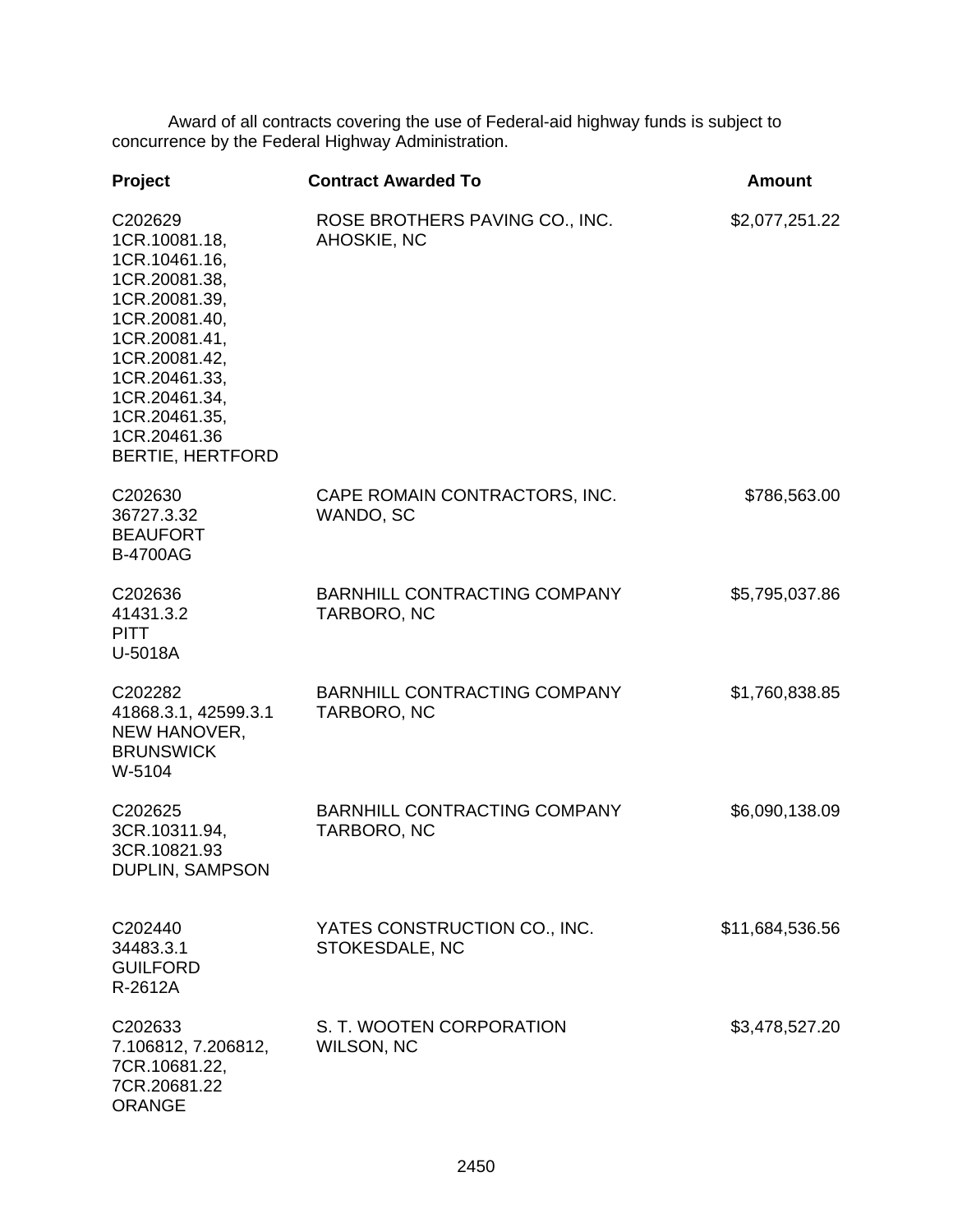Award of all contracts covering the use of Federal-aid highway funds is subject to concurrence by the Federal Highway Administration.

| Project | Contract Awarded To | Amount |
|---|---|---|
| C202629<br>1CR.10081.18,<br>1CR.10461.16,<br>1CR.20081.38,<br>1CR.20081.39,<br>1CR.20081.40,<br>1CR.20081.41,<br>1CR.20081.42,<br>1CR.20461.33,<br>1CR.20461.34,<br>1CR.20461.35,<br>1CR.20461.36<br>BERTIE, HERTFORD | ROSE BROTHERS PAVING CO., INC.<br>AHOSKIE, NC | $2,077,251.22 |
| C202630<br>36727.3.32<br>BEAUFORT<br>B-4700AG | CAPE ROMAIN CONTRACTORS, INC.<br>WANDO, SC | $786,563.00 |
| C202636<br>41431.3.2<br>PITT<br>U-5018A | BARNHILL CONTRACTING COMPANY<br>TARBORO, NC | $5,795,037.86 |
| C202282<br>41868.3.1, 42599.3.1<br>NEW HANOVER,<br>BRUNSWICK<br>W-5104 | BARNHILL CONTRACTING COMPANY<br>TARBORO, NC | $1,760,838.85 |
| C202625<br>3CR.10311.94,<br>3CR.10821.93<br>DUPLIN, SAMPSON | BARNHILL CONTRACTING COMPANY<br>TARBORO, NC | $6,090,138.09 |
| C202440<br>34483.3.1<br>GUILFORD<br>R-2612A | YATES CONSTRUCTION CO., INC.<br>STOKESDALE, NC | $11,684,536.56 |
| C202633<br>7.106812, 7.206812,<br>7CR.10681.22,<br>7CR.20681.22<br>ORANGE | S. T. WOOTEN CORPORATION<br>WILSON, NC | $3,478,527.20 |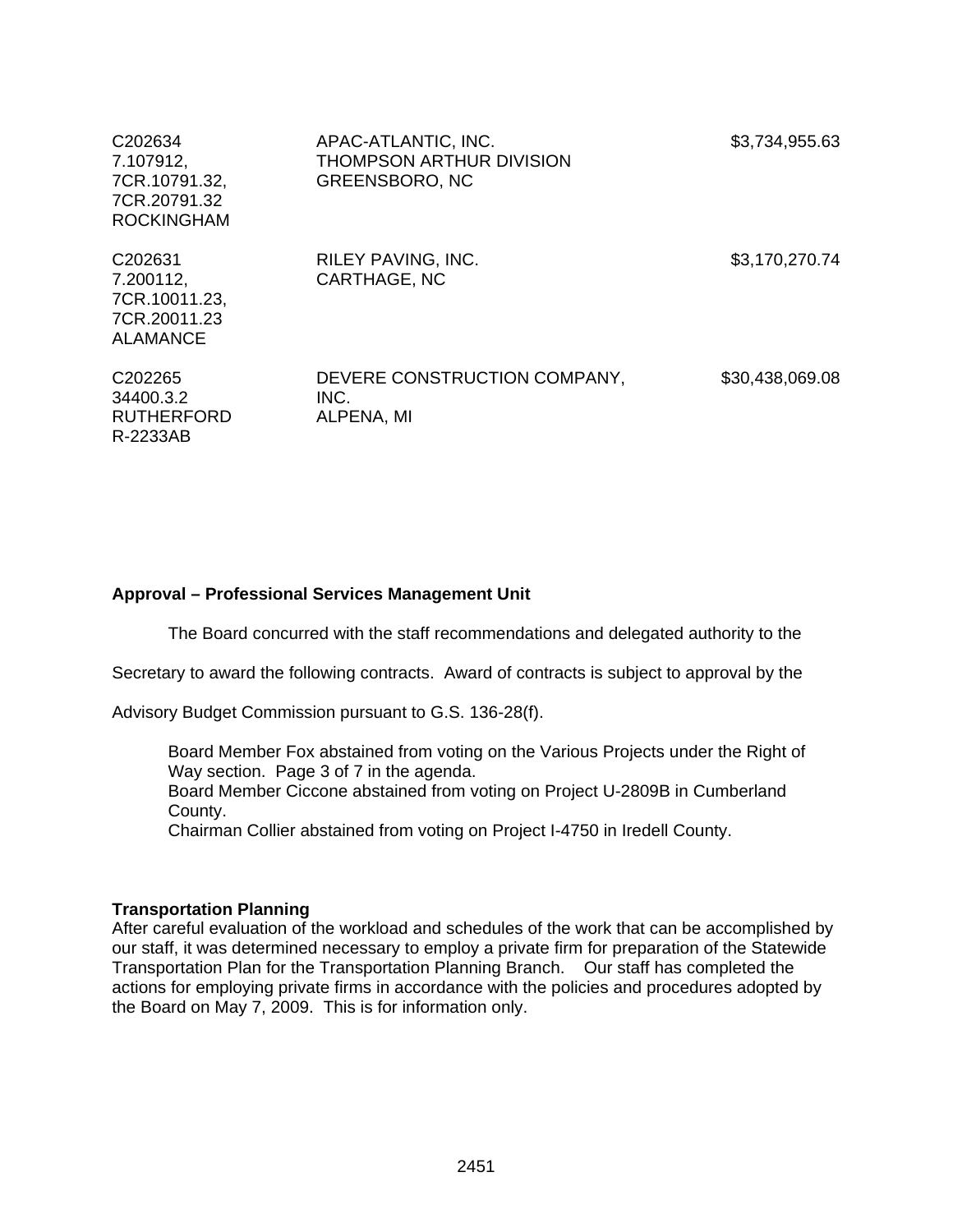| | | |
|---|---|---|
| C202634<br>7.107912,<br>7CR.10791.32,<br>7CR.20791.32<br>ROCKINGHAM | APAC-ATLANTIC, INC.<br>THOMPSON ARTHUR DIVISION<br>GREENSBORO, NC | \$3,734,955.63 |
| C202631<br>7.200112,<br>7CR.10011.23,<br>7CR.20011.23<br>ALAMANCE | RILEY PAVING, INC.<br>CARTHAGE, NC | \$3,170,270.74 |
| C202265<br>34400.3.2<br>RUTHERFORD<br>R-2233AB | DEVERE CONSTRUCTION COMPANY,<br>INC.<br>ALPENA, MI | \$30,438,069.08 |

**Approval – Professional Services Management Unit**

The Board concurred with the staff recommendations and delegated authority to the Secretary to award the following contracts. Award of contracts is subject to approval by the Advisory Budget Commission pursuant to G.S. 136-28(f).

Board Member Fox abstained from voting on the Various Projects under the Right of Way section. Page 3 of 7 in the agenda.
Board Member Ciccone abstained from voting on Project U-2809B in Cumberland County.
Chairman Collier abstained from voting on Project I-4750 in Iredell County.

**Transportation Planning**
After careful evaluation of the workload and schedules of the work that can be accomplished by our staff, it was determined necessary to employ a private firm for preparation of the Statewide Transportation Plan for the Transportation Planning Branch. Our staff has completed the actions for employing private firms in accordance with the policies and procedures adopted by the Board on May 7, 2009. This is for information only.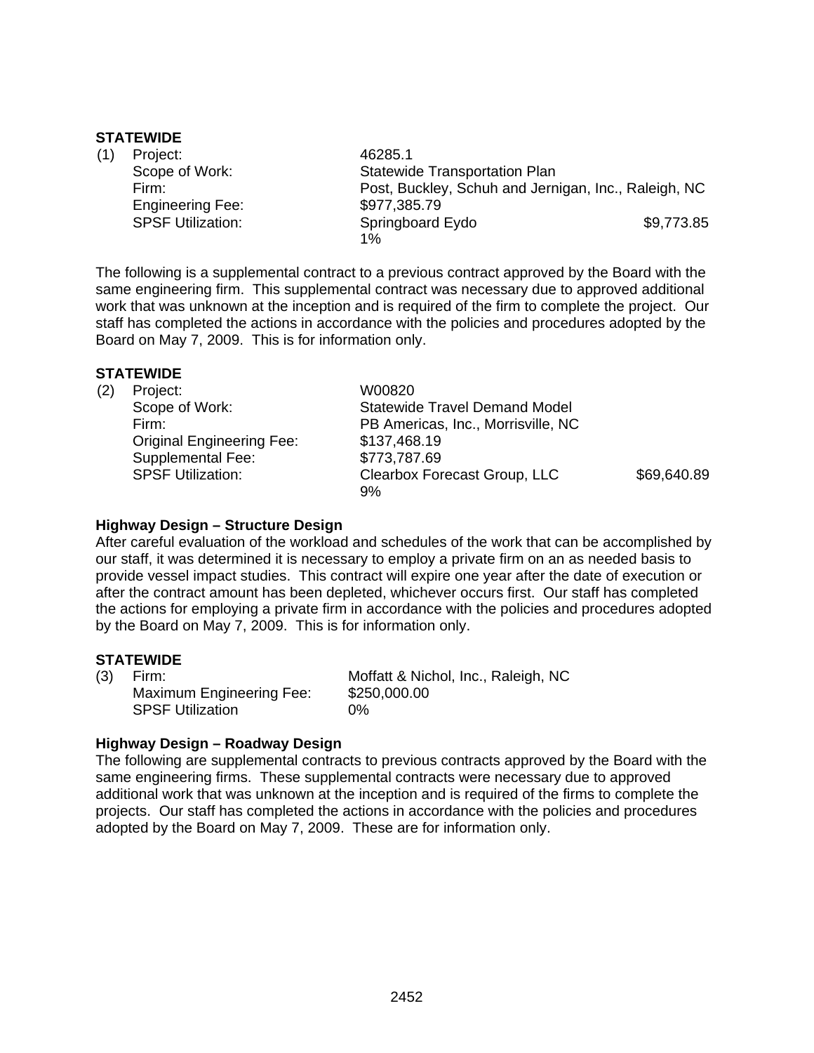**STATEWIDE**

(1) Project: 46285.1
Scope of Work: Statewide Transportation Plan
Firm: Post, Buckley, Schuh and Jernigan, Inc., Raleigh, NC
Engineering Fee: $977,385.79
SPSF Utilization: Springboard Eydo $9,773.85
1%

The following is a supplemental contract to a previous contract approved by the Board with the same engineering firm. This supplemental contract was necessary due to approved additional work that was unknown at the inception and is required of the firm to complete the project. Our staff has completed the actions in accordance with the policies and procedures adopted by the Board on May 7, 2009. This is for information only.

**STATEWIDE**

(2) Project: W00820
Scope of Work: Statewide Travel Demand Model
Firm: PB Americas, Inc., Morrisville, NC
Original Engineering Fee: $137,468.19
Supplemental Fee: $773,787.69
SPSF Utilization: Clearbox Forecast Group, LLC $69,640.89
9%

**Highway Design – Structure Design**

After careful evaluation of the workload and schedules of the work that can be accomplished by our staff, it was determined it is necessary to employ a private firm on an as needed basis to provide vessel impact studies. This contract will expire one year after the date of execution or after the contract amount has been depleted, whichever occurs first. Our staff has completed the actions for employing a private firm in accordance with the policies and procedures adopted by the Board on May 7, 2009. This is for information only.

**STATEWIDE**

(3) Firm: Moffatt & Nichol, Inc., Raleigh, NC
Maximum Engineering Fee: $250,000.00
SPSF Utilization 0%

**Highway Design – Roadway Design**

The following are supplemental contracts to previous contracts approved by the Board with the same engineering firms. These supplemental contracts were necessary due to approved additional work that was unknown at the inception and is required of the firms to complete the projects. Our staff has completed the actions in accordance with the policies and procedures adopted by the Board on May 7, 2009. These are for information only.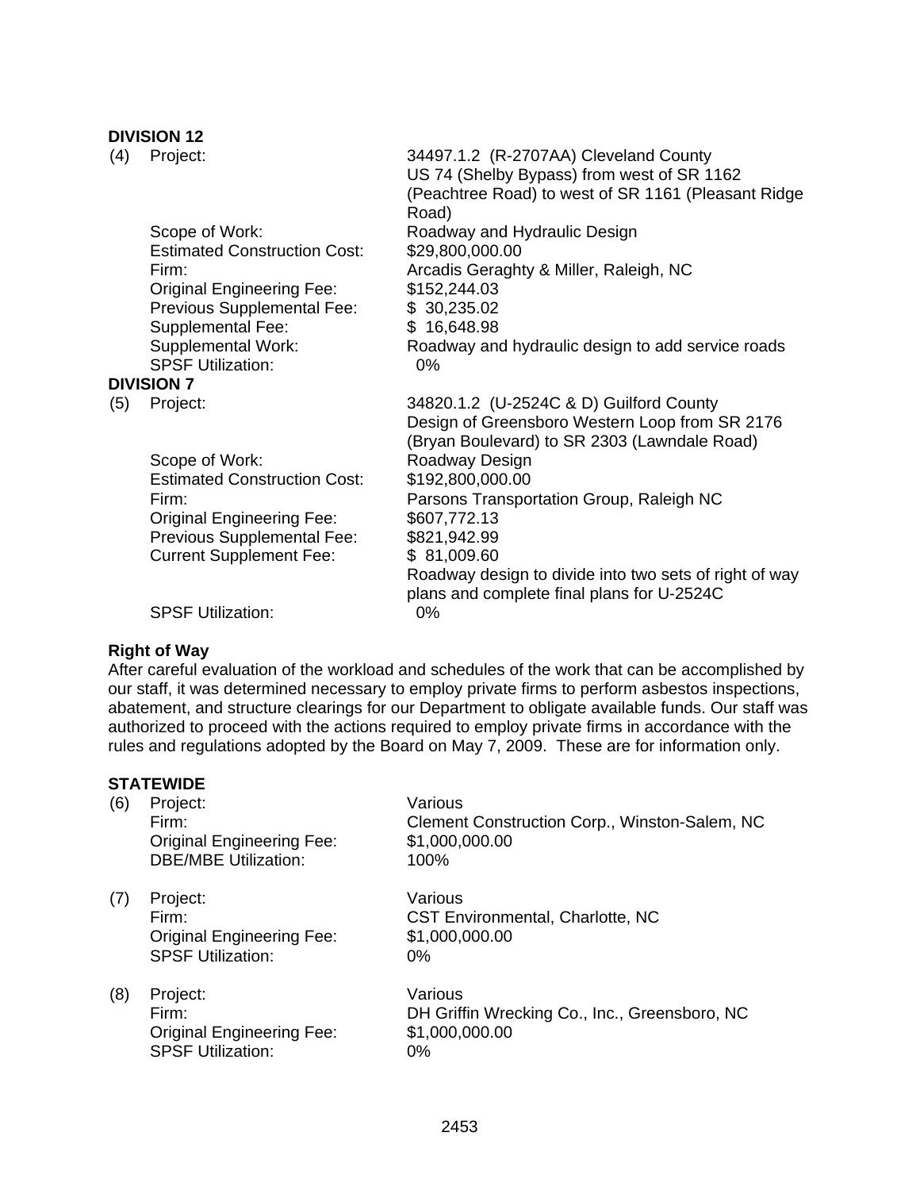**DIVISION 12**

(4) Project: 34497.1.2 (R-2707AA) Cleveland County US 74 (Shelby Bypass) from west of SR 1162 (Peachtree Road) to west of SR 1161 (Pleasant Ridge Road)

Scope of Work: Roadway and Hydraulic Design
Estimated Construction Cost: $29,800,000.00
Firm: Arcadis Geraghty & Miller, Raleigh, NC
Original Engineering Fee: $152,244.03
Previous Supplemental Fee: $ 30,235.02
Supplemental Fee: $ 16,648.98
Supplemental Work: Roadway and hydraulic design to add service roads
SPSF Utilization: 0%

**DIVISION 7**

(5) Project: 34820.1.2 (U-2524C & D) Guilford County Design of Greensboro Western Loop from SR 2176 (Bryan Boulevard) to SR 2303 (Lawndale Road)

Scope of Work: Roadway Design
Estimated Construction Cost: $192,800,000.00
Firm: Parsons Transportation Group, Raleigh NC
Original Engineering Fee: $607,772.13
Previous Supplemental Fee: $821,942.99
Current Supplement Fee: $ 81,009.60
Roadway design to divide into two sets of right of way plans and complete final plans for U-2524C
SPSF Utilization: 0%

**Right of Way**

After careful evaluation of the workload and schedules of the work that can be accomplished by our staff, it was determined necessary to employ private firms to perform asbestos inspections, abatement, and structure clearings for our Department to obligate available funds. Our staff was authorized to proceed with the actions required to employ private firms in accordance with the rules and regulations adopted by the Board on May 7, 2009. These are for information only.

**STATEWIDE**

(6) Project: Various
Firm: Clement Construction Corp., Winston-Salem, NC
Original Engineering Fee: $1,000,000.00
DBE/MBE Utilization: 100%

(7) Project: Various
Firm: CST Environmental, Charlotte, NC
Original Engineering Fee: $1,000,000.00
SPSF Utilization: 0%

(8) Project: Various
Firm: DH Griffin Wrecking Co., Inc., Greensboro, NC
Original Engineering Fee: $1,000,000.00
SPSF Utilization: 0%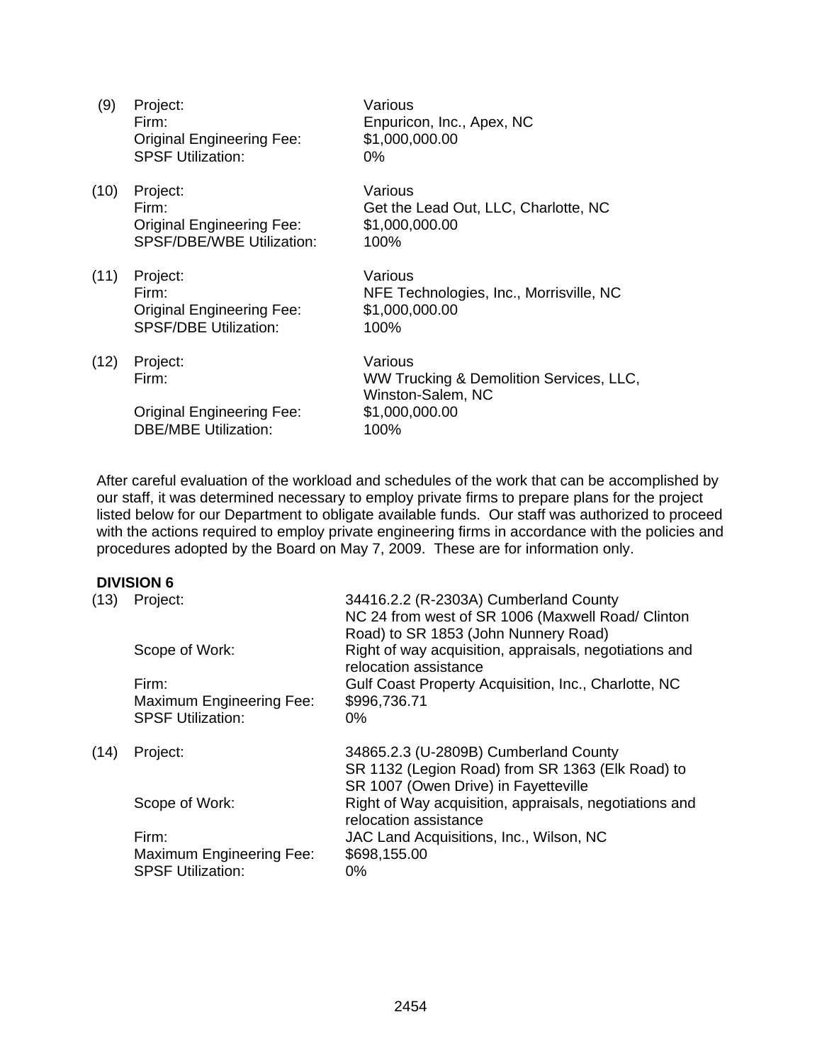(9) Project: Various
Firm: Enpuricon, Inc., Apex, NC
Original Engineering Fee: $1,000,000.00
SPSF Utilization: 0%

(10) Project: Various
Firm: Get the Lead Out, LLC, Charlotte, NC
Original Engineering Fee: $1,000,000.00
SPSF/DBE/WBE Utilization: 100%

(11) Project: Various
Firm: NFE Technologies, Inc., Morrisville, NC
Original Engineering Fee: $1,000,000.00
SPSF/DBE Utilization: 100%

(12) Project: Various
Firm: WW Trucking & Demolition Services, LLC, Winston-Salem, NC
Original Engineering Fee: $1,000,000.00
DBE/MBE Utilization: 100%

After careful evaluation of the workload and schedules of the work that can be accomplished by our staff, it was determined necessary to employ private firms to prepare plans for the project listed below for our Department to obligate available funds. Our staff was authorized to proceed with the actions required to employ private engineering firms in accordance with the policies and procedures adopted by the Board on May 7, 2009. These are for information only.

**DIVISION 6**

(13) Project: 34416.2.2 (R-2303A) Cumberland County
NC 24 from west of SR 1006 (Maxwell Road/ Clinton Road) to SR 1853 (John Nunnery Road)
Scope of Work: Right of way acquisition, appraisals, negotiations and relocation assistance
Firm: Gulf Coast Property Acquisition, Inc., Charlotte, NC
Maximum Engineering Fee: $996,736.71
SPSF Utilization: 0%

(14) Project: 34865.2.3 (U-2809B) Cumberland County
SR 1132 (Legion Road) from SR 1363 (Elk Road) to SR 1007 (Owen Drive) in Fayetteville
Scope of Work: Right of Way acquisition, appraisals, negotiations and relocation assistance
Firm: JAC Land Acquisitions, Inc., Wilson, NC
Maximum Engineering Fee: $698,155.00
SPSF Utilization: 0%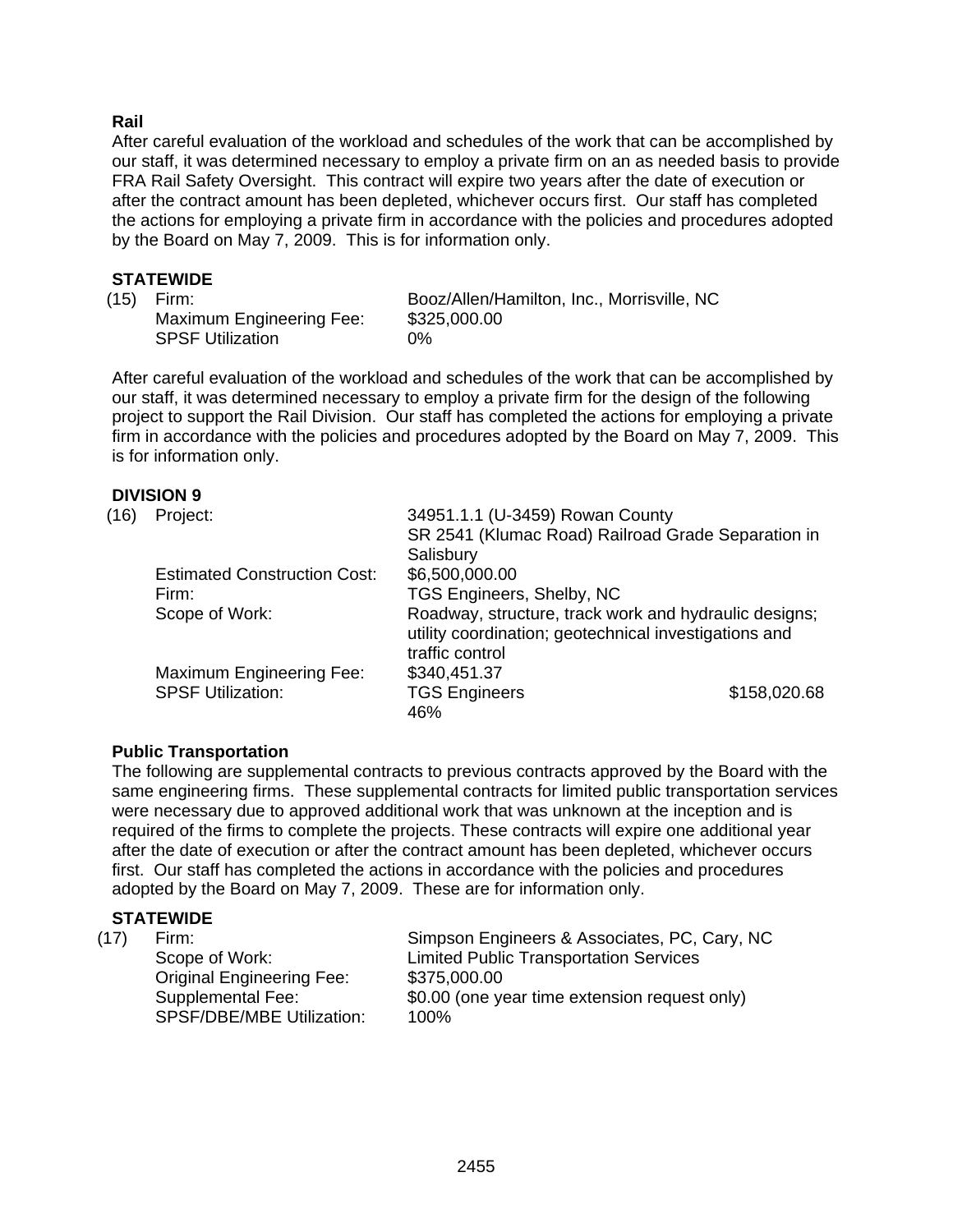**Rail**

After careful evaluation of the workload and schedules of the work that can be accomplished by our staff, it was determined necessary to employ a private firm on an as needed basis to provide FRA Rail Safety Oversight. This contract will expire two years after the date of execution or after the contract amount has been depleted, whichever occurs first. Our staff has completed the actions for employing a private firm in accordance with the policies and procedures adopted by the Board on May 7, 2009. This is for information only.

**STATEWIDE**

(15) Firm: Booz/Allen/Hamilton, Inc., Morrisville, NC
Maximum Engineering Fee: $325,000.00
SPSF Utilization 0%

After careful evaluation of the workload and schedules of the work that can be accomplished by our staff, it was determined necessary to employ a private firm for the design of the following project to support the Rail Division. Our staff has completed the actions for employing a private firm in accordance with the policies and procedures adopted by the Board on May 7, 2009. This is for information only.

**DIVISION 9**

(16) Project: 34951.1.1 (U-3459) Rowan County
SR 2541 (Klumac Road) Railroad Grade Separation in Salisbury
Estimated Construction Cost: $6,500,000.00
Firm: TGS Engineers, Shelby, NC
Scope of Work: Roadway, structure, track work and hydraulic designs; utility coordination; geotechnical investigations and traffic control
Maximum Engineering Fee: $340,451.37
SPSF Utilization: TGS Engineers $158,020.68
46%

**Public Transportation**

The following are supplemental contracts to previous contracts approved by the Board with the same engineering firms. These supplemental contracts for limited public transportation services were necessary due to approved additional work that was unknown at the inception and is required of the firms to complete the projects. These contracts will expire one additional year after the date of execution or after the contract amount has been depleted, whichever occurs first. Our staff has completed the actions in accordance with the policies and procedures adopted by the Board on May 7, 2009. These are for information only.

**STATEWIDE**

(17) Firm: Simpson Engineers & Associates, PC, Cary, NC
Scope of Work: Limited Public Transportation Services
Original Engineering Fee: $375,000.00
Supplemental Fee: $0.00 (one year time extension request only)
SPSF/DBE/MBE Utilization: 100%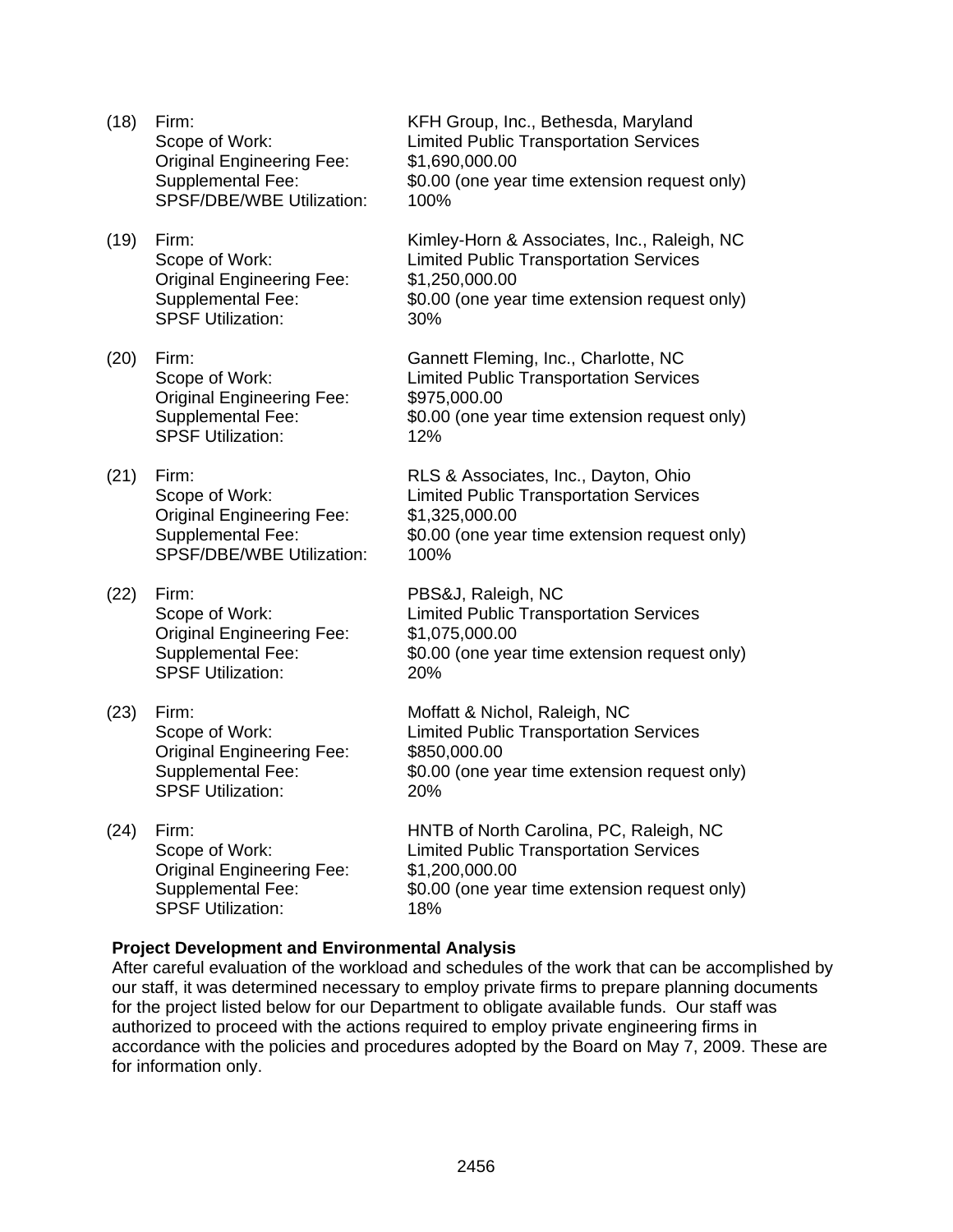(18) Firm: KFH Group, Inc., Bethesda, Maryland
Scope of Work: Limited Public Transportation Services
Original Engineering Fee: $1,690,000.00
Supplemental Fee: $0.00 (one year time extension request only)
SPSF/DBE/WBE Utilization: 100%

(19) Firm: Kimley-Horn & Associates, Inc., Raleigh, NC
Scope of Work: Limited Public Transportation Services
Original Engineering Fee: $1,250,000.00
Supplemental Fee: $0.00 (one year time extension request only)
SPSF Utilization: 30%

(20) Firm: Gannett Fleming, Inc., Charlotte, NC
Scope of Work: Limited Public Transportation Services
Original Engineering Fee: $975,000.00
Supplemental Fee: $0.00 (one year time extension request only)
SPSF Utilization: 12%

(21) Firm: RLS & Associates, Inc., Dayton, Ohio
Scope of Work: Limited Public Transportation Services
Original Engineering Fee: $1,325,000.00
Supplemental Fee: $0.00 (one year time extension request only)
SPSF/DBE/WBE Utilization: 100%

(22) Firm: PBS&J, Raleigh, NC
Scope of Work: Limited Public Transportation Services
Original Engineering Fee: $1,075,000.00
Supplemental Fee: $0.00 (one year time extension request only)
SPSF Utilization: 20%

(23) Firm: Moffatt & Nichol, Raleigh, NC
Scope of Work: Limited Public Transportation Services
Original Engineering Fee: $850,000.00
Supplemental Fee: $0.00 (one year time extension request only)
SPSF Utilization: 20%

(24) Firm: HNTB of North Carolina, PC, Raleigh, NC
Scope of Work: Limited Public Transportation Services
Original Engineering Fee: $1,200,000.00
Supplemental Fee: $0.00 (one year time extension request only)
SPSF Utilization: 18%

**Project Development and Environmental Analysis**

After careful evaluation of the workload and schedules of the work that can be accomplished by our staff, it was determined necessary to employ private firms to prepare planning documents for the project listed below for our Department to obligate available funds. Our staff was authorized to proceed with the actions required to employ private engineering firms in accordance with the policies and procedures adopted by the Board on May 7, 2009. These are for information only.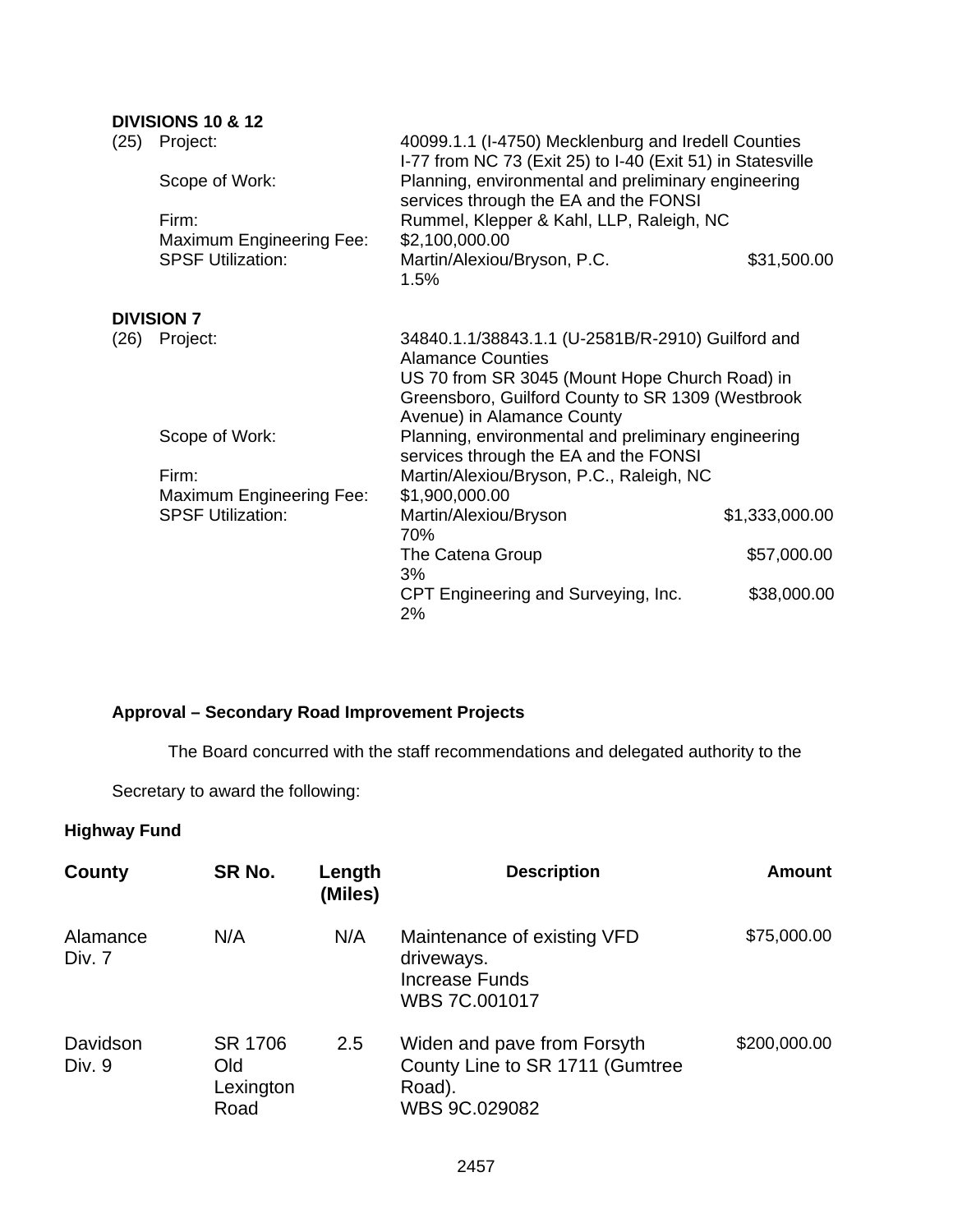**DIVISIONS 10 & 12**

(25) Project: 40099.1.1 (I-4750) Mecklenburg and Iredell Counties
I-77 from NC 73 (Exit 25) to I-40 (Exit 51) in Statesville

Scope of Work: Planning, environmental and preliminary engineering services through the EA and the FONSI

Firm: Rummel, Klepper & Kahl, LLP, Raleigh, NC

Maximum Engineering Fee: $2,100,000.00

SPSF Utilization: Martin/Alexiou/Bryson, P.C. $31,500.00
1.5%

**DIVISION 7**

(26) Project: 34840.1.1/38843.1.1 (U-2581B/R-2910) Guilford and Alamance Counties
US 70 from SR 3045 (Mount Hope Church Road) in Greensboro, Guilford County to SR 1309 (Westbrook Avenue) in Alamance County

Scope of Work: Planning, environmental and preliminary engineering services through the EA and the FONSI

Firm: Martin/Alexiou/Bryson, P.C., Raleigh, NC

Maximum Engineering Fee: $1,900,000.00

SPSF Utilization:
- Martin/Alexiou/Bryson $1,333,000.00
  70%
- The Catena Group $57,000.00
  3%
- CPT Engineering and Surveying, Inc. $38,000.00
  2%

**Approval – Secondary Road Improvement Projects**

The Board concurred with the staff recommendations and delegated authority to the Secretary to award the following:

**Highway Fund**

| County | SR No. | Length (Miles) | Description | Amount |
|---|---|---|---|---|
| Alamance Div. 7 | N/A | N/A | Maintenance of existing VFD driveways. Increase Funds WBS 7C.001017 | $75,000.00 |
| Davidson Div. 9 | SR 1706 Old Lexington Road | 2.5 | Widen and pave from Forsyth County Line to SR 1711 (Gumtree Road). WBS 9C.029082 | $200,000.00 |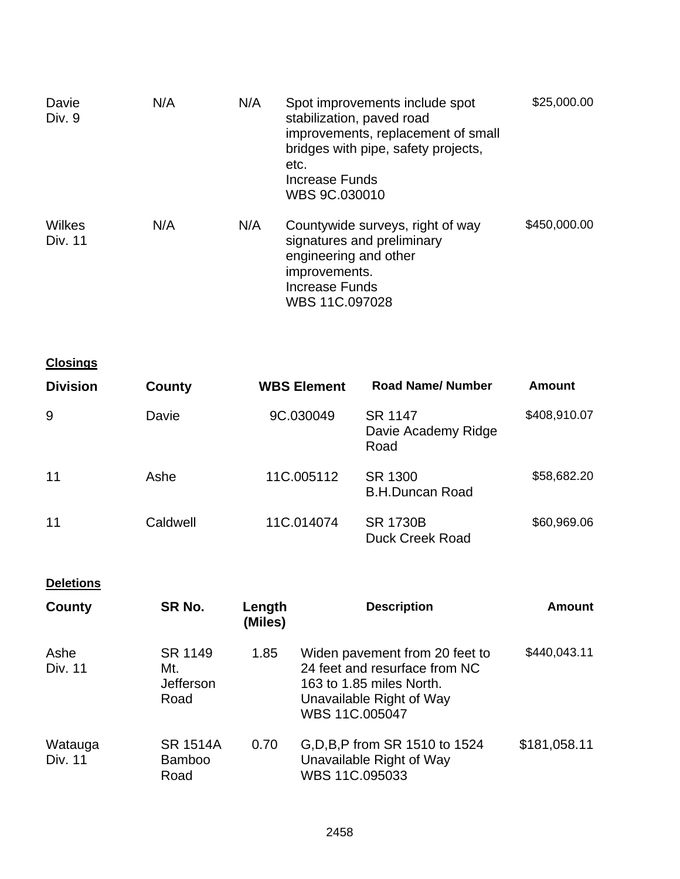| | | | | |
|---|---|---|---|---|
| Davie<br>Div. 9 | N/A | N/A | Spot improvements include spot stabilization, paved road improvements, replacement of small bridges with pipe, safety projects, etc.<br>Increase Funds<br>WBS 9C.030010 | $25,000.00 |
| Wilkes<br>Div. 11 | N/A | N/A | Countywide surveys, right of way signatures and preliminary engineering and other improvements.<br>Increase Funds<br>WBS 11C.097028 | $450,000.00 |

**Closings**

| Division | County | WBS Element | Road Name/ Number | Amount |
|---|---|---|---|---|
| 9 | Davie | 9C.030049 | SR 1147<br>Davie Academy Ridge Road | $408,910.07 |
| 11 | Ashe | 11C.005112 | SR 1300<br>B.H.Duncan Road | $58,682.20 |
| 11 | Caldwell | 11C.014074 | SR 1730B<br>Duck Creek Road | $60,969.06 |

**Deletions**

| County | SR No. | Length (Miles) | Description | Amount |
|---|---|---|---|---|
| Ashe<br>Div. 11 | SR 1149<br>Mt. Jefferson Road | 1.85 | Widen pavement from 20 feet to 24 feet and resurface from NC 163 to 1.85 miles North.<br>Unavailable Right of Way<br>WBS 11C.005047 | $440,043.11 |
| Watauga<br>Div. 11 | SR 1514A<br>Bamboo Road | 0.70 | G,D,B,P from SR 1510 to 1524<br>Unavailable Right of Way<br>WBS 11C.095033 | $181,058.11 |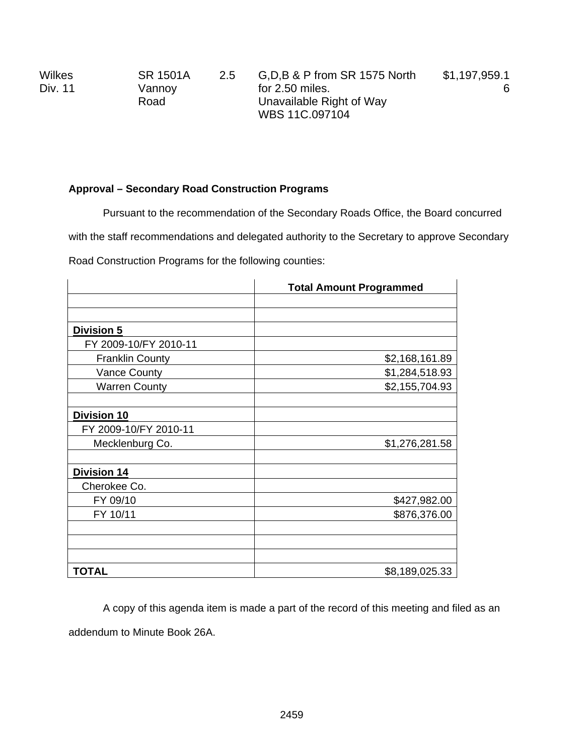| Wilkes Div. 11 | SR 1501A Vannoy Road | 2.5 | G,D,B & P from SR 1575 North for 2.50 miles. Unavailable Right of Way WBS 11C.097104 | $1,197,959.16 |
|---|---|---|---|---|

**Approval – Secondary Road Construction Programs**

Pursuant to the recommendation of the Secondary Roads Office, the Board concurred with the staff recommendations and delegated authority to the Secretary to approve Secondary Road Construction Programs for the following counties:

| | Total Amount Programmed |
|---|---|
| | |
| | |
| **Division 5** | |
| FY 2009-10/FY 2010-11 | |
| Franklin County | $2,168,161.89 |
| Vance County | $1,284,518.93 |
| Warren County | $2,155,704.93 |
| | |
| **Division 10** | |
| FY 2009-10/FY 2010-11 | |
| Mecklenburg Co. | $1,276,281.58 |
| | |
| **Division 14** | |
| Cherokee Co. | |
| FY 09/10 | $427,982.00 |
| FY 10/11 | $876,376.00 |
| | |
| | |
| | |
| **TOTAL** | $8,189,025.33 |

A copy of this agenda item is made a part of the record of this meeting and filed as an addendum to Minute Book 26A.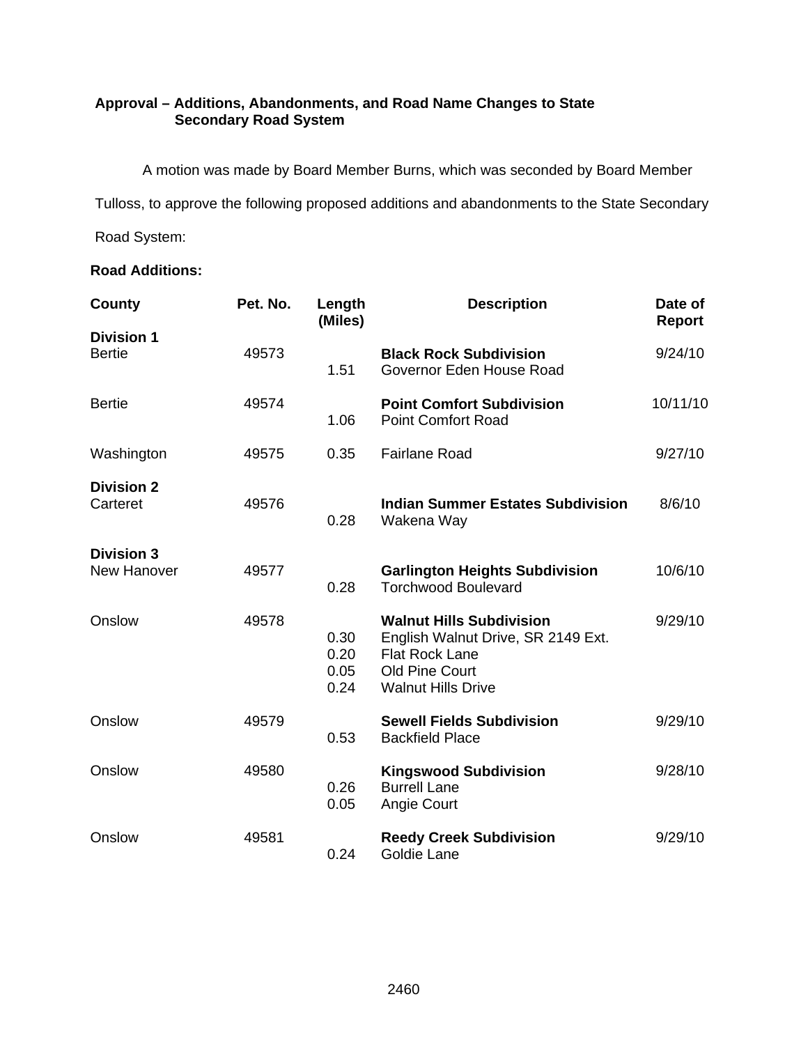**Approval – Additions, Abandonments, and Road Name Changes to State Secondary Road System**

A motion was made by Board Member Burns, which was seconded by Board Member Tulloss, to approve the following proposed additions and abandonments to the State Secondary Road System:

**Road Additions:**

| County | Pet. No. | Length (Miles) | Description | Date of Report |
|---|---|---|---|---|
| **Division 1** | | | | |
| Bertie | 49573 | | **Black Rock Subdivision** | 9/24/10 |
| | | 1.51 | Governor Eden House Road | |
| Bertie | 49574 | | **Point Comfort Subdivision** | 10/11/10 |
| | | 1.06 | Point Comfort Road | |
| Washington | 49575 | 0.35 | Fairlane Road | 9/27/10 |
| **Division 2** | | | | |
| Carteret | 49576 | | **Indian Summer Estates Subdivision** | 8/6/10 |
| | | 0.28 | Wakena Way | |
| **Division 3** | | | | |
| New Hanover | 49577 | | **Garlington Heights Subdivision** | 10/6/10 |
| | | 0.28 | Torchwood Boulevard | |
| Onslow | 49578 | | **Walnut Hills Subdivision** | 9/29/10 |
| | | 0.30 | English Walnut Drive, SR 2149 Ext. | |
| | | 0.20 | Flat Rock Lane | |
| | | 0.05 | Old Pine Court | |
| | | 0.24 | Walnut Hills Drive | |
| Onslow | 49579 | | **Sewell Fields Subdivision** | 9/29/10 |
| | | 0.53 | Backfield Place | |
| Onslow | 49580 | | **Kingswood Subdivision** | 9/28/10 |
| | | 0.26 | Burrell Lane | |
| | | 0.05 | Angie Court | |
| Onslow | 49581 | | **Reedy Creek Subdivision** | 9/29/10 |
| | | 0.24 | Goldie Lane | |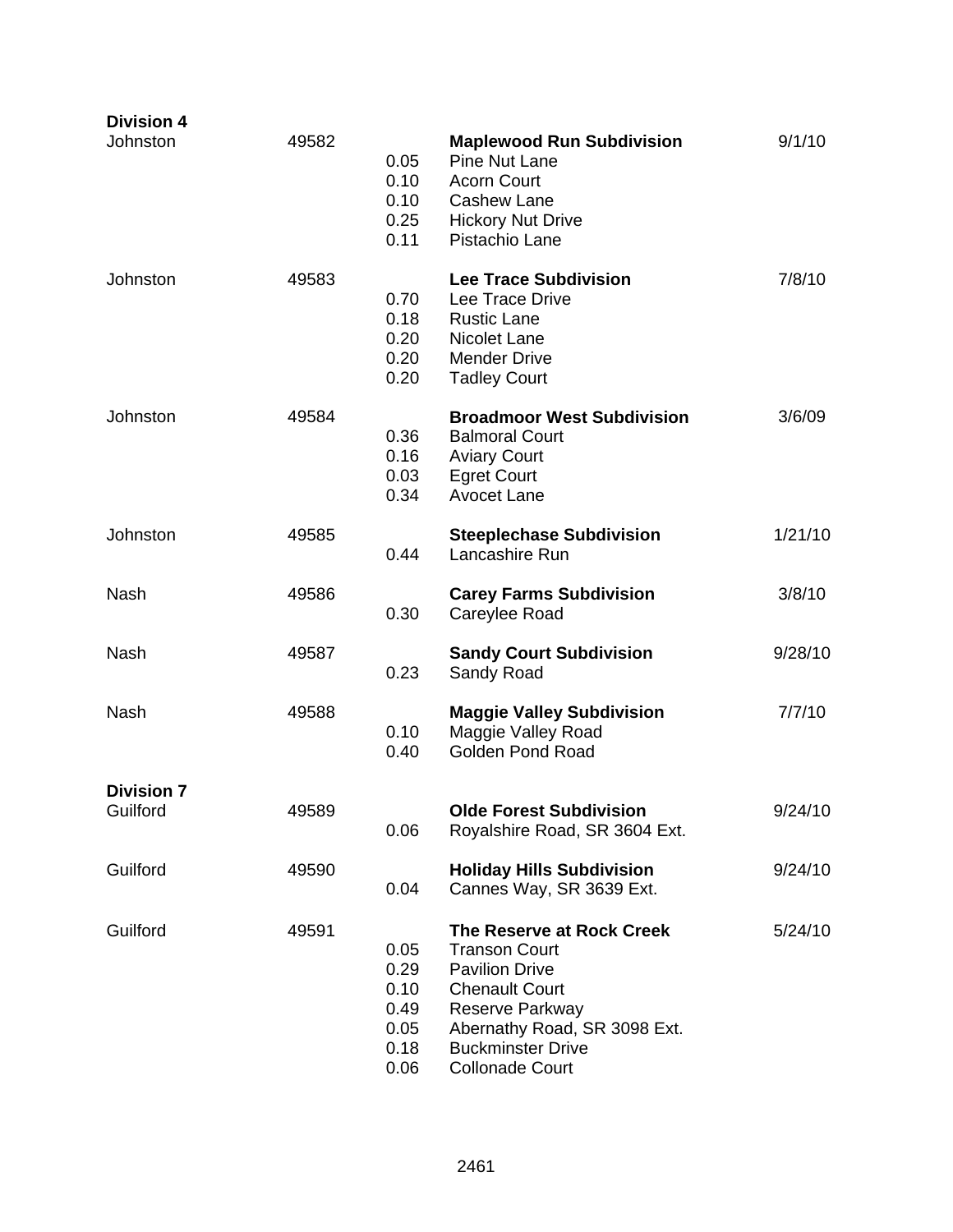**Division 4**

| County | Number | Miles | Subdivision / Road | Date |
|---|---|---|---|---|
| Johnston | 49582 | | **Maplewood Run Subdivision** | 9/1/10 |
| | | 0.05 | Pine Nut Lane | |
| | | 0.10 | Acorn Court | |
| | | 0.10 | Cashew Lane | |
| | | 0.25 | Hickory Nut Drive | |
| | | 0.11 | Pistachio Lane | |
| Johnston | 49583 | | **Lee Trace Subdivision** | 7/8/10 |
| | | 0.70 | Lee Trace Drive | |
| | | 0.18 | Rustic Lane | |
| | | 0.20 | Nicolet Lane | |
| | | 0.20 | Mender Drive | |
| | | 0.20 | Tadley Court | |
| Johnston | 49584 | | **Broadmoor West Subdivision** | 3/6/09 |
| | | 0.36 | Balmoral Court | |
| | | 0.16 | Aviary Court | |
| | | 0.03 | Egret Court | |
| | | 0.34 | Avocet Lane | |
| Johnston | 49585 | | **Steeplechase Subdivision** | 1/21/10 |
| | | 0.44 | Lancashire Run | |
| Nash | 49586 | | **Carey Farms Subdivision** | 3/8/10 |
| | | 0.30 | Careylee Road | |
| Nash | 49587 | | **Sandy Court Subdivision** | 9/28/10 |
| | | 0.23 | Sandy Road | |
| Nash | 49588 | | **Maggie Valley Subdivision** | 7/7/10 |
| | | 0.10 | Maggie Valley Road | |
| | | 0.40 | Golden Pond Road | |

**Division 7**

| County | Number | Miles | Subdivision / Road | Date |
|---|---|---|---|---|
| Guilford | 49589 | | **Olde Forest Subdivision** | 9/24/10 |
| | | 0.06 | Royalshire Road, SR 3604 Ext. | |
| Guilford | 49590 | | **Holiday Hills Subdivision** | 9/24/10 |
| | | 0.04 | Cannes Way, SR 3639 Ext. | |
| Guilford | 49591 | | **The Reserve at Rock Creek** | 5/24/10 |
| | | 0.05 | Transon Court | |
| | | 0.29 | Pavilion Drive | |
| | | 0.10 | Chenault Court | |
| | | 0.49 | Reserve Parkway | |
| | | 0.05 | Abernathy Road, SR 3098 Ext. | |
| | | 0.18 | Buckminster Drive | |
| | | 0.06 | Collonade Court | |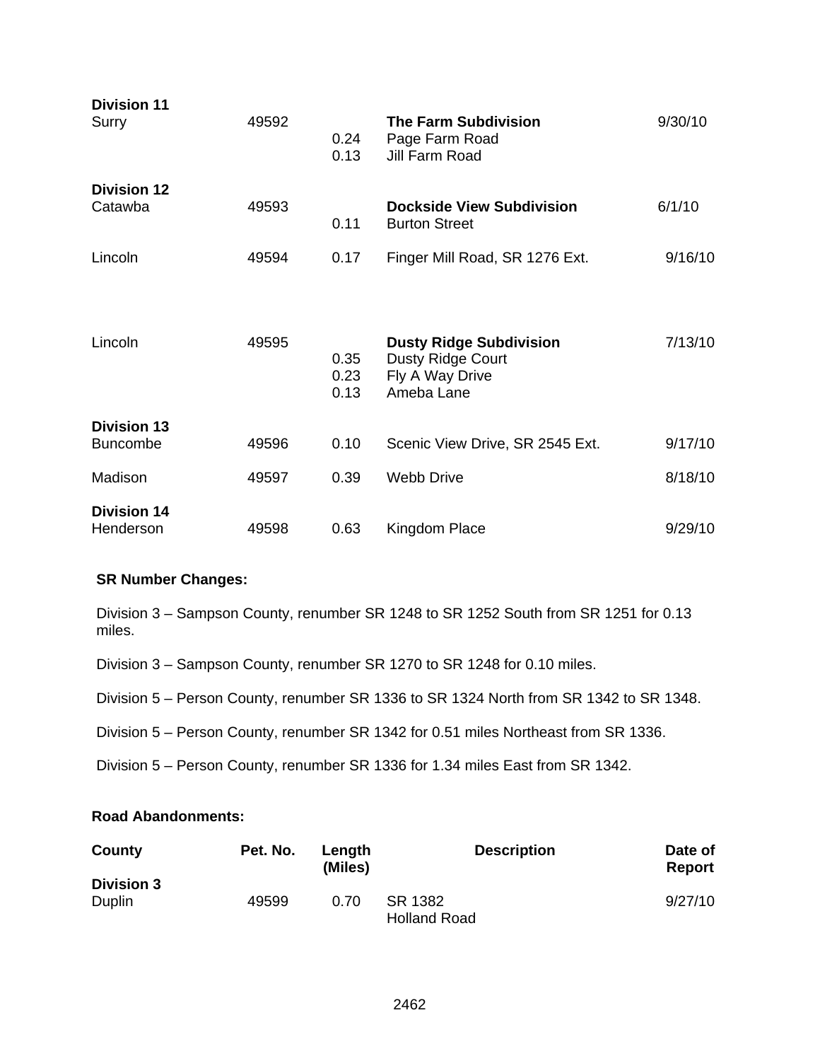| | | | | |
|---|---|---|---|---|
| **Division 11** | | | | |
| Surry | 49592 | | **The Farm Subdivision** | 9/30/10 |
| | | 0.24 | Page Farm Road | |
| | | 0.13 | Jill Farm Road | |
| **Division 12** | | | | |
| Catawba | 49593 | | **Dockside View Subdivision** | 6/1/10 |
| | | 0.11 | Burton Street | |
| Lincoln | 49594 | 0.17 | Finger Mill Road, SR 1276 Ext. | 9/16/10 |
| Lincoln | 49595 | | **Dusty Ridge Subdivision** | 7/13/10 |
| | | 0.35 | Dusty Ridge Court | |
| | | 0.23 | Fly A Way Drive | |
| | | 0.13 | Ameba Lane | |
| **Division 13** | | | | |
| Buncombe | 49596 | 0.10 | Scenic View Drive, SR 2545 Ext. | 9/17/10 |
| Madison | 49597 | 0.39 | Webb Drive | 8/18/10 |
| **Division 14** | | | | |
| Henderson | 49598 | 0.63 | Kingdom Place | 9/29/10 |

**SR Number Changes:**

Division 3 – Sampson County, renumber SR 1248 to SR 1252 South from SR 1251 for 0.13 miles.

Division 3 – Sampson County, renumber SR 1270 to SR 1248 for 0.10 miles.

Division 5 – Person County, renumber SR 1336 to SR 1324 North from SR 1342 to SR 1348.

Division 5 – Person County, renumber SR 1342 for 0.51 miles Northeast from SR 1336.

Division 5 – Person County, renumber SR 1336 for 1.34 miles East from SR 1342.

**Road Abandonments:**

| County | Pet. No. | Length (Miles) | Description | Date of Report |
|---|---|---|---|---|
| **Division 3** | | | | |
| Duplin | 49599 | 0.70 | SR 1382 Holland Road | 9/27/10 |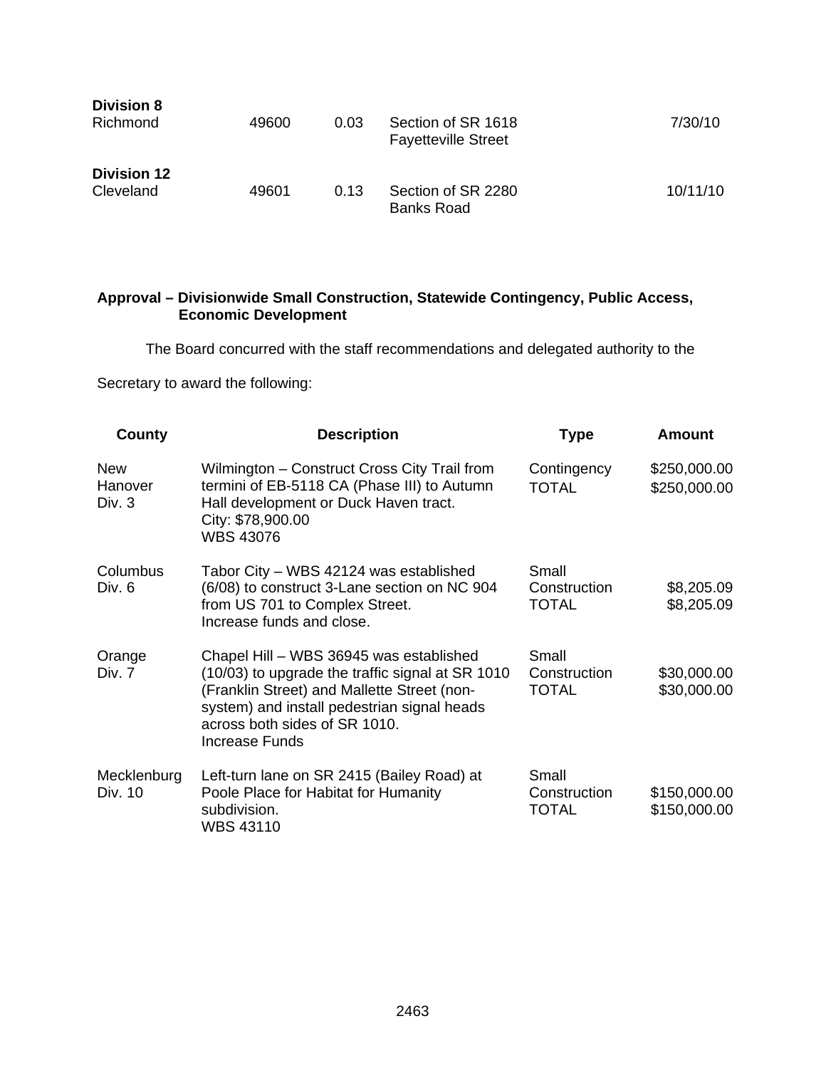| | | | | |
|---|---|---|---|---|
| **Division 8** | | | | |
| Richmond | 49600 | 0.03 | Section of SR 1618 Fayetteville Street | 7/30/10 |
| **Division 12** | | | | |
| Cleveland | 49601 | 0.13 | Section of SR 2280 Banks Road | 10/11/10 |

**Approval – Divisionwide Small Construction, Statewide Contingency, Public Access, Economic Development**

The Board concurred with the staff recommendations and delegated authority to the Secretary to award the following:

| County | Description | Type | Amount |
|---|---|---|---|
| New Hanover Div. 3 | Wilmington – Construct Cross City Trail from termini of EB-5118 CA (Phase III) to Autumn Hall development or Duck Haven tract. City: $78,900.00 WBS 43076 | Contingency TOTAL | $250,000.00 $250,000.00 |
| Columbus Div. 6 | Tabor City – WBS 42124 was established (6/08) to construct 3-Lane section on NC 904 from US 701 to Complex Street. Increase funds and close. | Small Construction TOTAL | $8,205.09 $8,205.09 |
| Orange Div. 7 | Chapel Hill – WBS 36945 was established (10/03) to upgrade the traffic signal at SR 1010 (Franklin Street) and Mallette Street (non-system) and install pedestrian signal heads across both sides of SR 1010. Increase Funds | Small Construction TOTAL | $30,000.00 $30,000.00 |
| Mecklenburg Div. 10 | Left-turn lane on SR 2415 (Bailey Road) at Poole Place for Habitat for Humanity subdivision. WBS 43110 | Small Construction TOTAL | $150,000.00 $150,000.00 |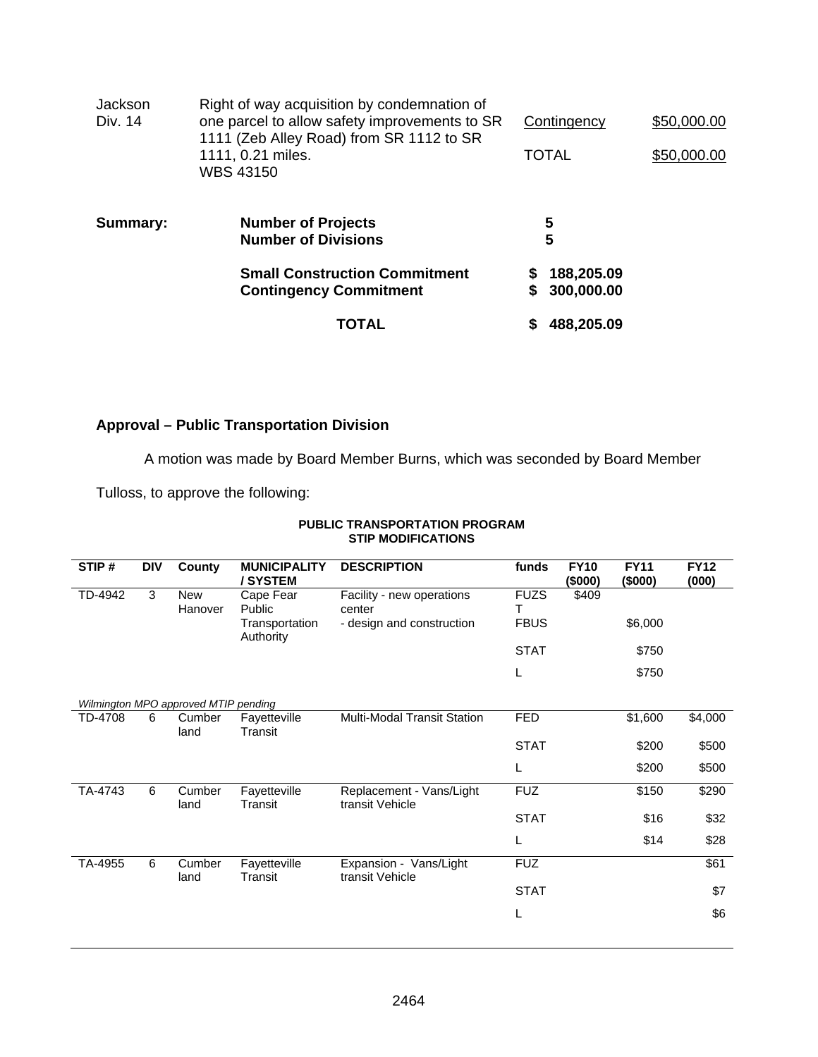| | | | |
|---|---|---|---|
| Jackson Div. 14 | Right of way acquisition by condemnation of one parcel to allow safety improvements to SR 1111 (Zeb Alley Road) from SR 1112 to SR 1111, 0.21 miles. WBS 43150 | Contingency | $50,000.00 |
| | | TOTAL | $50,000.00 |

**Summary:**

| | |
|---|---|
| **Number of Projects** | **5** |
| **Number of Divisions** | **5** |
| **Small Construction Commitment** | **$ 188,205.09** |
| **Contingency Commitment** | **$ 300,000.00** |
| **TOTAL** | **$ 488,205.09** |

**Approval – Public Transportation Division**

A motion was made by Board Member Burns, which was seconded by Board Member Tulloss, to approve the following:

**PUBLIC TRANSPORTATION PROGRAM**
**STIP MODIFICATIONS**

| STIP # | DIV | County | MUNICIPALITY / SYSTEM | DESCRIPTION | funds | FY10 ($000) | FY11 ($000) | FY12 (000) |
|---|---|---|---|---|---|---|---|---|
| TD-4942 | 3 | New Hanover | Cape Fear Public Transportation Authority | Facility - new operations center - design and construction | FUZST | $409 | | |
| | | | | | FBUS | | $6,000 | |
| | | | | | STAT | | $750 | |
| | | | | | L | | $750 | |
| *Wilmington MPO approved MTIP pending* | | | | | | | | |
| TD-4708 | 6 | Cumberland | Fayetteville Transit | Multi-Modal Transit Station | FED | | $1,600 | $4,000 |
| | | | | | STAT | | $200 | $500 |
| | | | | | L | | $200 | $500 |
| TA-4743 | 6 | Cumberland | Fayetteville Transit | Replacement - Vans/Light transit Vehicle | FUZ | | $150 | $290 |
| | | | | | STAT | | $16 | $32 |
| | | | | | L | | $14 | $28 |
| TA-4955 | 6 | Cumberland | Fayetteville Transit | Expansion - Vans/Light transit Vehicle | FUZ | | | $61 |
| | | | | | STAT | | | $7 |
| | | | | | L | | | $6 |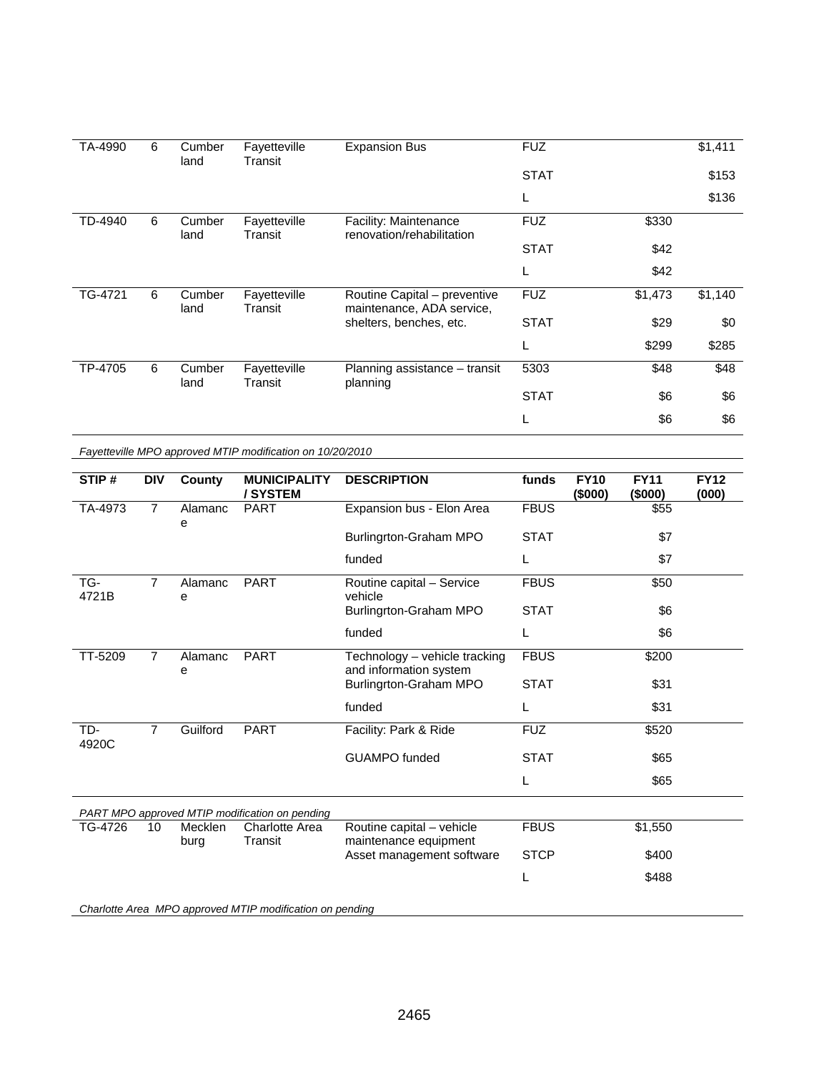| STIP # | DIV | County | MUNICIPALITY / SYSTEM | DESCRIPTION | funds | FY10 ($000) | FY11 ($000) | FY12 (000) |
|---|---|---|---|---|---|---|---|---|
| TA-4990 | 6 | Cumberland | Fayetteville Transit | Expansion Bus | FUZ | | | $1,411 |
| | | | | | STAT | | | $153 |
| | | | | | L | | | $136 |
| TD-4940 | 6 | Cumberland | Fayetteville Transit | Facility: Maintenance renovation/rehabilitation | FUZ | | $330 | |
| | | | | | STAT | | $42 | |
| | | | | | L | | $42 | |
| TG-4721 | 6 | Cumberland | Fayetteville Transit | Routine Capital – preventive maintenance, ADA service, shelters, benches, etc. | FUZ | | $1,473 | $1,140 |
| | | | | | STAT | | $29 | $0 |
| | | | | | L | | $299 | $285 |
| TP-4705 | 6 | Cumberland | Fayetteville Transit | Planning assistance – transit planning | 5303 | | $48 | $48 |
| | | | | | STAT | | $6 | $6 |
| | | | | | L | | $6 | $6 |

*Fayetteville MPO approved MTIP modification on 10/20/2010*

| STIP # | DIV | County | MUNICIPALITY / SYSTEM | DESCRIPTION | funds | FY10 ($000) | FY11 ($000) | FY12 (000) |
|---|---|---|---|---|---|---|---|---|
| TA-4973 | 7 | Alamance | PART | Expansion bus - Elon Area | FBUS | | $55 | |
| | | | | Burlingrton-Graham MPO | STAT | | $7 | |
| | | | | funded | L | | $7 | |
| TG-4721B | 7 | Alamance | PART | Routine capital – Service vehicle | FBUS | | $50 | |
| | | | | Burlingrton-Graham MPO | STAT | | $6 | |
| | | | | funded | L | | $6 | |
| TT-5209 | 7 | Alamance | PART | Technology – vehicle tracking and information system | FBUS | | $200 | |
| | | | | Burlingrton-Graham MPO | STAT | | $31 | |
| | | | | funded | L | | $31 | |
| TD-4920C | 7 | Guilford | PART | Facility: Park & Ride | FUZ | | $520 | |
| | | | | GUAMPO funded | STAT | | $65 | |
| | | | | | L | | $65 | |

*PART MPO approved MTIP modification on pending*

| STIP # | DIV | County | MUNICIPALITY / SYSTEM | DESCRIPTION | funds | FY10 ($000) | FY11 ($000) | FY12 (000) |
|---|---|---|---|---|---|---|---|---|
| TG-4726 | 10 | Mecklenburg | Charlotte Area Transit | Routine capital – vehicle maintenance equipment | FBUS | | $1,550 | |
| | | | | Asset management software | STCP | | $400 | |
| | | | | | L | | $488 | |

*Charlotte Area MPO approved MTIP modification on pending*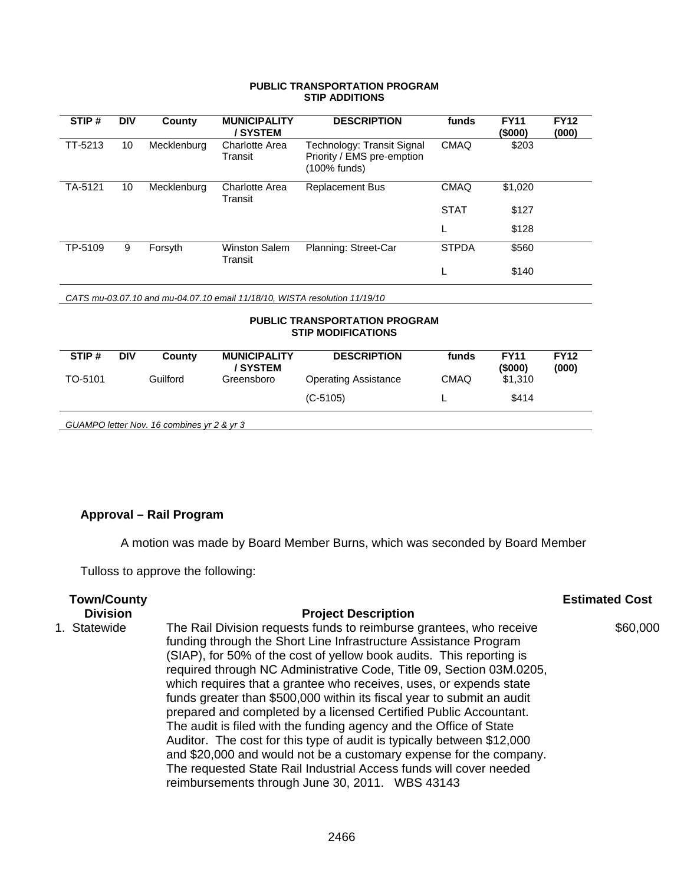**PUBLIC TRANSPORTATION PROGRAM**
**STIP ADDITIONS**

| STIP # | DIV | County | MUNICIPALITY / SYSTEM | DESCRIPTION | funds | FY11 ($000) | FY12 (000) |
|---|---|---|---|---|---|---|---|
| TT-5213 | 10 | Mecklenburg | Charlotte Area Transit | Technology: Transit Signal Priority / EMS pre-emption (100% funds) | CMAQ | $203 | |
| TA-5121 | 10 | Mecklenburg | Charlotte Area Transit | Replacement Bus | CMAQ | $1,020 | |
| | | | | | STAT | $127 | |
| | | | | | L | $128 | |
| TP-5109 | 9 | Forsyth | Winston Salem Transit | Planning: Street-Car | STPDA | $560 | |
| | | | | | L | $140 | |

*CATS mu-03.07.10 and mu-04.07.10 email 11/18/10, WISTA resolution 11/19/10*

**PUBLIC TRANSPORTATION PROGRAM**
**STIP MODIFICATIONS**

| STIP # | DIV | County | MUNICIPALITY / SYSTEM | DESCRIPTION | funds | FY11 ($000) | FY12 (000) |
|---|---|---|---|---|---|---|---|
| TO-5101 | | Guilford | Greensboro | Operating Assistance | CMAQ | $1,310 | |
| | | | | (C-5105) | L | $414 | |

*GUAMPO letter Nov. 16 combines yr 2 & yr 3*

### Approval – Rail Program

A motion was made by Board Member Burns, which was seconded by Board Member Tulloss to approve the following:

| Town/County Division | Project Description | Estimated Cost |
|---|---|---|
| 1. Statewide | The Rail Division requests funds to reimburse grantees, who receive funding through the Short Line Infrastructure Assistance Program (SIAP), for 50% of the cost of yellow book audits. This reporting is required through NC Administrative Code, Title 09, Section 03M.0205, which requires that a grantee who receives, uses, or expends state funds greater than $500,000 within its fiscal year to submit an audit prepared and completed by a licensed Certified Public Accountant. The audit is filed with the funding agency and the Office of State Auditor. The cost for this type of audit is typically between $12,000 and $20,000 and would not be a customary expense for the company. The requested State Rail Industrial Access funds will cover needed reimbursements through June 30, 2011. WBS 43143 | $60,000 |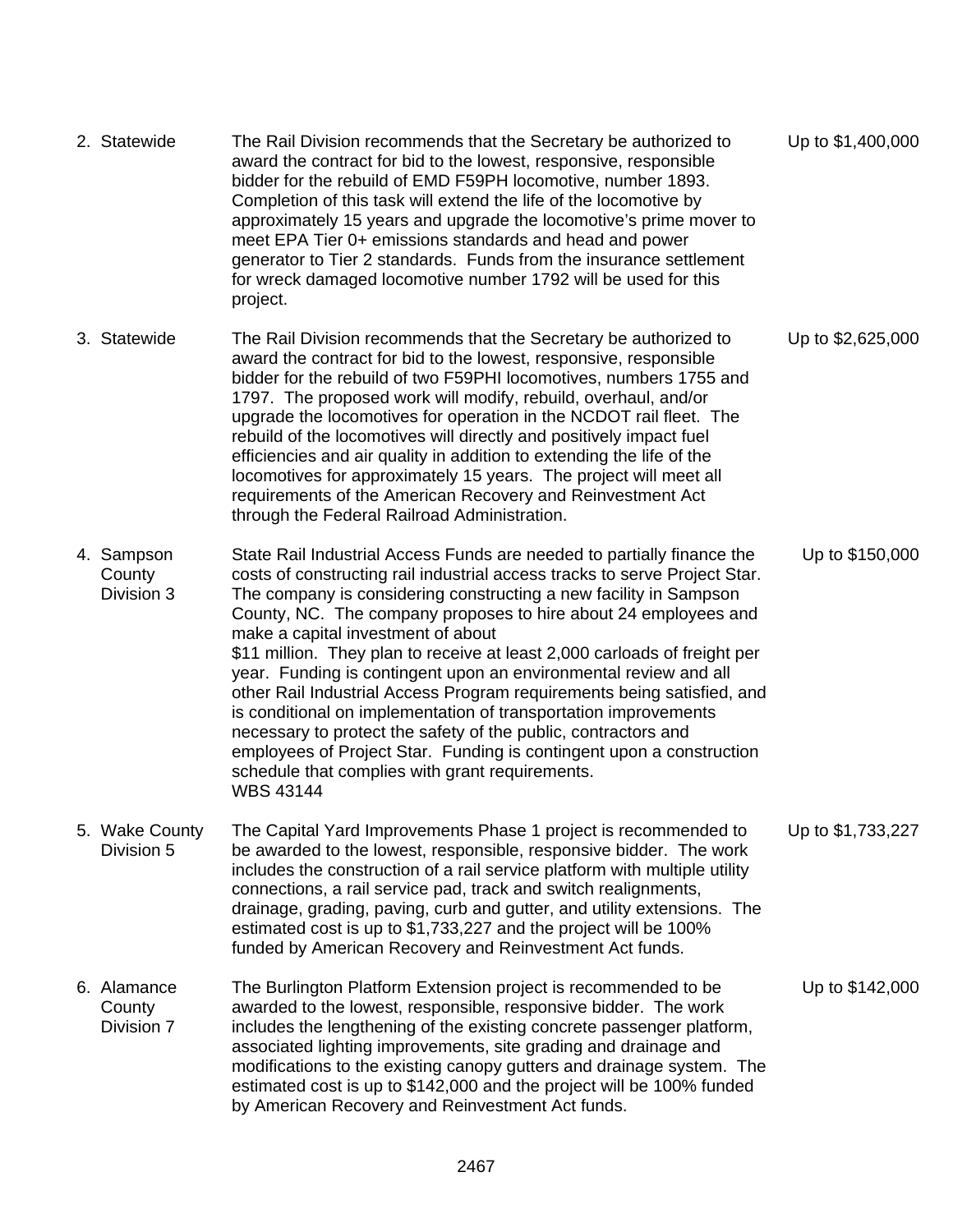| | | | |
|---|---|---|---|
| 2. | Statewide | The Rail Division recommends that the Secretary be authorized to award the contract for bid to the lowest, responsive, responsible bidder for the rebuild of EMD F59PH locomotive, number 1893. Completion of this task will extend the life of the locomotive by approximately 15 years and upgrade the locomotive's prime mover to meet EPA Tier 0+ emissions standards and head and power generator to Tier 2 standards. Funds from the insurance settlement for wreck damaged locomotive number 1792 will be used for this project. | Up to $1,400,000 |
| 3. | Statewide | The Rail Division recommends that the Secretary be authorized to award the contract for bid to the lowest, responsive, responsible bidder for the rebuild of two F59PHI locomotives, numbers 1755 and 1797. The proposed work will modify, rebuild, overhaul, and/or upgrade the locomotives for operation in the NCDOT rail fleet. The rebuild of the locomotives will directly and positively impact fuel efficiencies and air quality in addition to extending the life of the locomotives for approximately 15 years. The project will meet all requirements of the American Recovery and Reinvestment Act through the Federal Railroad Administration. | Up to $2,625,000 |
| 4. | Sampson County Division 3 | State Rail Industrial Access Funds are needed to partially finance the costs of constructing rail industrial access tracks to serve Project Star. The company is considering constructing a new facility in Sampson County, NC. The company proposes to hire about 24 employees and make a capital investment of about $11 million. They plan to receive at least 2,000 carloads of freight per year. Funding is contingent upon an environmental review and all other Rail Industrial Access Program requirements being satisfied, and is conditional on implementation of transportation improvements necessary to protect the safety of the public, contractors and employees of Project Star. Funding is contingent upon a construction schedule that complies with grant requirements. WBS 43144 | Up to $150,000 |
| 5. | Wake County Division 5 | The Capital Yard Improvements Phase 1 project is recommended to be awarded to the lowest, responsible, responsive bidder. The work includes the construction of a rail service platform with multiple utility connections, a rail service pad, track and switch realignments, drainage, grading, paving, curb and gutter, and utility extensions. The estimated cost is up to $1,733,227 and the project will be 100% funded by American Recovery and Reinvestment Act funds. | Up to $1,733,227 |
| 6. | Alamance County Division 7 | The Burlington Platform Extension project is recommended to be awarded to the lowest, responsible, responsive bidder. The work includes the lengthening of the existing concrete passenger platform, associated lighting improvements, site grading and drainage and modifications to the existing canopy gutters and drainage system. The estimated cost is up to $142,000 and the project will be 100% funded by American Recovery and Reinvestment Act funds. | Up to $142,000 |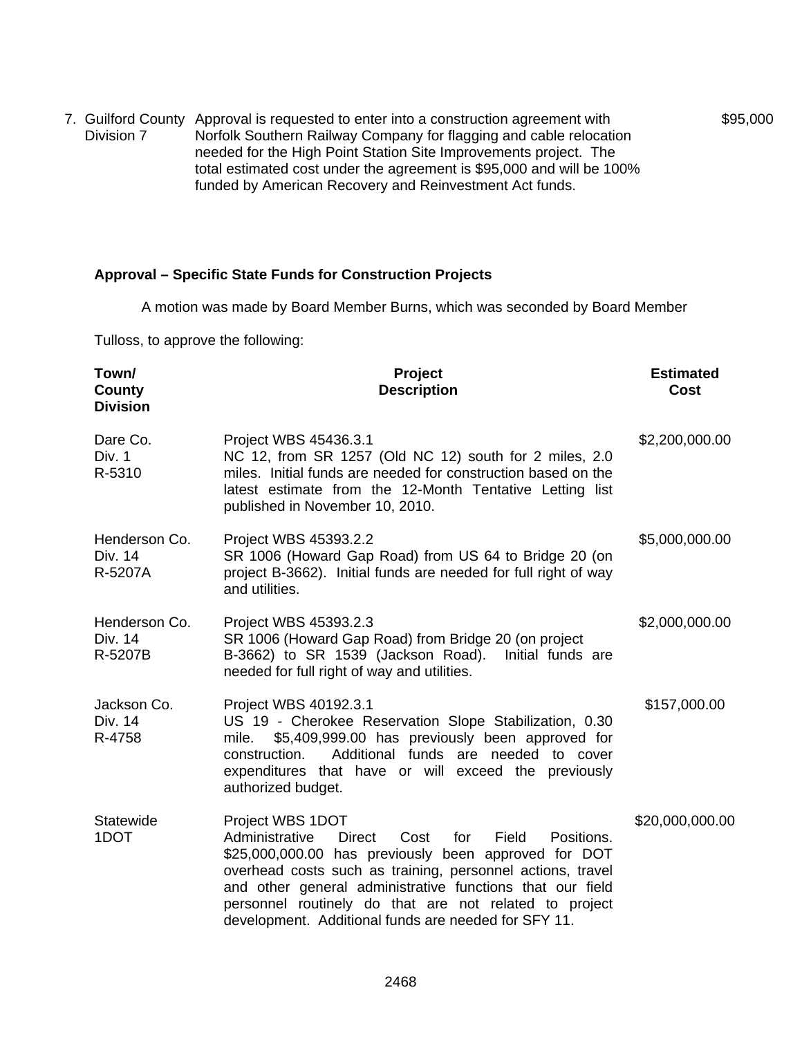7. Guilford County Division 7 — Approval is requested to enter into a construction agreement with Norfolk Southern Railway Company for flagging and cable relocation needed for the High Point Station Site Improvements project. The total estimated cost under the agreement is $95,000 and will be 100% funded by American Recovery and Reinvestment Act funds. — $95,000

**Approval – Specific State Funds for Construction Projects**

A motion was made by Board Member Burns, which was seconded by Board Member Tulloss, to approve the following:

| Town/ County Division | Project Description | Estimated Cost |
|---|---|---|
| Dare Co. Div. 1 R-5310 | Project WBS 45436.3.1 NC 12, from SR 1257 (Old NC 12) south for 2 miles, 2.0 miles. Initial funds are needed for construction based on the latest estimate from the 12-Month Tentative Letting list published in November 10, 2010. | $2,200,000.00 |
| Henderson Co. Div. 14 R-5207A | Project WBS 45393.2.2 SR 1006 (Howard Gap Road) from US 64 to Bridge 20 (on project B-3662). Initial funds are needed for full right of way and utilities. | $5,000,000.00 |
| Henderson Co. Div. 14 R-5207B | Project WBS 45393.2.3 SR 1006 (Howard Gap Road) from Bridge 20 (on project B-3662) to SR 1539 (Jackson Road). Initial funds are needed for full right of way and utilities. | $2,000,000.00 |
| Jackson Co. Div. 14 R-4758 | Project WBS 40192.3.1 US 19 - Cherokee Reservation Slope Stabilization, 0.30 mile. $5,409,999.00 has previously been approved for construction. Additional funds are needed to cover expenditures that have or will exceed the previously authorized budget. | $157,000.00 |
| Statewide 1DOT | Project WBS 1DOT Administrative Direct Cost for Field Positions. $25,000,000.00 has previously been approved for DOT overhead costs such as training, personnel actions, travel and other general administrative functions that our field personnel routinely do that are not related to project development. Additional funds are needed for SFY 11. | $20,000,000.00 |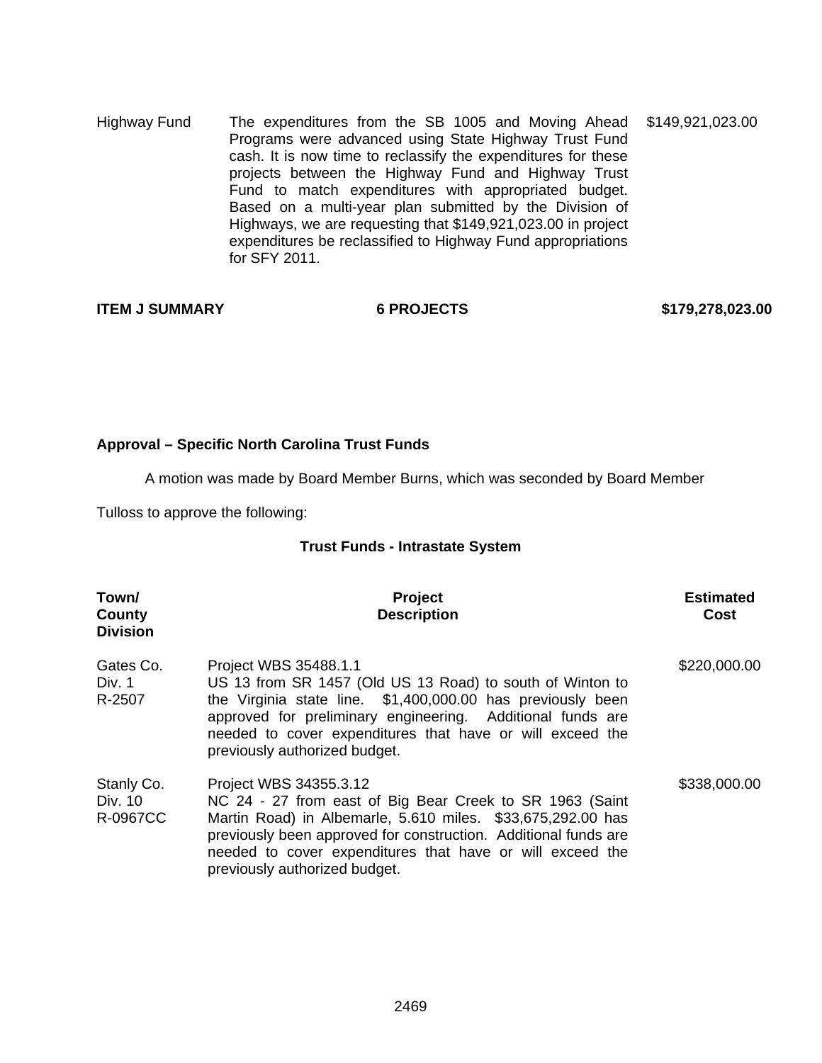| | | |
|---|---|---|
| Highway Fund | The expenditures from the SB 1005 and Moving Ahead Programs were advanced using State Highway Trust Fund cash. It is now time to reclassify the expenditures for these projects between the Highway Fund and Highway Trust Fund to match expenditures with appropriated budget. Based on a multi-year plan submitted by the Division of Highways, we are requesting that $149,921,023.00 in project expenditures be reclassified to Highway Fund appropriations for SFY 2011. | $149,921,023.00 |

**ITEM J SUMMARY** **6 PROJECTS** **$179,278,023.00**

**Approval – Specific North Carolina Trust Funds**

A motion was made by Board Member Burns, which was seconded by Board Member Tulloss to approve the following:

**Trust Funds - Intrastate System**

| Town/ County Division | Project Description | Estimated Cost |
|---|---|---|
| Gates Co. Div. 1 R-2507 | Project WBS 35488.1.1 US 13 from SR 1457 (Old US 13 Road) to south of Winton to the Virginia state line. $1,400,000.00 has previously been approved for preliminary engineering. Additional funds are needed to cover expenditures that have or will exceed the previously authorized budget. | $220,000.00 |
| Stanly Co. Div. 10 R-0967CC | Project WBS 34355.3.12 NC 24 - 27 from east of Big Bear Creek to SR 1963 (Saint Martin Road) in Albemarle, 5.610 miles. $33,675,292.00 has previously been approved for construction. Additional funds are needed to cover expenditures that have or will exceed the previously authorized budget. | $338,000.00 |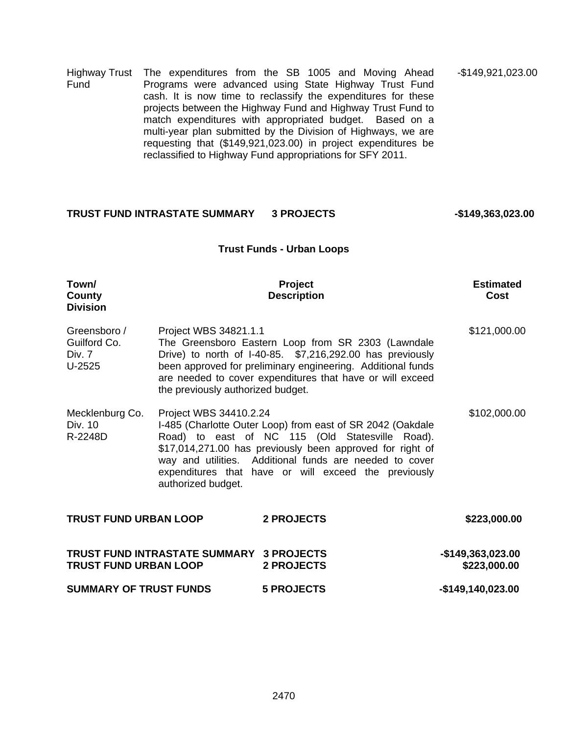| | | |
|---|---|---|
| Highway Trust Fund | The expenditures from the SB 1005 and Moving Ahead Programs were advanced using State Highway Trust Fund cash. It is now time to reclassify the expenditures for these projects between the Highway Fund and Highway Trust Fund to match expenditures with appropriated budget. Based on a multi-year plan submitted by the Division of Highways, we are requesting that ($149,921,023.00) in project expenditures be reclassified to Highway Fund appropriations for SFY 2011. | -$149,921,023.00 |

**TRUST FUND INTRASTATE SUMMARY 3 PROJECTS -$149,363,023.00**

## Trust Funds - Urban Loops

| Town/ County Division | Project Description | Estimated Cost |
|---|---|---|
| Greensboro / Guilford Co. Div. 7 U-2525 | Project WBS 34821.1.1 The Greensboro Eastern Loop from SR 2303 (Lawndale Drive) to north of I-40-85. $7,216,292.00 has previously been approved for preliminary engineering. Additional funds are needed to cover expenditures that have or will exceed the previously authorized budget. | $121,000.00 |
| Mecklenburg Co. Div. 10 R-2248D | Project WBS 34410.2.24 I-485 (Charlotte Outer Loop) from east of SR 2042 (Oakdale Road) to east of NC 115 (Old Statesville Road). $17,014,271.00 has previously been approved for right of way and utilities. Additional funds are needed to cover expenditures that have or will exceed the previously authorized budget. | $102,000.00 |

**TRUST FUND URBAN LOOP 2 PROJECTS $223,000.00**

| | | |
|---|---|---|
| **TRUST FUND INTRASTATE SUMMARY** | **3 PROJECTS** | **-$149,363,023.00** |
| **TRUST FUND URBAN LOOP** | **2 PROJECTS** | **$223,000.00** |
| **SUMMARY OF TRUST FUNDS** | **5 PROJECTS** | **-$149,140,023.00** |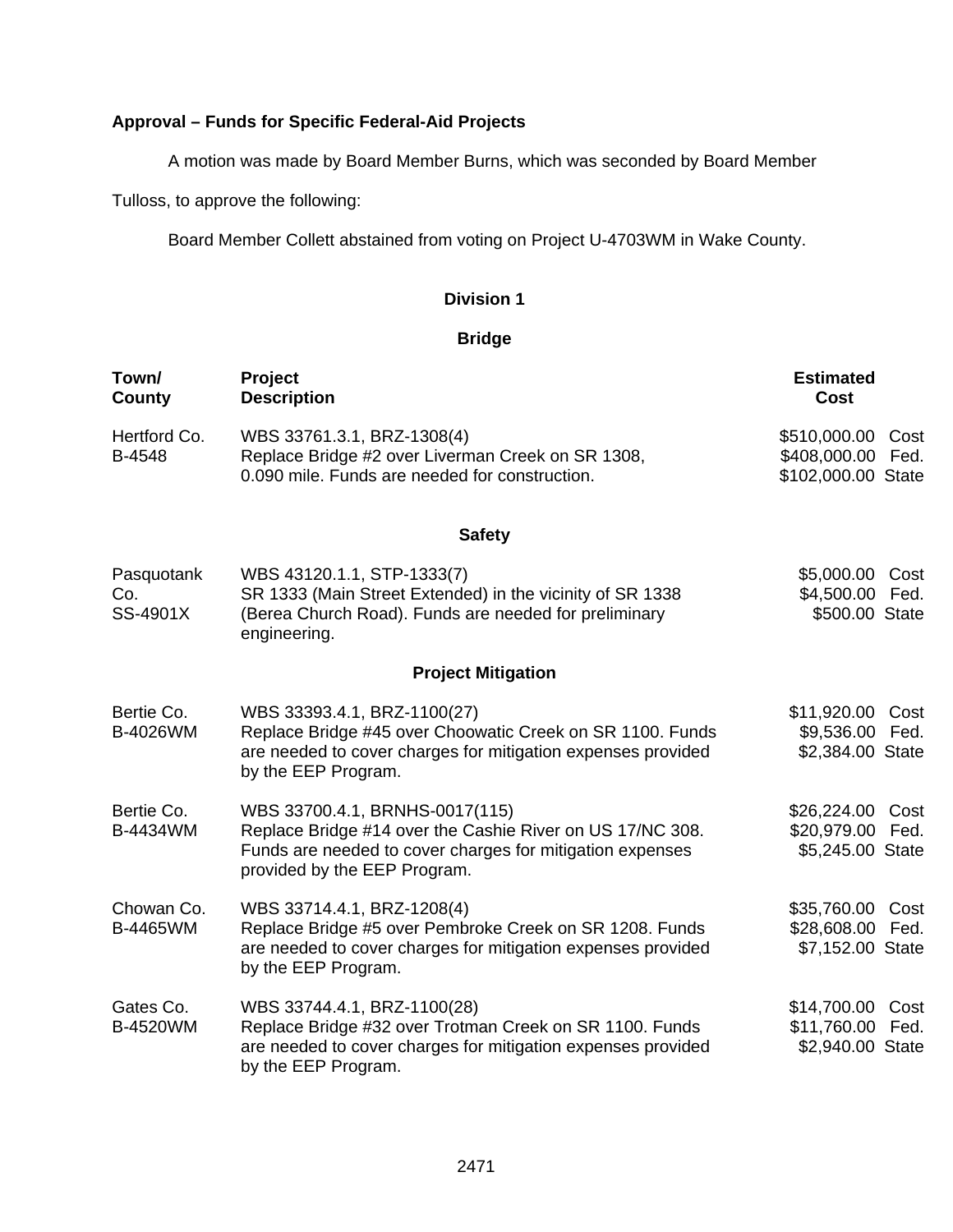**Approval – Funds for Specific Federal-Aid Projects**

A motion was made by Board Member Burns, which was seconded by Board Member Tulloss, to approve the following:

Board Member Collett abstained from voting on Project U-4703WM in Wake County.

**Division 1**

**Bridge**

| Town/ County | Project Description | Estimated Cost |
|---|---|---|
| Hertford Co. B-4548 | WBS 33761.3.1, BRZ-1308(4) Replace Bridge #2 over Liverman Creek on SR 1308, 0.090 mile. Funds are needed for construction. | $510,000.00 Cost<br>$408,000.00 Fed.<br>$102,000.00 State |

**Safety**

| Town/ County | Project Description | Estimated Cost |
|---|---|---|
| Pasquotank Co. SS-4901X | WBS 43120.1.1, STP-1333(7) SR 1333 (Main Street Extended) in the vicinity of SR 1338 (Berea Church Road). Funds are needed for preliminary engineering. | $5,000.00 Cost<br>$4,500.00 Fed.<br>$500.00 State |

**Project Mitigation**

| Town/ County | Project Description | Estimated Cost |
|---|---|---|
| Bertie Co. B-4026WM | WBS 33393.4.1, BRZ-1100(27) Replace Bridge #45 over Choowatic Creek on SR 1100. Funds are needed to cover charges for mitigation expenses provided by the EEP Program. | $11,920.00 Cost<br>$9,536.00 Fed.<br>$2,384.00 State |
| Bertie Co. B-4434WM | WBS 33700.4.1, BRNHS-0017(115) Replace Bridge #14 over the Cashie River on US 17/NC 308. Funds are needed to cover charges for mitigation expenses provided by the EEP Program. | $26,224.00 Cost<br>$20,979.00 Fed.<br>$5,245.00 State |
| Chowan Co. B-4465WM | WBS 33714.4.1, BRZ-1208(4) Replace Bridge #5 over Pembroke Creek on SR 1208. Funds are needed to cover charges for mitigation expenses provided by the EEP Program. | $35,760.00 Cost<br>$28,608.00 Fed.<br>$7,152.00 State |
| Gates Co. B-4520WM | WBS 33744.4.1, BRZ-1100(28) Replace Bridge #32 over Trotman Creek on SR 1100. Funds are needed to cover charges for mitigation expenses provided by the EEP Program. | $14,700.00 Cost<br>$11,760.00 Fed.<br>$2,940.00 State |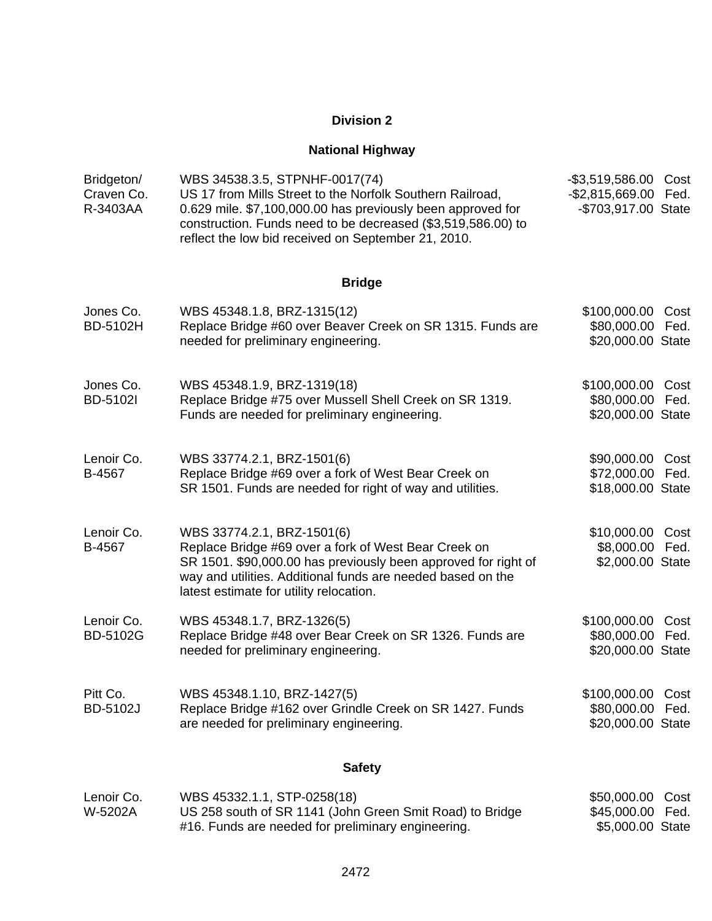## Division 2

### National Highway

| | | |
|---|---|---|
| Bridgeton/ Craven Co. R-3403AA | WBS 34538.3.5, STPNHF-0017(74) US 17 from Mills Street to the Norfolk Southern Railroad, 0.629 mile. $7,100,000.00 has previously been approved for construction. Funds need to be decreased ($3,519,586.00) to reflect the low bid received on September 21, 2010. | -$3,519,586.00 Cost -$2,815,669.00 Fed. -$703,917.00 State |

### Bridge

| | | |
|---|---|---|
| Jones Co. BD-5102H | WBS 45348.1.8, BRZ-1315(12) Replace Bridge #60 over Beaver Creek on SR 1315. Funds are needed for preliminary engineering. | $100,000.00 Cost $80,000.00 Fed. $20,000.00 State |
| Jones Co. BD-5102I | WBS 45348.1.9, BRZ-1319(18) Replace Bridge #75 over Mussell Shell Creek on SR 1319. Funds are needed for preliminary engineering. | $100,000.00 Cost $80,000.00 Fed. $20,000.00 State |
| Lenoir Co. B-4567 | WBS 33774.2.1, BRZ-1501(6) Replace Bridge #69 over a fork of West Bear Creek on SR 1501. Funds are needed for right of way and utilities. | $90,000.00 Cost $72,000.00 Fed. $18,000.00 State |
| Lenoir Co. B-4567 | WBS 33774.2.1, BRZ-1501(6) Replace Bridge #69 over a fork of West Bear Creek on SR 1501. $90,000.00 has previously been approved for right of way and utilities. Additional funds are needed based on the latest estimate for utility relocation. | $10,000.00 Cost $8,000.00 Fed. $2,000.00 State |
| Lenoir Co. BD-5102G | WBS 45348.1.7, BRZ-1326(5) Replace Bridge #48 over Bear Creek on SR 1326. Funds are needed for preliminary engineering. | $100,000.00 Cost $80,000.00 Fed. $20,000.00 State |
| Pitt Co. BD-5102J | WBS 45348.1.10, BRZ-1427(5) Replace Bridge #162 over Grindle Creek on SR 1427. Funds are needed for preliminary engineering. | $100,000.00 Cost $80,000.00 Fed. $20,000.00 State |

### Safety

| | | |
|---|---|---|
| Lenoir Co. W-5202A | WBS 45332.1.1, STP-0258(18) US 258 south of SR 1141 (John Green Smit Road) to Bridge #16. Funds are needed for preliminary engineering. | $50,000.00 Cost $45,000.00 Fed. $5,000.00 State |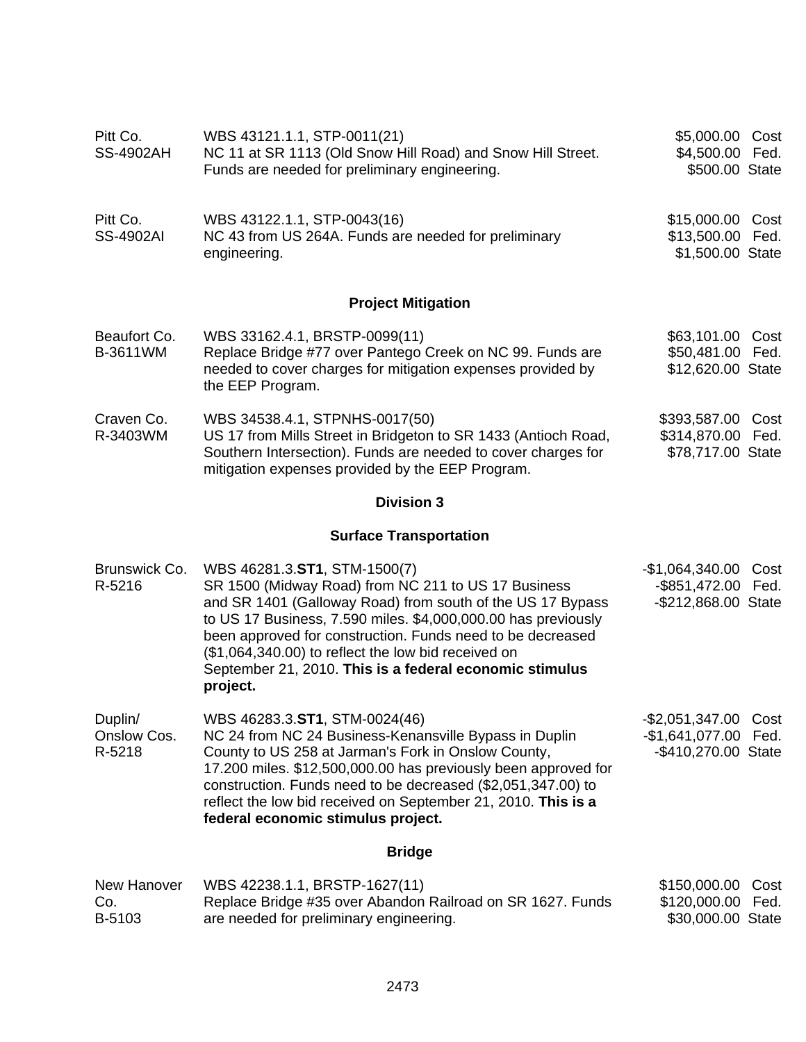| | | |
|---|---|---|
| Pitt Co.<br>SS-4902AH | WBS 43121.1.1, STP-0011(21)<br>NC 11 at SR 1113 (Old Snow Hill Road) and Snow Hill Street. Funds are needed for preliminary engineering. | $5,000.00 Cost<br>$4,500.00 Fed.<br>$500.00 State |
| Pitt Co.<br>SS-4902AI | WBS 43122.1.1, STP-0043(16)<br>NC 43 from US 264A. Funds are needed for preliminary engineering. | $15,000.00 Cost<br>$13,500.00 Fed.<br>$1,500.00 State |

**Project Mitigation**

| | | |
|---|---|---|
| Beaufort Co.<br>B-3611WM | WBS 33162.4.1, BRSTP-0099(11)<br>Replace Bridge #77 over Pantego Creek on NC 99. Funds are needed to cover charges for mitigation expenses provided by the EEP Program. | $63,101.00 Cost<br>$50,481.00 Fed.<br>$12,620.00 State |
| Craven Co.<br>R-3403WM | WBS 34538.4.1, STPNHS-0017(50)<br>US 17 from Mills Street in Bridgeton to SR 1433 (Antioch Road, Southern Intersection). Funds are needed to cover charges for mitigation expenses provided by the EEP Program. | $393,587.00 Cost<br>$314,870.00 Fed.<br>$78,717.00 State |

**Division 3**

**Surface Transportation**

| | | |
|---|---|---|
| Brunswick Co.<br>R-5216 | WBS 46281.3.**ST1**, STM-1500(7)<br>SR 1500 (Midway Road) from NC 211 to US 17 Business and SR 1401 (Galloway Road) from south of the US 17 Bypass to US 17 Business, 7.590 miles. $4,000,000.00 has previously been approved for construction. Funds need to be decreased ($1,064,340.00) to reflect the low bid received on September 21, 2010. **This is a federal economic stimulus project.** | -$1,064,340.00 Cost<br>-$851,472.00 Fed.<br>-$212,868.00 State |
| Duplin/<br>Onslow Cos.<br>R-5218 | WBS 46283.3.**ST1**, STM-0024(46)<br>NC 24 from NC 24 Business-Kenansville Bypass in Duplin County to US 258 at Jarman's Fork in Onslow County, 17.200 miles. $12,500,000.00 has previously been approved for construction. Funds need to be decreased ($2,051,347.00) to reflect the low bid received on September 21, 2010. **This is a federal economic stimulus project.** | -$2,051,347.00 Cost<br>-$1,641,077.00 Fed.<br>-$410,270.00 State |

**Bridge**

| | | |
|---|---|---|
| New Hanover Co.<br>B-5103 | WBS 42238.1.1, BRSTP-1627(11)<br>Replace Bridge #35 over Abandon Railroad on SR 1627. Funds are needed for preliminary engineering. | $150,000.00 Cost<br>$120,000.00 Fed.<br>$30,000.00 State |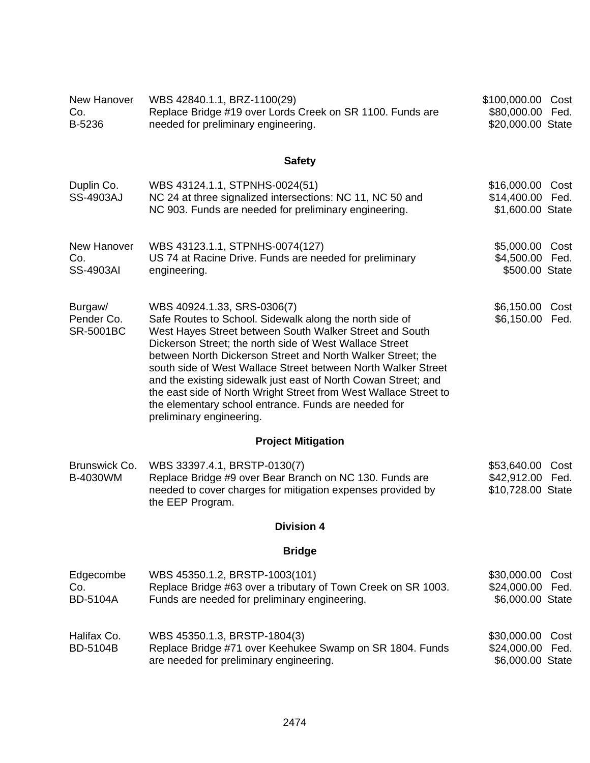| | | |
|---|---|---|
| New Hanover Co.<br>B-5236 | WBS 42840.1.1, BRZ-1100(29)<br>Replace Bridge #19 over Lords Creek on SR 1100. Funds are needed for preliminary engineering. | $100,000.00 Cost<br>$80,000.00 Fed.<br>$20,000.00 State |

## Safety

| | | |
|---|---|---|
| Duplin Co.<br>SS-4903AJ | WBS 43124.1.1, STPNHS-0024(51)<br>NC 24 at three signalized intersections: NC 11, NC 50 and NC 903. Funds are needed for preliminary engineering. | $16,000.00 Cost<br>$14,400.00 Fed.<br>$1,600.00 State |
| New Hanover Co.<br>SS-4903AI | WBS 43123.1.1, STPNHS-0074(127)<br>US 74 at Racine Drive. Funds are needed for preliminary engineering. | $5,000.00 Cost<br>$4,500.00 Fed.<br>$500.00 State |
| Burgaw/ Pender Co.<br>SR-5001BC | WBS 40924.1.33, SRS-0306(7)<br>Safe Routes to School. Sidewalk along the north side of West Hayes Street between South Walker Street and South Dickerson Street; the north side of West Wallace Street between North Dickerson Street and North Walker Street; the south side of West Wallace Street between North Walker Street and the existing sidewalk just east of North Cowan Street; and the east side of North Wright Street from West Wallace Street to the elementary school entrance. Funds are needed for preliminary engineering. | $6,150.00 Cost<br>$6,150.00 Fed. |

## Project Mitigation

| | | |
|---|---|---|
| Brunswick Co.<br>B-4030WM | WBS 33397.4.1, BRSTP-0130(7)<br>Replace Bridge #9 over Bear Branch on NC 130. Funds are needed to cover charges for mitigation expenses provided by the EEP Program. | $53,640.00 Cost<br>$42,912.00 Fed.<br>$10,728.00 State |

## Division 4

## Bridge

| | | |
|---|---|---|
| Edgecombe Co.<br>BD-5104A | WBS 45350.1.2, BRSTP-1003(101)<br>Replace Bridge #63 over a tributary of Town Creek on SR 1003. Funds are needed for preliminary engineering. | $30,000.00 Cost<br>$24,000.00 Fed.<br>$6,000.00 State |
| Halifax Co.<br>BD-5104B | WBS 45350.1.3, BRSTP-1804(3)<br>Replace Bridge #71 over Keehukee Swamp on SR 1804. Funds are needed for preliminary engineering. | $30,000.00 Cost<br>$24,000.00 Fed.<br>$6,000.00 State |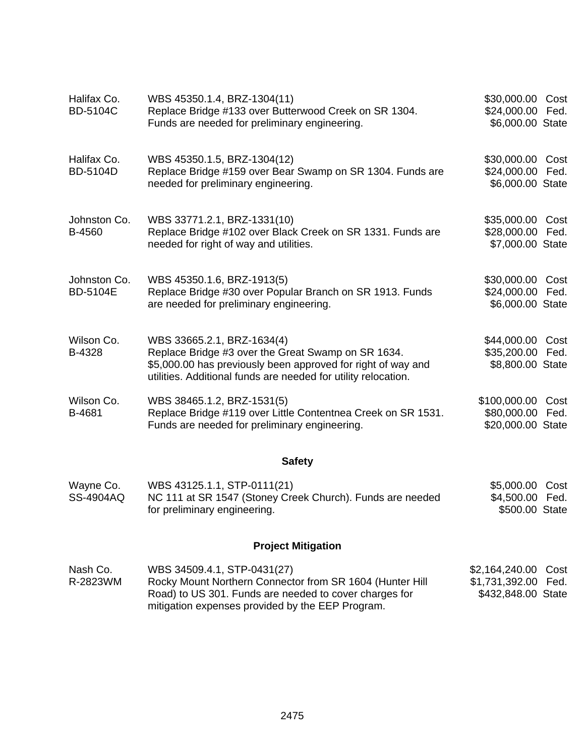| | | |
|---|---|---|
| Halifax Co.<br>BD-5104C | WBS 45350.1.4, BRZ-1304(11)<br>Replace Bridge #133 over Butterwood Creek on SR 1304. Funds are needed for preliminary engineering. | $30,000.00 Cost<br>$24,000.00 Fed.<br>$6,000.00 State |
| Halifax Co.<br>BD-5104D | WBS 45350.1.5, BRZ-1304(12)<br>Replace Bridge #159 over Bear Swamp on SR 1304. Funds are needed for preliminary engineering. | $30,000.00 Cost<br>$24,000.00 Fed.<br>$6,000.00 State |
| Johnston Co.<br>B-4560 | WBS 33771.2.1, BRZ-1331(10)<br>Replace Bridge #102 over Black Creek on SR 1331. Funds are needed for right of way and utilities. | $35,000.00 Cost<br>$28,000.00 Fed.<br>$7,000.00 State |
| Johnston Co.<br>BD-5104E | WBS 45350.1.6, BRZ-1913(5)<br>Replace Bridge #30 over Popular Branch on SR 1913. Funds are needed for preliminary engineering. | $30,000.00 Cost<br>$24,000.00 Fed.<br>$6,000.00 State |
| Wilson Co.<br>B-4328 | WBS 33665.2.1, BRZ-1634(4)<br>Replace Bridge #3 over the Great Swamp on SR 1634. $5,000.00 has previously been approved for right of way and utilities. Additional funds are needed for utility relocation. | $44,000.00 Cost<br>$35,200.00 Fed.<br>$8,800.00 State |
| Wilson Co.<br>B-4681 | WBS 38465.1.2, BRZ-1531(5)<br>Replace Bridge #119 over Little Contentnea Creek on SR 1531. Funds are needed for preliminary engineering. | $100,000.00 Cost<br>$80,000.00 Fed.<br>$20,000.00 State |

## Safety

| | | |
|---|---|---|
| Wayne Co.<br>SS-4904AQ | WBS 43125.1.1, STP-0111(21)<br>NC 111 at SR 1547 (Stoney Creek Church). Funds are needed for preliminary engineering. | $5,000.00 Cost<br>$4,500.00 Fed.<br>$500.00 State |

## Project Mitigation

| | | |
|---|---|---|
| Nash Co.<br>R-2823WM | WBS 34509.4.1, STP-0431(27)<br>Rocky Mount Northern Connector from SR 1604 (Hunter Hill Road) to US 301. Funds are needed to cover charges for mitigation expenses provided by the EEP Program. | $2,164,240.00 Cost<br>$1,731,392.00 Fed.<br>$432,848.00 State |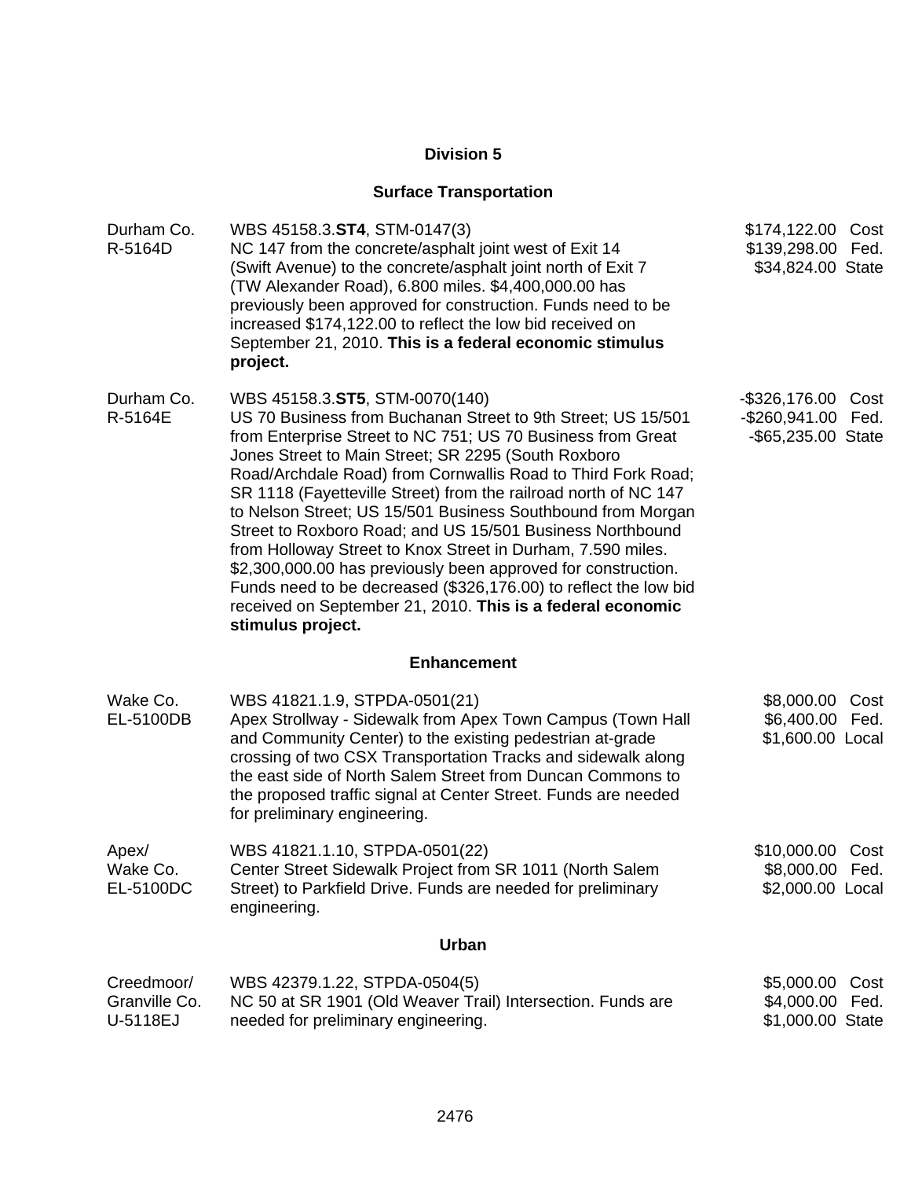## Division 5

### Surface Transportation

| | | |
|---|---|---|
| Durham Co.<br>R-5164D | WBS 45158.3.**ST4**, STM-0147(3)<br>NC 147 from the concrete/asphalt joint west of Exit 14 (Swift Avenue) to the concrete/asphalt joint north of Exit 7 (TW Alexander Road), 6.800 miles. $4,400,000.00 has previously been approved for construction. Funds need to be increased $174,122.00 to reflect the low bid received on September 21, 2010. **This is a federal economic stimulus project.** | $174,122.00 Cost<br>$139,298.00 Fed.<br>$34,824.00 State |
| Durham Co.<br>R-5164E | WBS 45158.3.**ST5**, STM-0070(140)<br>US 70 Business from Buchanan Street to 9th Street; US 15/501 from Enterprise Street to NC 751; US 70 Business from Great Jones Street to Main Street; SR 2295 (South Roxboro Road/Archdale Road) from Cornwallis Road to Third Fork Road; SR 1118 (Fayetteville Street) from the railroad north of NC 147 to Nelson Street; US 15/501 Business Southbound from Morgan Street to Roxboro Road; and US 15/501 Business Northbound from Holloway Street to Knox Street in Durham, 7.590 miles. $2,300,000.00 has previously been approved for construction. Funds need to be decreased ($326,176.00) to reflect the low bid received on September 21, 2010. **This is a federal economic stimulus project.** | -$326,176.00 Cost<br>-$260,941.00 Fed.<br>-$65,235.00 State |

### Enhancement

| | | |
|---|---|---|
| Wake Co.<br>EL-5100DB | WBS 41821.1.9, STPDA-0501(21)<br>Apex Strollway - Sidewalk from Apex Town Campus (Town Hall and Community Center) to the existing pedestrian at-grade crossing of two CSX Transportation Tracks and sidewalk along the east side of North Salem Street from Duncan Commons to the proposed traffic signal at Center Street. Funds are needed for preliminary engineering. | $8,000.00 Cost<br>$6,400.00 Fed.<br>$1,600.00 Local |
| Apex/<br>Wake Co.<br>EL-5100DC | WBS 41821.1.10, STPDA-0501(22)<br>Center Street Sidewalk Project from SR 1011 (North Salem Street) to Parkfield Drive. Funds are needed for preliminary engineering. | $10,000.00 Cost<br>$8,000.00 Fed.<br>$2,000.00 Local |

### Urban

| | | |
|---|---|---|
| Creedmoor/<br>Granville Co.<br>U-5118EJ | WBS 42379.1.22, STPDA-0504(5)<br>NC 50 at SR 1901 (Old Weaver Trail) Intersection. Funds are needed for preliminary engineering. | $5,000.00 Cost<br>$4,000.00 Fed.<br>$1,000.00 State |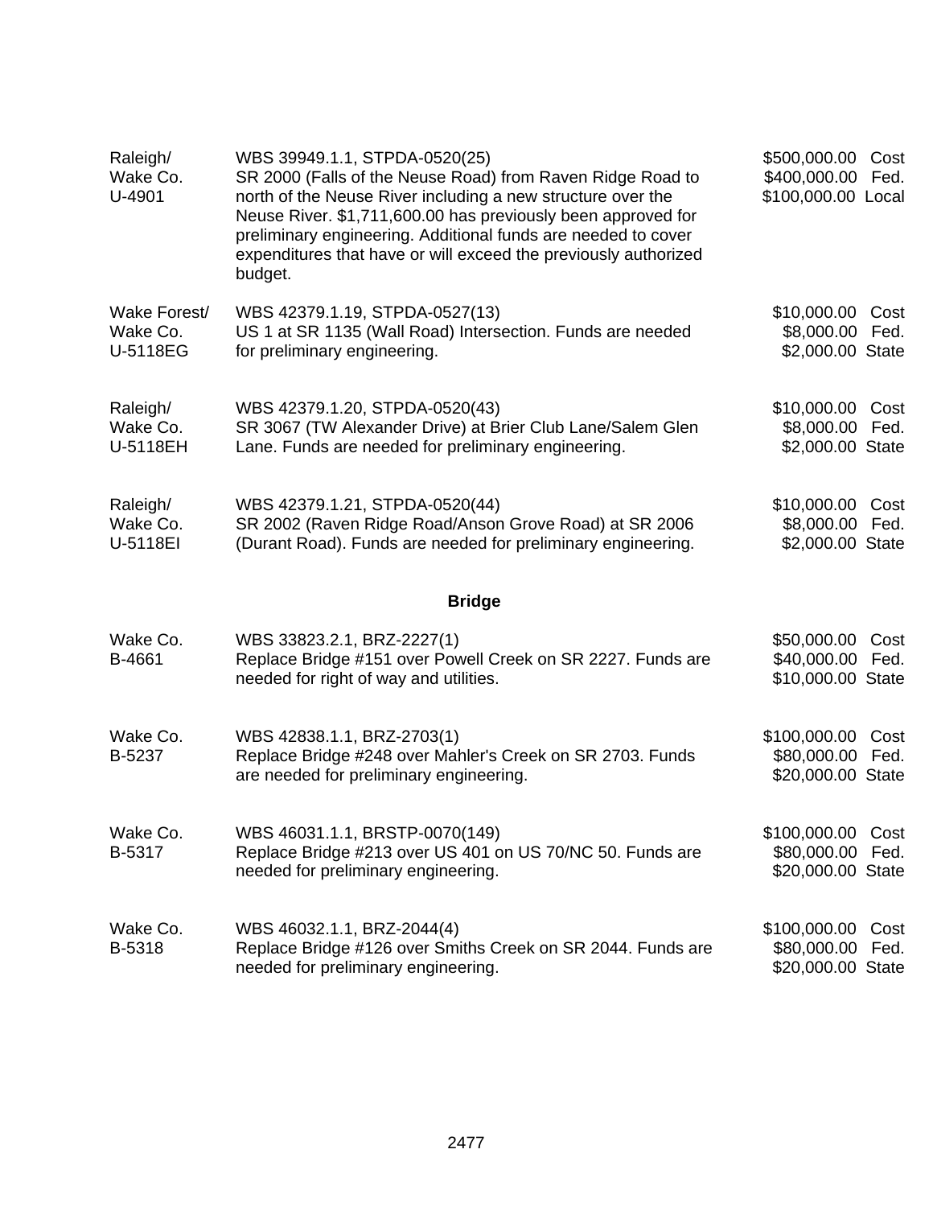| | | |
|---|---|---|
| Raleigh/<br>Wake Co.<br>U-4901 | WBS 39949.1.1, STPDA-0520(25)<br>SR 2000 (Falls of the Neuse Road) from Raven Ridge Road to north of the Neuse River including a new structure over the Neuse River. $1,711,600.00 has previously been approved for preliminary engineering. Additional funds are needed to cover expenditures that have or will exceed the previously authorized budget. | $500,000.00 Cost<br>$400,000.00 Fed.<br>$100,000.00 Local |
| Wake Forest/<br>Wake Co.<br>U-5118EG | WBS 42379.1.19, STPDA-0527(13)<br>US 1 at SR 1135 (Wall Road) Intersection. Funds are needed for preliminary engineering. | $10,000.00 Cost<br>$8,000.00 Fed.<br>$2,000.00 State |
| Raleigh/<br>Wake Co.<br>U-5118EH | WBS 42379.1.20, STPDA-0520(43)<br>SR 3067 (TW Alexander Drive) at Brier Club Lane/Salem Glen Lane. Funds are needed for preliminary engineering. | $10,000.00 Cost<br>$8,000.00 Fed.<br>$2,000.00 State |
| Raleigh/<br>Wake Co.<br>U-5118EI | WBS 42379.1.21, STPDA-0520(44)<br>SR 2002 (Raven Ridge Road/Anson Grove Road) at SR 2006 (Durant Road). Funds are needed for preliminary engineering. | $10,000.00 Cost<br>$8,000.00 Fed.<br>$2,000.00 State |

**Bridge**

| | | |
|---|---|---|
| Wake Co.<br>B-4661 | WBS 33823.2.1, BRZ-2227(1)<br>Replace Bridge #151 over Powell Creek on SR 2227. Funds are needed for right of way and utilities. | $50,000.00 Cost<br>$40,000.00 Fed.<br>$10,000.00 State |
| Wake Co.<br>B-5237 | WBS 42838.1.1, BRZ-2703(1)<br>Replace Bridge #248 over Mahler's Creek on SR 2703. Funds are needed for preliminary engineering. | $100,000.00 Cost<br>$80,000.00 Fed.<br>$20,000.00 State |
| Wake Co.<br>B-5317 | WBS 46031.1.1, BRSTP-0070(149)<br>Replace Bridge #213 over US 401 on US 70/NC 50. Funds are needed for preliminary engineering. | $100,000.00 Cost<br>$80,000.00 Fed.<br>$20,000.00 State |
| Wake Co.<br>B-5318 | WBS 46032.1.1, BRZ-2044(4)<br>Replace Bridge #126 over Smiths Creek on SR 2044. Funds are needed for preliminary engineering. | $100,000.00 Cost<br>$80,000.00 Fed.<br>$20,000.00 State |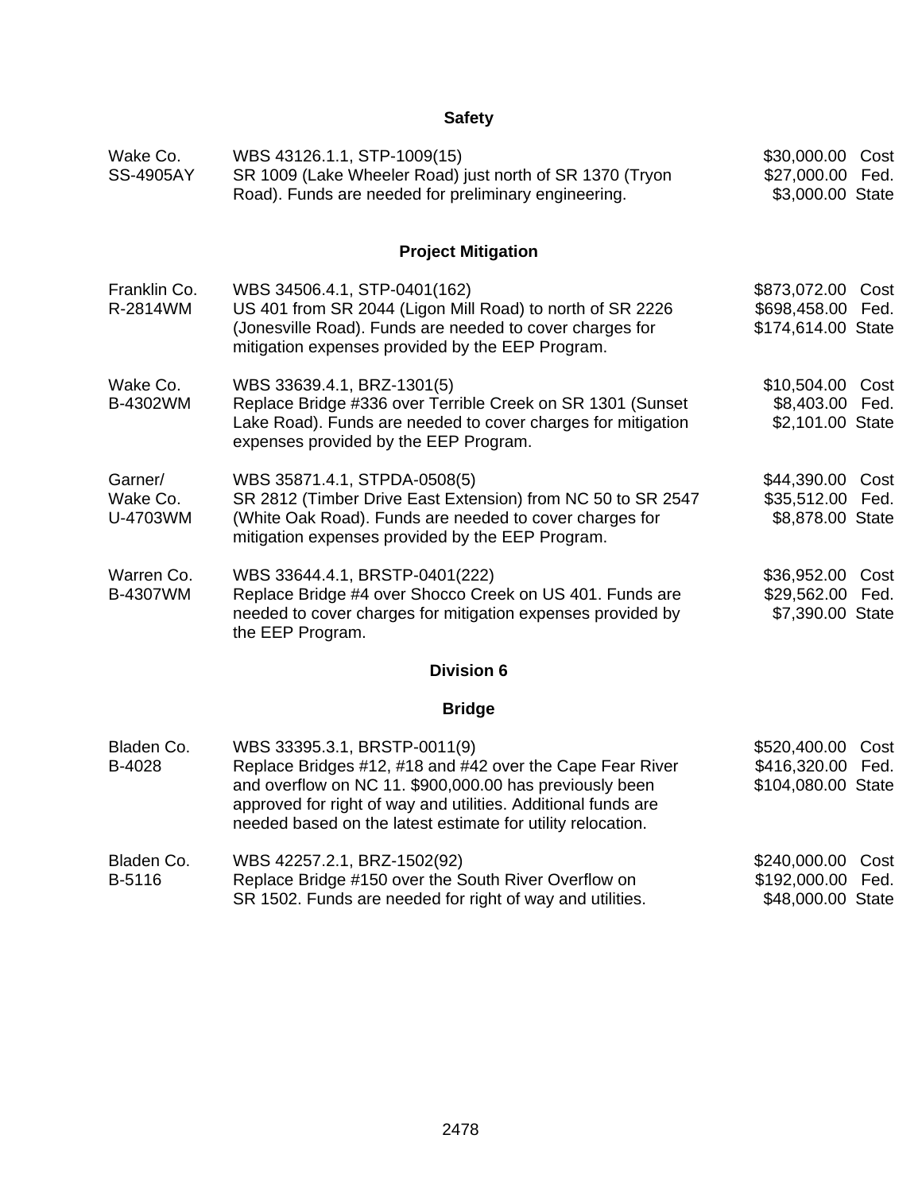## Safety

| | | |
|---|---|---|
| Wake Co.<br>SS-4905AY | WBS 43126.1.1, STP-1009(15)<br>SR 1009 (Lake Wheeler Road) just north of SR 1370 (Tryon Road). Funds are needed for preliminary engineering. | \$30,000.00 Cost<br>\$27,000.00 Fed.<br>\$3,000.00 State |

## Project Mitigation

| | | |
|---|---|---|
| Franklin Co.<br>R-2814WM | WBS 34506.4.1, STP-0401(162)<br>US 401 from SR 2044 (Ligon Mill Road) to north of SR 2226 (Jonesville Road). Funds are needed to cover charges for mitigation expenses provided by the EEP Program. | \$873,072.00 Cost<br>\$698,458.00 Fed.<br>\$174,614.00 State |
| Wake Co.<br>B-4302WM | WBS 33639.4.1, BRZ-1301(5)<br>Replace Bridge #336 over Terrible Creek on SR 1301 (Sunset Lake Road). Funds are needed to cover charges for mitigation expenses provided by the EEP Program. | \$10,504.00 Cost<br>\$8,403.00 Fed.<br>\$2,101.00 State |
| Garner/<br>Wake Co.<br>U-4703WM | WBS 35871.4.1, STPDA-0508(5)<br>SR 2812 (Timber Drive East Extension) from NC 50 to SR 2547 (White Oak Road). Funds are needed to cover charges for mitigation expenses provided by the EEP Program. | \$44,390.00 Cost<br>\$35,512.00 Fed.<br>\$8,878.00 State |
| Warren Co.<br>B-4307WM | WBS 33644.4.1, BRSTP-0401(222)<br>Replace Bridge #4 over Shocco Creek on US 401. Funds are needed to cover charges for mitigation expenses provided by the EEP Program. | \$36,952.00 Cost<br>\$29,562.00 Fed.<br>\$7,390.00 State |

## Division 6

## Bridge

| | | |
|---|---|---|
| Bladen Co.<br>B-4028 | WBS 33395.3.1, BRSTP-0011(9)<br>Replace Bridges #12, #18 and #42 over the Cape Fear River and overflow on NC 11. \$900,000.00 has previously been approved for right of way and utilities. Additional funds are needed based on the latest estimate for utility relocation. | \$520,400.00 Cost<br>\$416,320.00 Fed.<br>\$104,080.00 State |
| Bladen Co.<br>B-5116 | WBS 42257.2.1, BRZ-1502(92)<br>Replace Bridge #150 over the South River Overflow on SR 1502. Funds are needed for right of way and utilities. | \$240,000.00 Cost<br>\$192,000.00 Fed.<br>\$48,000.00 State |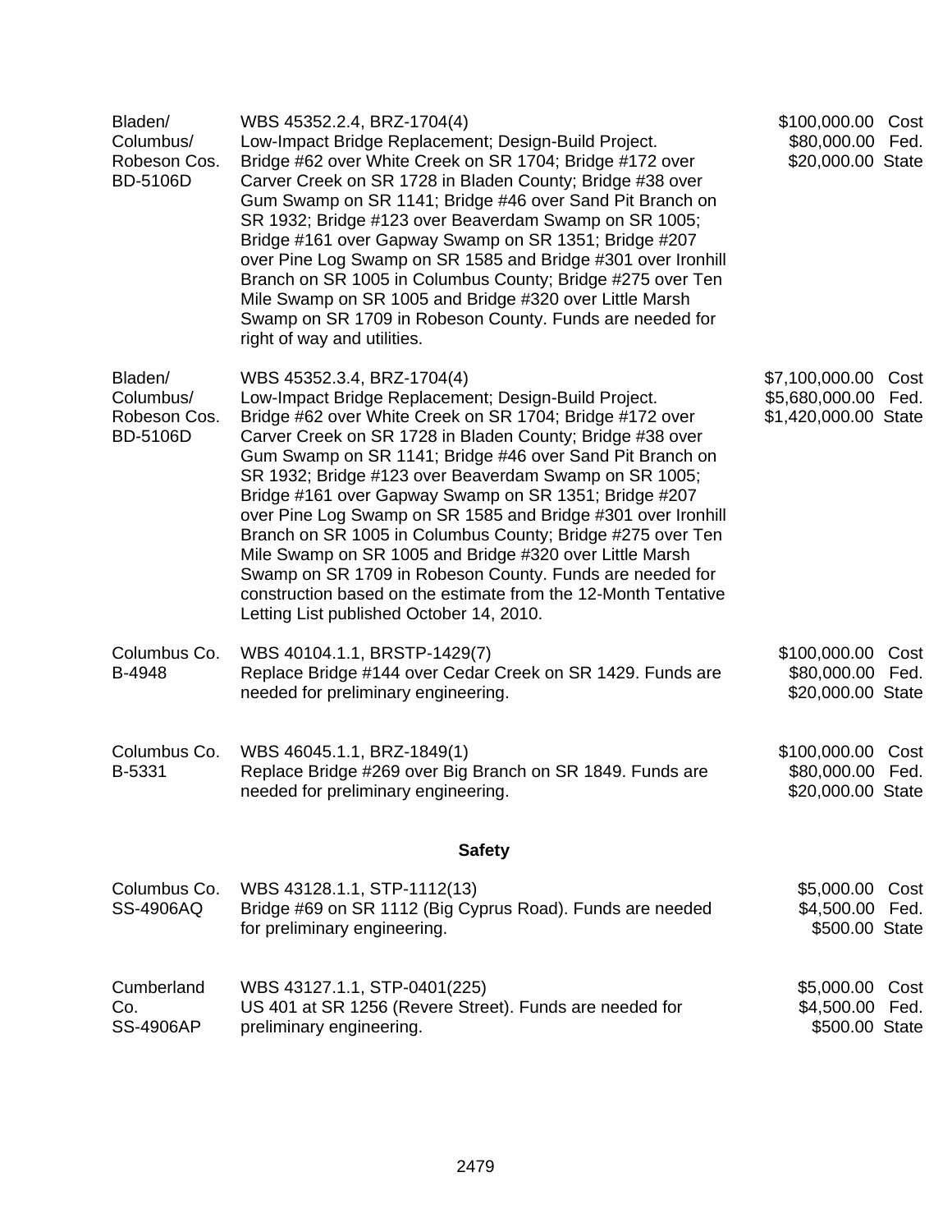| | | |
|---|---|---|
| Bladen/ Columbus/ Robeson Cos. BD-5106D | WBS 45352.2.4, BRZ-1704(4) Low-Impact Bridge Replacement; Design-Build Project. Bridge #62 over White Creek on SR 1704; Bridge #172 over Carver Creek on SR 1728 in Bladen County; Bridge #38 over Gum Swamp on SR 1141; Bridge #46 over Sand Pit Branch on SR 1932; Bridge #123 over Beaverdam Swamp on SR 1005; Bridge #161 over Gapway Swamp on SR 1351; Bridge #207 over Pine Log Swamp on SR 1585 and Bridge #301 over Ironhill Branch on SR 1005 in Columbus County; Bridge #275 over Ten Mile Swamp on SR 1005 and Bridge #320 over Little Marsh Swamp on SR 1709 in Robeson County. Funds are needed for right of way and utilities. | $100,000.00 Cost<br>$80,000.00 Fed.<br>$20,000.00 State |
| Bladen/ Columbus/ Robeson Cos. BD-5106D | WBS 45352.3.4, BRZ-1704(4) Low-Impact Bridge Replacement; Design-Build Project. Bridge #62 over White Creek on SR 1704; Bridge #172 over Carver Creek on SR 1728 in Bladen County; Bridge #38 over Gum Swamp on SR 1141; Bridge #46 over Sand Pit Branch on SR 1932; Bridge #123 over Beaverdam Swamp on SR 1005; Bridge #161 over Gapway Swamp on SR 1351; Bridge #207 over Pine Log Swamp on SR 1585 and Bridge #301 over Ironhill Branch on SR 1005 in Columbus County; Bridge #275 over Ten Mile Swamp on SR 1005 and Bridge #320 over Little Marsh Swamp on SR 1709 in Robeson County. Funds are needed for construction based on the estimate from the 12-Month Tentative Letting List published October 14, 2010. | $7,100,000.00 Cost<br>$5,680,000.00 Fed.<br>$1,420,000.00 State |
| Columbus Co. B-4948 | WBS 40104.1.1, BRSTP-1429(7) Replace Bridge #144 over Cedar Creek on SR 1429. Funds are needed for preliminary engineering. | $100,000.00 Cost<br>$80,000.00 Fed.<br>$20,000.00 State |
| Columbus Co. B-5331 | WBS 46045.1.1, BRZ-1849(1) Replace Bridge #269 over Big Branch on SR 1849. Funds are needed for preliminary engineering. | $100,000.00 Cost<br>$80,000.00 Fed.<br>$20,000.00 State |

**Safety**

| | | |
|---|---|---|
| Columbus Co. SS-4906AQ | WBS 43128.1.1, STP-1112(13) Bridge #69 on SR 1112 (Big Cyprus Road). Funds are needed for preliminary engineering. | $5,000.00 Cost<br>$4,500.00 Fed.<br>$500.00 State |
| Cumberland Co. SS-4906AP | WBS 43127.1.1, STP-0401(225) US 401 at SR 1256 (Revere Street). Funds are needed for preliminary engineering. | $5,000.00 Cost<br>$4,500.00 Fed.<br>$500.00 State |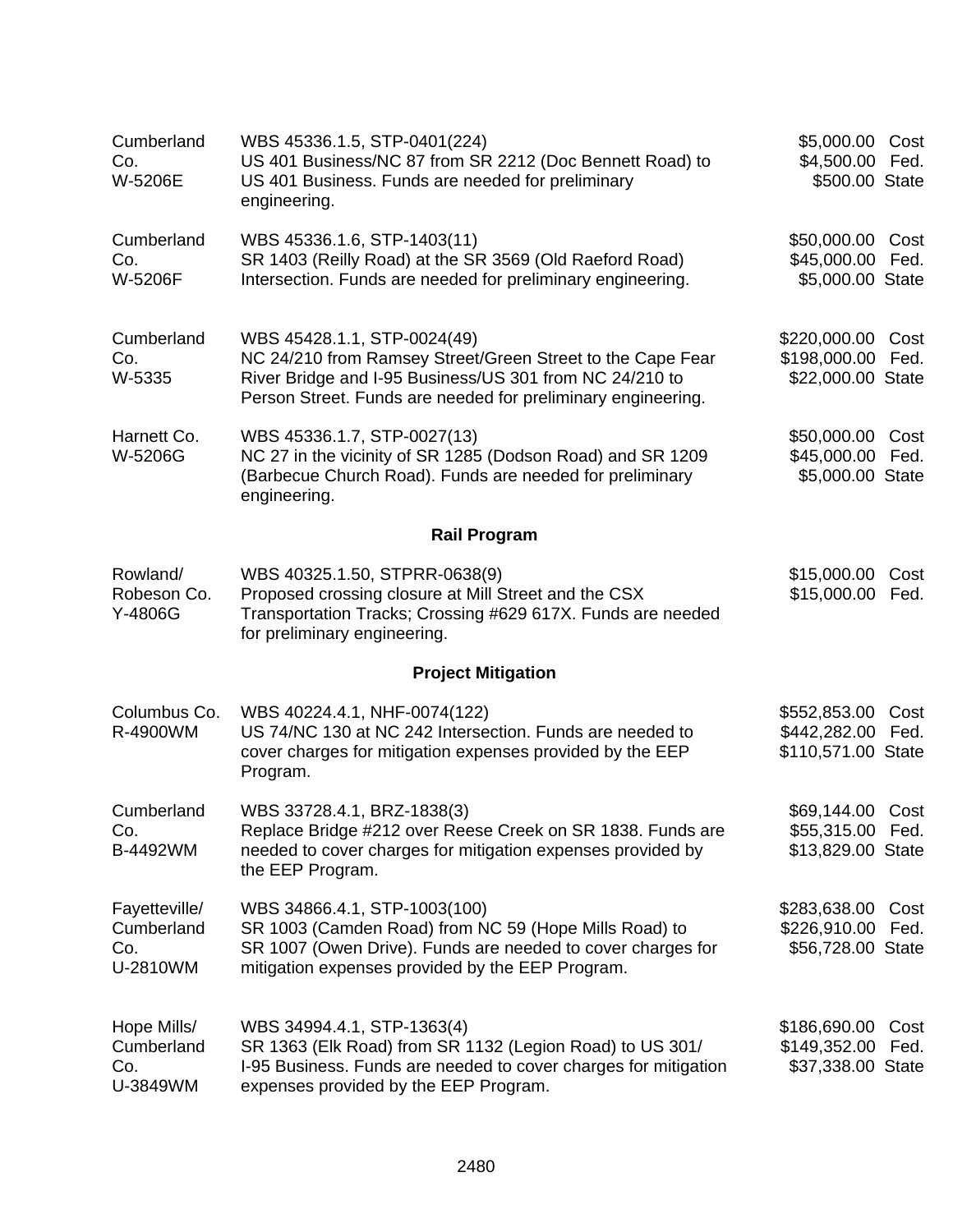| | | |
|---|---|---|
| Cumberland Co.<br>W-5206E | WBS 45336.1.5, STP-0401(224)<br>US 401 Business/NC 87 from SR 2212 (Doc Bennett Road) to US 401 Business. Funds are needed for preliminary engineering. | $5,000.00 Cost<br>$4,500.00 Fed.<br>$500.00 State |
| Cumberland Co.<br>W-5206F | WBS 45336.1.6, STP-1403(11)<br>SR 1403 (Reilly Road) at the SR 3569 (Old Raeford Road) Intersection. Funds are needed for preliminary engineering. | $50,000.00 Cost<br>$45,000.00 Fed.<br>$5,000.00 State |
| Cumberland Co.<br>W-5335 | WBS 45428.1.1, STP-0024(49)<br>NC 24/210 from Ramsey Street/Green Street to the Cape Fear River Bridge and I-95 Business/US 301 from NC 24/210 to Person Street. Funds are needed for preliminary engineering. | $220,000.00 Cost<br>$198,000.00 Fed.<br>$22,000.00 State |
| Harnett Co.<br>W-5206G | WBS 45336.1.7, STP-0027(13)<br>NC 27 in the vicinity of SR 1285 (Dodson Road) and SR 1209 (Barbecue Church Road). Funds are needed for preliminary engineering. | $50,000.00 Cost<br>$45,000.00 Fed.<br>$5,000.00 State |

**Rail Program**

| | | |
|---|---|---|
| Rowland/<br>Robeson Co.<br>Y-4806G | WBS 40325.1.50, STPRR-0638(9)<br>Proposed crossing closure at Mill Street and the CSX Transportation Tracks; Crossing #629 617X. Funds are needed for preliminary engineering. | $15,000.00 Cost<br>$15,000.00 Fed. |

**Project Mitigation**

| | | |
|---|---|---|
| Columbus Co.<br>R-4900WM | WBS 40224.4.1, NHF-0074(122)<br>US 74/NC 130 at NC 242 Intersection. Funds are needed to cover charges for mitigation expenses provided by the EEP Program. | $552,853.00 Cost<br>$442,282.00 Fed.<br>$110,571.00 State |
| Cumberland Co.<br>B-4492WM | WBS 33728.4.1, BRZ-1838(3)<br>Replace Bridge #212 over Reese Creek on SR 1838. Funds are needed to cover charges for mitigation expenses provided by the EEP Program. | $69,144.00 Cost<br>$55,315.00 Fed.<br>$13,829.00 State |
| Fayetteville/<br>Cumberland Co.<br>U-2810WM | WBS 34866.4.1, STP-1003(100)<br>SR 1003 (Camden Road) from NC 59 (Hope Mills Road) to SR 1007 (Owen Drive). Funds are needed to cover charges for mitigation expenses provided by the EEP Program. | $283,638.00 Cost<br>$226,910.00 Fed.<br>$56,728.00 State |
| Hope Mills/<br>Cumberland Co.<br>U-3849WM | WBS 34994.4.1, STP-1363(4)<br>SR 1363 (Elk Road) from SR 1132 (Legion Road) to US 301/ I-95 Business. Funds are needed to cover charges for mitigation expenses provided by the EEP Program. | $186,690.00 Cost<br>$149,352.00 Fed.<br>$37,338.00 State |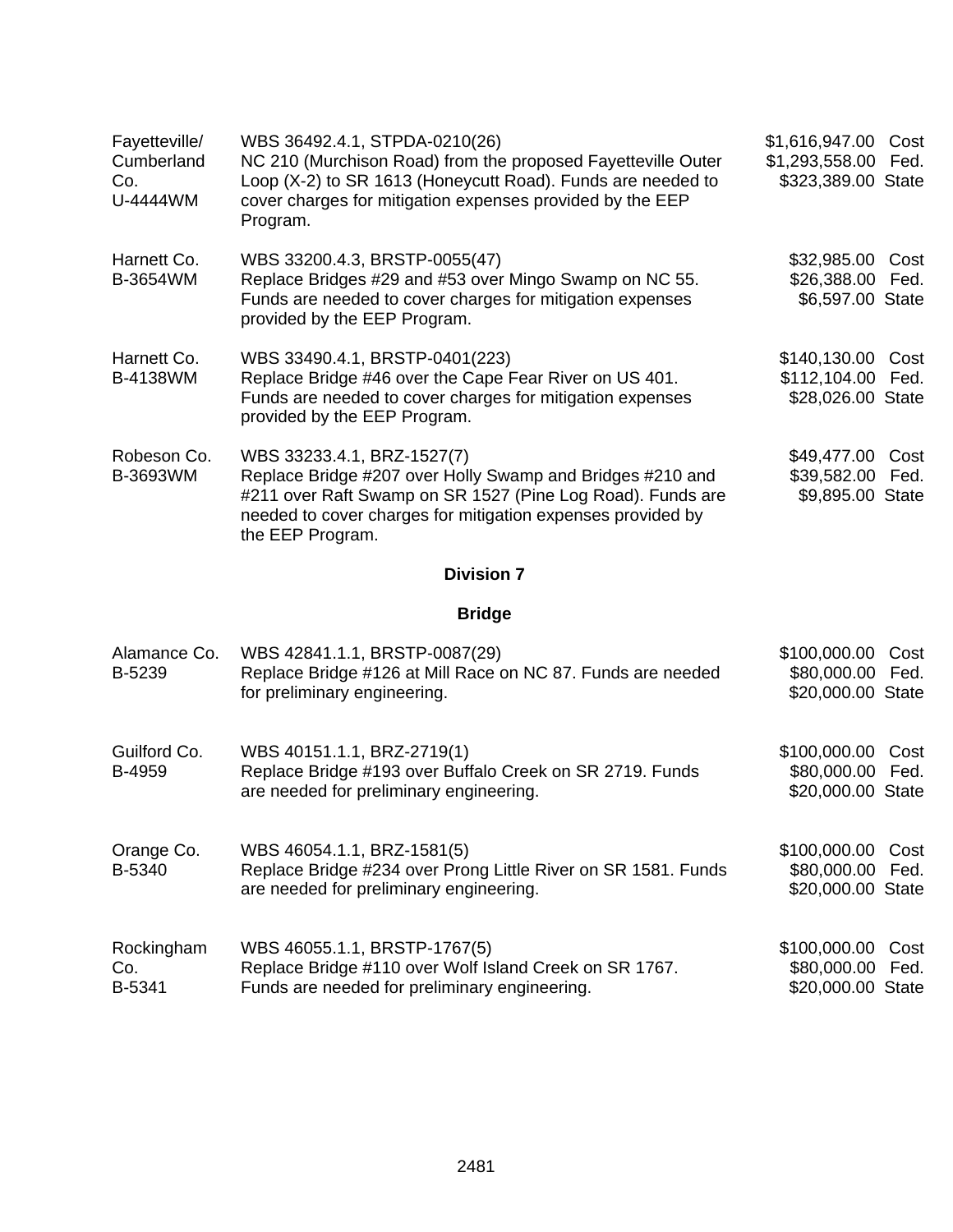| | | |
|---|---|---|
| Fayetteville/ Cumberland Co. U-4444WM | WBS 36492.4.1, STPDA-0210(26) NC 210 (Murchison Road) from the proposed Fayetteville Outer Loop (X-2) to SR 1613 (Honeycutt Road). Funds are needed to cover charges for mitigation expenses provided by the EEP Program. | $1,616,947.00 Cost $1,293,558.00 Fed. $323,389.00 State |
| Harnett Co. B-3654WM | WBS 33200.4.3, BRSTP-0055(47) Replace Bridges #29 and #53 over Mingo Swamp on NC 55. Funds are needed to cover charges for mitigation expenses provided by the EEP Program. | $32,985.00 Cost $26,388.00 Fed. $6,597.00 State |
| Harnett Co. B-4138WM | WBS 33490.4.1, BRSTP-0401(223) Replace Bridge #46 over the Cape Fear River on US 401. Funds are needed to cover charges for mitigation expenses provided by the EEP Program. | $140,130.00 Cost $112,104.00 Fed. $28,026.00 State |
| Robeson Co. B-3693WM | WBS 33233.4.1, BRZ-1527(7) Replace Bridge #207 over Holly Swamp and Bridges #210 and #211 over Raft Swamp on SR 1527 (Pine Log Road). Funds are needed to cover charges for mitigation expenses provided by the EEP Program. | $49,477.00 Cost $39,582.00 Fed. $9,895.00 State |

**Division 7**

**Bridge**

| | | |
|---|---|---|
| Alamance Co. B-5239 | WBS 42841.1.1, BRSTP-0087(29) Replace Bridge #126 at Mill Race on NC 87. Funds are needed for preliminary engineering. | $100,000.00 Cost $80,000.00 Fed. $20,000.00 State |
| Guilford Co. B-4959 | WBS 40151.1.1, BRZ-2719(1) Replace Bridge #193 over Buffalo Creek on SR 2719. Funds are needed for preliminary engineering. | $100,000.00 Cost $80,000.00 Fed. $20,000.00 State |
| Orange Co. B-5340 | WBS 46054.1.1, BRZ-1581(5) Replace Bridge #234 over Prong Little River on SR 1581. Funds are needed for preliminary engineering. | $100,000.00 Cost $80,000.00 Fed. $20,000.00 State |
| Rockingham Co. B-5341 | WBS 46055.1.1, BRSTP-1767(5) Replace Bridge #110 over Wolf Island Creek on SR 1767. Funds are needed for preliminary engineering. | $100,000.00 Cost $80,000.00 Fed. $20,000.00 State |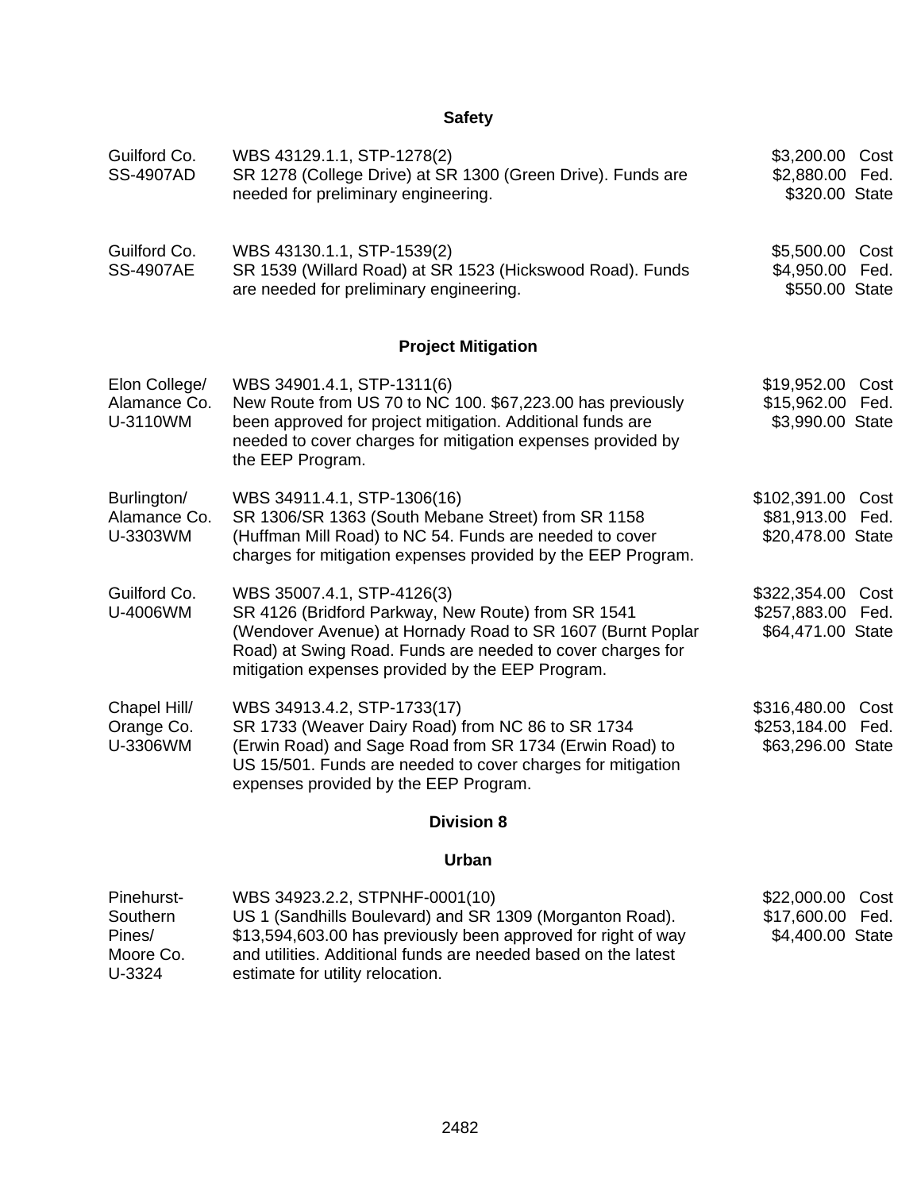## Safety

| | | |
|---|---|---|
| Guilford Co.<br>SS-4907AD | WBS 43129.1.1, STP-1278(2)<br>SR 1278 (College Drive) at SR 1300 (Green Drive). Funds are needed for preliminary engineering. | $3,200.00 Cost<br>$2,880.00 Fed.<br>$320.00 State |
| Guilford Co.<br>SS-4907AE | WBS 43130.1.1, STP-1539(2)<br>SR 1539 (Willard Road) at SR 1523 (Hickswood Road). Funds are needed for preliminary engineering. | $5,500.00 Cost<br>$4,950.00 Fed.<br>$550.00 State |

## Project Mitigation

| | | |
|---|---|---|
| Elon College/<br>Alamance Co.<br>U-3110WM | WBS 34901.4.1, STP-1311(6)<br>New Route from US 70 to NC 100. $67,223.00 has previously been approved for project mitigation. Additional funds are needed to cover charges for mitigation expenses provided by the EEP Program. | $19,952.00 Cost<br>$15,962.00 Fed.<br>$3,990.00 State |
| Burlington/<br>Alamance Co.<br>U-3303WM | WBS 34911.4.1, STP-1306(16)<br>SR 1306/SR 1363 (South Mebane Street) from SR 1158 (Huffman Mill Road) to NC 54. Funds are needed to cover charges for mitigation expenses provided by the EEP Program. | $102,391.00 Cost<br>$81,913.00 Fed.<br>$20,478.00 State |
| Guilford Co.<br>U-4006WM | WBS 35007.4.1, STP-4126(3)<br>SR 4126 (Bridford Parkway, New Route) from SR 1541 (Wendover Avenue) at Hornady Road to SR 1607 (Burnt Poplar Road) at Swing Road. Funds are needed to cover charges for mitigation expenses provided by the EEP Program. | $322,354.00 Cost<br>$257,883.00 Fed.<br>$64,471.00 State |
| Chapel Hill/<br>Orange Co.<br>U-3306WM | WBS 34913.4.2, STP-1733(17)<br>SR 1733 (Weaver Dairy Road) from NC 86 to SR 1734 (Erwin Road) and Sage Road from SR 1734 (Erwin Road) to US 15/501. Funds are needed to cover charges for mitigation expenses provided by the EEP Program. | $316,480.00 Cost<br>$253,184.00 Fed.<br>$63,296.00 State |

## Division 8

## Urban

| | | |
|---|---|---|
| Pinehurst-<br>Southern<br>Pines/<br>Moore Co.<br>U-3324 | WBS 34923.2.2, STPNHF-0001(10)<br>US 1 (Sandhills Boulevard) and SR 1309 (Morganton Road). $13,594,603.00 has previously been approved for right of way and utilities. Additional funds are needed based on the latest estimate for utility relocation. | $22,000.00 Cost<br>$17,600.00 Fed.<br>$4,400.00 State |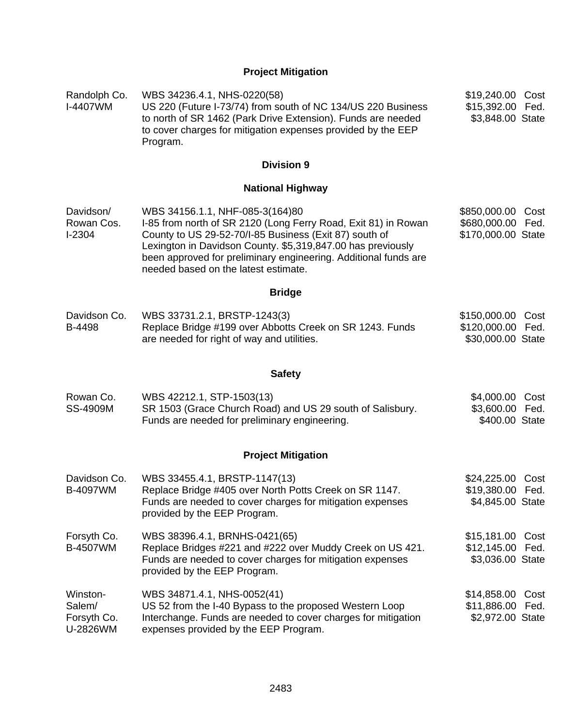### Project Mitigation

| | | |
|---|---|---|
| Randolph Co.<br>I-4407WM | WBS 34236.4.1, NHS-0220(58)<br>US 220 (Future I-73/74) from south of NC 134/US 220 Business to north of SR 1462 (Park Drive Extension). Funds are needed to cover charges for mitigation expenses provided by the EEP Program. | $19,240.00 Cost<br>$15,392.00 Fed.<br>$3,848.00 State |

## Division 9

### National Highway

| | | |
|---|---|---|
| Davidson/<br>Rowan Cos.<br>I-2304 | WBS 34156.1.1, NHF-085-3(164)80<br>I-85 from north of SR 2120 (Long Ferry Road, Exit 81) in Rowan County to US 29-52-70/I-85 Business (Exit 87) south of Lexington in Davidson County. $5,319,847.00 has previously been approved for preliminary engineering. Additional funds are needed based on the latest estimate. | $850,000.00 Cost<br>$680,000.00 Fed.<br>$170,000.00 State |

### Bridge

| | | |
|---|---|---|
| Davidson Co.<br>B-4498 | WBS 33731.2.1, BRSTP-1243(3)<br>Replace Bridge #199 over Abbotts Creek on SR 1243. Funds are needed for right of way and utilities. | $150,000.00 Cost<br>$120,000.00 Fed.<br>$30,000.00 State |

### Safety

| | | |
|---|---|---|
| Rowan Co.<br>SS-4909M | WBS 42212.1, STP-1503(13)<br>SR 1503 (Grace Church Road) and US 29 south of Salisbury. Funds are needed for preliminary engineering. | $4,000.00 Cost<br>$3,600.00 Fed.<br>$400.00 State |

### Project Mitigation

| | | |
|---|---|---|
| Davidson Co.<br>B-4097WM | WBS 33455.4.1, BRSTP-1147(13)<br>Replace Bridge #405 over North Potts Creek on SR 1147. Funds are needed to cover charges for mitigation expenses provided by the EEP Program. | $24,225.00 Cost<br>$19,380.00 Fed.<br>$4,845.00 State |
| Forsyth Co.<br>B-4507WM | WBS 38396.4.1, BRNHS-0421(65)<br>Replace Bridges #221 and #222 over Muddy Creek on US 421. Funds are needed to cover charges for mitigation expenses provided by the EEP Program. | $15,181.00 Cost<br>$12,145.00 Fed.<br>$3,036.00 State |
| Winston-Salem/<br>Forsyth Co.<br>U-2826WM | WBS 34871.4.1, NHS-0052(41)<br>US 52 from the I-40 Bypass to the proposed Western Loop Interchange. Funds are needed to cover charges for mitigation expenses provided by the EEP Program. | $14,858.00 Cost<br>$11,886.00 Fed.<br>$2,972.00 State |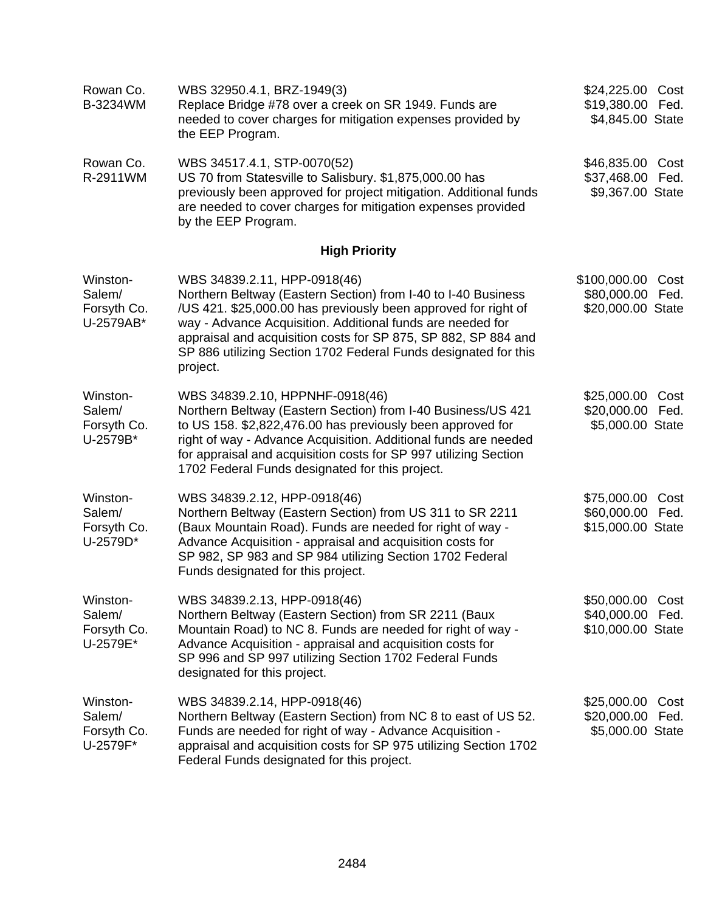| Location | Description | Amount |
|---|---|---|
| Rowan Co.<br>B-3234WM | WBS 32950.4.1, BRZ-1949(3)<br>Replace Bridge #78 over a creek on SR 1949. Funds are needed to cover charges for mitigation expenses provided by the EEP Program. | $24,225.00 Cost<br>$19,380.00 Fed.<br>$4,845.00 State |
| Rowan Co.<br>R-2911WM | WBS 34517.4.1, STP-0070(52)<br>US 70 from Statesville to Salisbury. $1,875,000.00 has previously been approved for project mitigation. Additional funds are needed to cover charges for mitigation expenses provided by the EEP Program. | $46,835.00 Cost<br>$37,468.00 Fed.<br>$9,367.00 State |

**High Priority**

| Location | Description | Amount |
|---|---|---|
| Winston-Salem/<br>Forsyth Co.<br>U-2579AB* | WBS 34839.2.11, HPP-0918(46)<br>Northern Beltway (Eastern Section) from I-40 to I-40 Business /US 421. $25,000.00 has previously been approved for right of way - Advance Acquisition. Additional funds are needed for appraisal and acquisition costs for SP 875, SP 882, SP 884 and SP 886 utilizing Section 1702 Federal Funds designated for this project. | $100,000.00 Cost<br>$80,000.00 Fed.<br>$20,000.00 State |
| Winston-Salem/<br>Forsyth Co.<br>U-2579B* | WBS 34839.2.10, HPPNHF-0918(46)<br>Northern Beltway (Eastern Section) from I-40 Business/US 421 to US 158. $2,822,476.00 has previously been approved for right of way - Advance Acquisition. Additional funds are needed for appraisal and acquisition costs for SP 997 utilizing Section 1702 Federal Funds designated for this project. | $25,000.00 Cost<br>$20,000.00 Fed.<br>$5,000.00 State |
| Winston-Salem/<br>Forsyth Co.<br>U-2579D* | WBS 34839.2.12, HPP-0918(46)<br>Northern Beltway (Eastern Section) from US 311 to SR 2211 (Baux Mountain Road). Funds are needed for right of way - Advance Acquisition - appraisal and acquisition costs for SP 982, SP 983 and SP 984 utilizing Section 1702 Federal Funds designated for this project. | $75,000.00 Cost<br>$60,000.00 Fed.<br>$15,000.00 State |
| Winston-Salem/<br>Forsyth Co.<br>U-2579E* | WBS 34839.2.13, HPP-0918(46)<br>Northern Beltway (Eastern Section) from SR 2211 (Baux Mountain Road) to NC 8. Funds are needed for right of way - Advance Acquisition - appraisal and acquisition costs for SP 996 and SP 997 utilizing Section 1702 Federal Funds designated for this project. | $50,000.00 Cost<br>$40,000.00 Fed.<br>$10,000.00 State |
| Winston-Salem/<br>Forsyth Co.<br>U-2579F* | WBS 34839.2.14, HPP-0918(46)<br>Northern Beltway (Eastern Section) from NC 8 to east of US 52. Funds are needed for right of way - Advance Acquisition - appraisal and acquisition costs for SP 975 utilizing Section 1702 Federal Funds designated for this project. | $25,000.00 Cost<br>$20,000.00 Fed.<br>$5,000.00 State |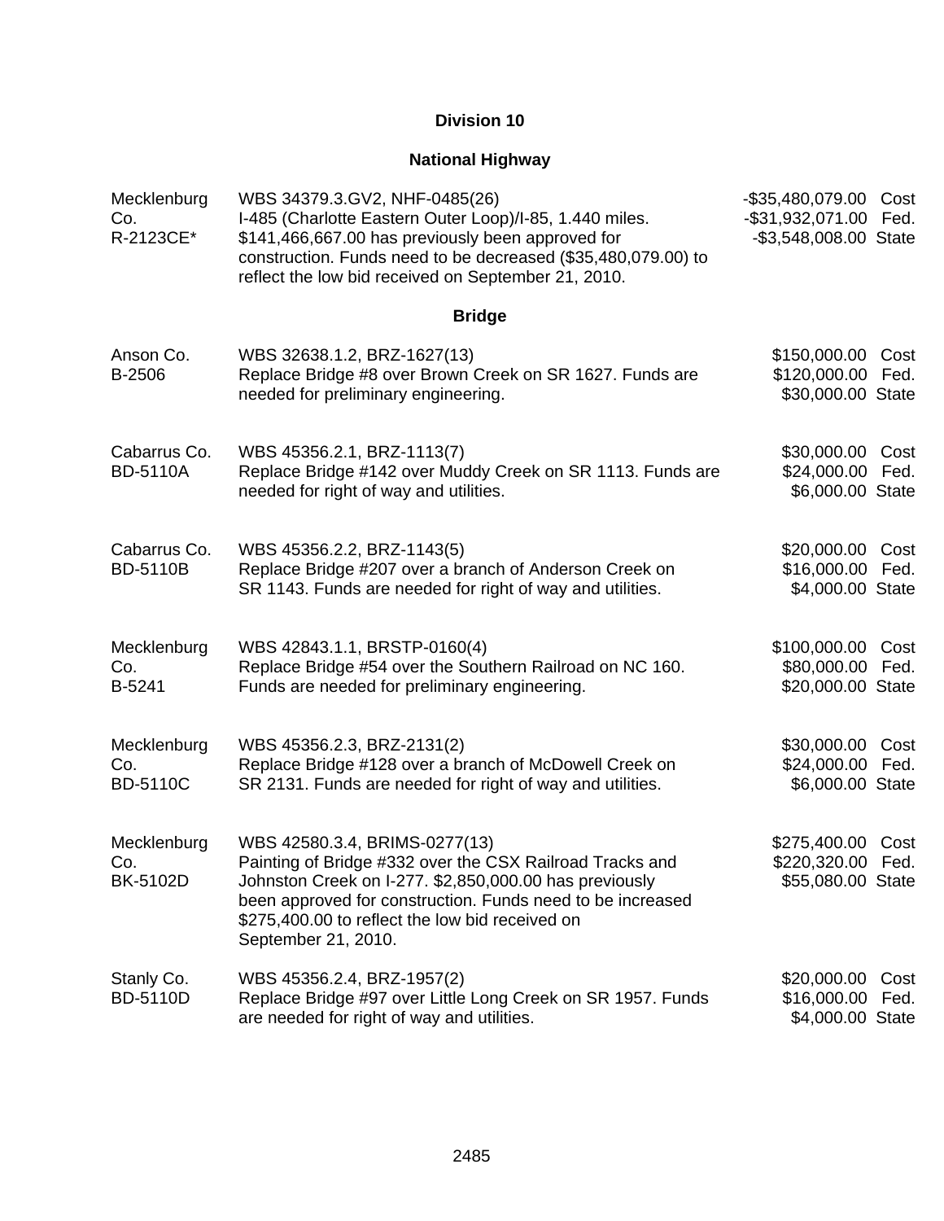## Division 10

### National Highway

| | | |
|---|---|---|
| Mecklenburg Co. R-2123CE* | WBS 34379.3.GV2, NHF-0485(26) I-485 (Charlotte Eastern Outer Loop)/I-85, 1.440 miles. $141,466,667.00 has previously been approved for construction. Funds need to be decreased ($35,480,079.00) to reflect the low bid received on September 21, 2010. | -$35,480,079.00 Cost -$31,932,071.00 Fed. -$3,548,008.00 State |

### Bridge

| | | |
|---|---|---|
| Anson Co. B-2506 | WBS 32638.1.2, BRZ-1627(13) Replace Bridge #8 over Brown Creek on SR 1627. Funds are needed for preliminary engineering. | $150,000.00 Cost $120,000.00 Fed. $30,000.00 State |
| Cabarrus Co. BD-5110A | WBS 45356.2.1, BRZ-1113(7) Replace Bridge #142 over Muddy Creek on SR 1113. Funds are needed for right of way and utilities. | $30,000.00 Cost $24,000.00 Fed. $6,000.00 State |
| Cabarrus Co. BD-5110B | WBS 45356.2.2, BRZ-1143(5) Replace Bridge #207 over a branch of Anderson Creek on SR 1143. Funds are needed for right of way and utilities. | $20,000.00 Cost $16,000.00 Fed. $4,000.00 State |
| Mecklenburg Co. B-5241 | WBS 42843.1.1, BRSTP-0160(4) Replace Bridge #54 over the Southern Railroad on NC 160. Funds are needed for preliminary engineering. | $100,000.00 Cost $80,000.00 Fed. $20,000.00 State |
| Mecklenburg Co. BD-5110C | WBS 45356.2.3, BRZ-2131(2) Replace Bridge #128 over a branch of McDowell Creek on SR 2131. Funds are needed for right of way and utilities. | $30,000.00 Cost $24,000.00 Fed. $6,000.00 State |
| Mecklenburg Co. BK-5102D | WBS 42580.3.4, BRIMS-0277(13) Painting of Bridge #332 over the CSX Railroad Tracks and Johnston Creek on I-277. $2,850,000.00 has previously been approved for construction. Funds need to be increased $275,400.00 to reflect the low bid received on September 21, 2010. | $275,400.00 Cost $220,320.00 Fed. $55,080.00 State |
| Stanly Co. BD-5110D | WBS 45356.2.4, BRZ-1957(2) Replace Bridge #97 over Little Long Creek on SR 1957. Funds are needed for right of way and utilities. | $20,000.00 Cost $16,000.00 Fed. $4,000.00 State |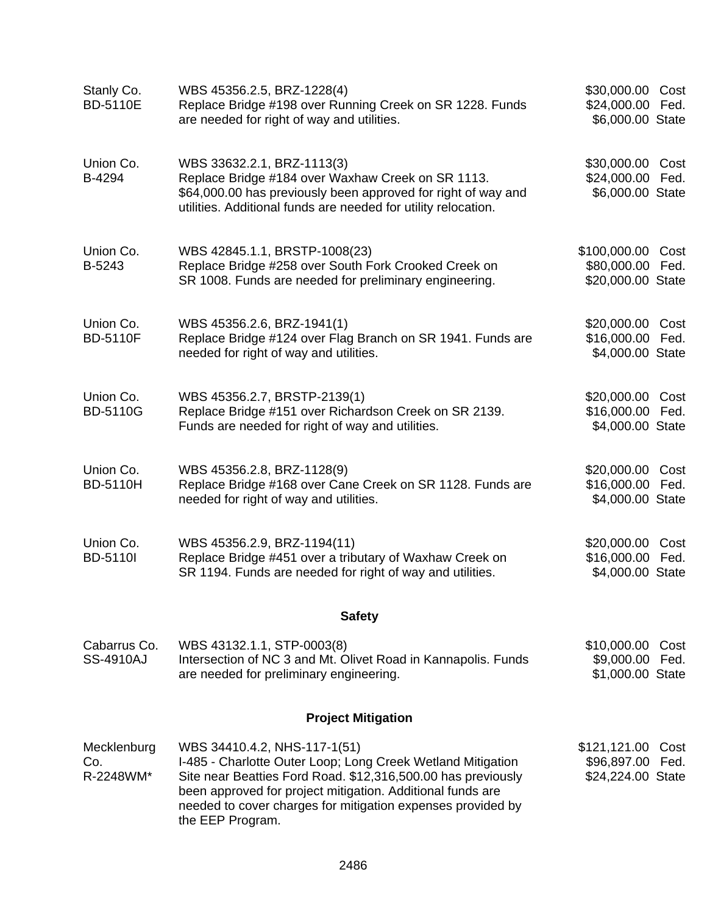| | | |
|---|---|---|
| Stanly Co.<br>BD-5110E | WBS 45356.2.5, BRZ-1228(4)<br>Replace Bridge #198 over Running Creek on SR 1228. Funds are needed for right of way and utilities. | \$30,000.00 Cost<br>\$24,000.00 Fed.<br>\$6,000.00 State |
| Union Co.<br>B-4294 | WBS 33632.2.1, BRZ-1113(3)<br>Replace Bridge #184 over Waxhaw Creek on SR 1113. \$64,000.00 has previously been approved for right of way and utilities. Additional funds are needed for utility relocation. | \$30,000.00 Cost<br>\$24,000.00 Fed.<br>\$6,000.00 State |
| Union Co.<br>B-5243 | WBS 42845.1.1, BRSTP-1008(23)<br>Replace Bridge #258 over South Fork Crooked Creek on SR 1008. Funds are needed for preliminary engineering. | \$100,000.00 Cost<br>\$80,000.00 Fed.<br>\$20,000.00 State |
| Union Co.<br>BD-5110F | WBS 45356.2.6, BRZ-1941(1)<br>Replace Bridge #124 over Flag Branch on SR 1941. Funds are needed for right of way and utilities. | \$20,000.00 Cost<br>\$16,000.00 Fed.<br>\$4,000.00 State |
| Union Co.<br>BD-5110G | WBS 45356.2.7, BRSTP-2139(1)<br>Replace Bridge #151 over Richardson Creek on SR 2139. Funds are needed for right of way and utilities. | \$20,000.00 Cost<br>\$16,000.00 Fed.<br>\$4,000.00 State |
| Union Co.<br>BD-5110H | WBS 45356.2.8, BRZ-1128(9)<br>Replace Bridge #168 over Cane Creek on SR 1128. Funds are needed for right of way and utilities. | \$20,000.00 Cost<br>\$16,000.00 Fed.<br>\$4,000.00 State |
| Union Co.<br>BD-5110I | WBS 45356.2.9, BRZ-1194(11)<br>Replace Bridge #451 over a tributary of Waxhaw Creek on SR 1194. Funds are needed for right of way and utilities. | \$20,000.00 Cost<br>\$16,000.00 Fed.<br>\$4,000.00 State |

**Safety**

| | | |
|---|---|---|
| Cabarrus Co.<br>SS-4910AJ | WBS 43132.1.1, STP-0003(8)<br>Intersection of NC 3 and Mt. Olivet Road in Kannapolis. Funds are needed for preliminary engineering. | \$10,000.00 Cost<br>\$9,000.00 Fed.<br>\$1,000.00 State |

**Project Mitigation**

| | | |
|---|---|---|
| Mecklenburg Co.<br>R-2248WM* | WBS 34410.4.2, NHS-117-1(51)<br>I-485 - Charlotte Outer Loop; Long Creek Wetland Mitigation Site near Beatties Ford Road. \$12,316,500.00 has previously been approved for project mitigation. Additional funds are needed to cover charges for mitigation expenses provided by the EEP Program. | \$121,121.00 Cost<br>\$96,897.00 Fed.<br>\$24,224.00 State |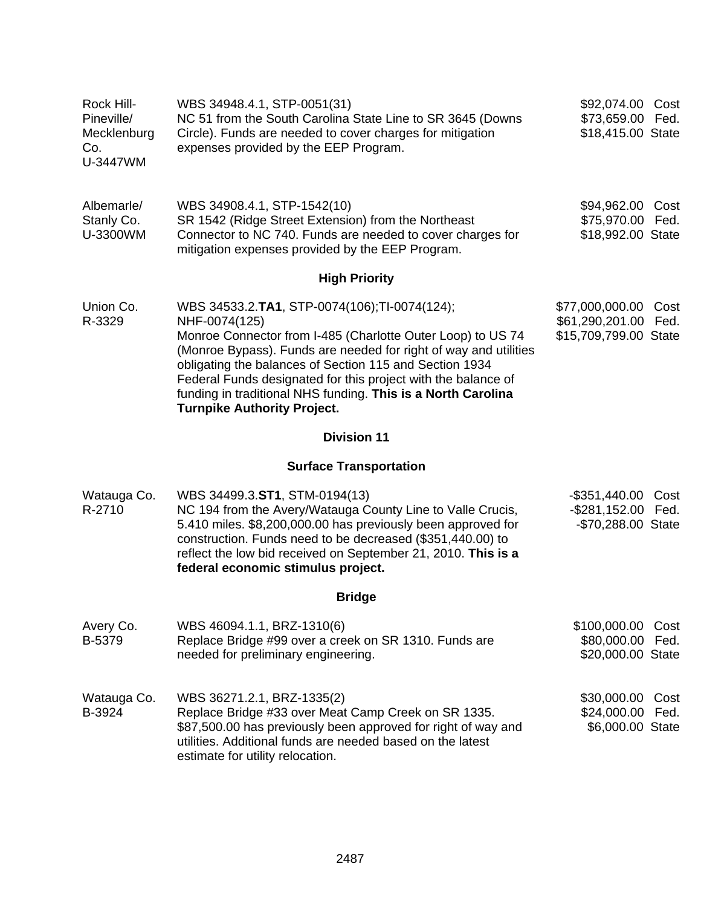| | | |
|---|---|---|
| Rock Hill-Pineville/ Mecklenburg Co. U-3447WM | WBS 34948.4.1, STP-0051(31)<br>NC 51 from the South Carolina State Line to SR 3645 (Downs Circle). Funds are needed to cover charges for mitigation expenses provided by the EEP Program. | $92,074.00 Cost<br>$73,659.00 Fed.<br>$18,415.00 State |
| Albemarle/ Stanly Co. U-3300WM | WBS 34908.4.1, STP-1542(10)<br>SR 1542 (Ridge Street Extension) from the Northeast Connector to NC 740. Funds are needed to cover charges for mitigation expenses provided by the EEP Program. | $94,962.00 Cost<br>$75,970.00 Fed.<br>$18,992.00 State |

### High Priority

| | | |
|---|---|---|
| Union Co. R-3329 | WBS 34533.2.**TA1**, STP-0074(106);TI-0074(124); NHF-0074(125)<br>Monroe Connector from I-485 (Charlotte Outer Loop) to US 74 (Monroe Bypass). Funds are needed for right of way and utilities obligating the balances of Section 115 and Section 1934 Federal Funds designated for this project with the balance of funding in traditional NHS funding. **This is a North Carolina Turnpike Authority Project.** | $77,000,000.00 Cost<br>$61,290,201.00 Fed.<br>$15,709,799.00 State |

## Division 11

### Surface Transportation

| | | |
|---|---|---|
| Watauga Co. R-2710 | WBS 34499.3.**ST1**, STM-0194(13)<br>NC 194 from the Avery/Watauga County Line to Valle Crucis, 5.410 miles. $8,200,000.00 has previously been approved for construction. Funds need to be decreased ($351,440.00) to reflect the low bid received on September 21, 2010. **This is a federal economic stimulus project.** | -$351,440.00 Cost<br>-$281,152.00 Fed.<br>-$70,288.00 State |

### Bridge

| | | |
|---|---|---|
| Avery Co. B-5379 | WBS 46094.1.1, BRZ-1310(6)<br>Replace Bridge #99 over a creek on SR 1310. Funds are needed for preliminary engineering. | $100,000.00 Cost<br>$80,000.00 Fed.<br>$20,000.00 State |
| Watauga Co. B-3924 | WBS 36271.2.1, BRZ-1335(2)<br>Replace Bridge #33 over Meat Camp Creek on SR 1335. $87,500.00 has previously been approved for right of way and utilities. Additional funds are needed based on the latest estimate for utility relocation. | $30,000.00 Cost<br>$24,000.00 Fed.<br>$6,000.00 State |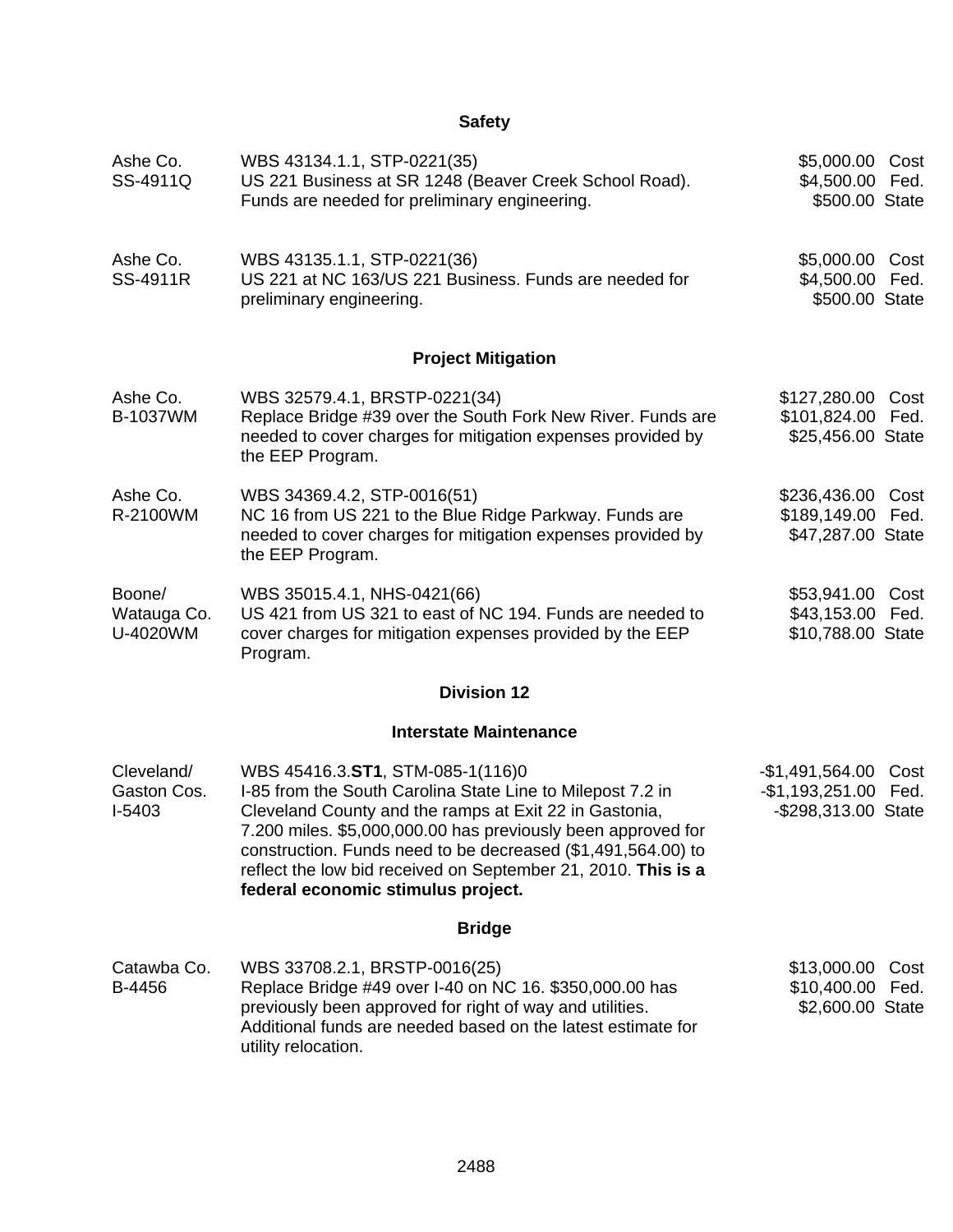## Safety

| | | |
|---|---|---|
| Ashe Co.<br>SS-4911Q | WBS 43134.1.1, STP-0221(35)<br>US 221 Business at SR 1248 (Beaver Creek School Road). Funds are needed for preliminary engineering. | $5,000.00 Cost<br>$4,500.00 Fed.<br>$500.00 State |
| Ashe Co.<br>SS-4911R | WBS 43135.1.1, STP-0221(36)<br>US 221 at NC 163/US 221 Business. Funds are needed for preliminary engineering. | $5,000.00 Cost<br>$4,500.00 Fed.<br>$500.00 State |

## Project Mitigation

| | | |
|---|---|---|
| Ashe Co.<br>B-1037WM | WBS 32579.4.1, BRSTP-0221(34)<br>Replace Bridge #39 over the South Fork New River. Funds are needed to cover charges for mitigation expenses provided by the EEP Program. | $127,280.00 Cost<br>$101,824.00 Fed.<br>$25,456.00 State |
| Ashe Co.<br>R-2100WM | WBS 34369.4.2, STP-0016(51)<br>NC 16 from US 221 to the Blue Ridge Parkway. Funds are needed to cover charges for mitigation expenses provided by the EEP Program. | $236,436.00 Cost<br>$189,149.00 Fed.<br>$47,287.00 State |
| Boone/<br>Watauga Co.<br>U-4020WM | WBS 35015.4.1, NHS-0421(66)<br>US 421 from US 321 to east of NC 194. Funds are needed to cover charges for mitigation expenses provided by the EEP Program. | $53,941.00 Cost<br>$43,153.00 Fed.<br>$10,788.00 State |

## Division 12

## Interstate Maintenance

| | | |
|---|---|---|
| Cleveland/<br>Gaston Cos.<br>I-5403 | WBS 45416.3.**ST1**, STM-085-1(116)0<br>I-85 from the South Carolina State Line to Milepost 7.2 in Cleveland County and the ramps at Exit 22 in Gastonia, 7.200 miles. $5,000,000.00 has previously been approved for construction. Funds need to be decreased ($1,491,564.00) to reflect the low bid received on September 21, 2010. **This is a federal economic stimulus project.** | -$1,491,564.00 Cost<br>-$1,193,251.00 Fed.<br>-$298,313.00 State |

## Bridge

| | | |
|---|---|---|
| Catawba Co.<br>B-4456 | WBS 33708.2.1, BRSTP-0016(25)<br>Replace Bridge #49 over I-40 on NC 16. $350,000.00 has previously been approved for right of way and utilities. Additional funds are needed based on the latest estimate for utility relocation. | $13,000.00 Cost<br>$10,400.00 Fed.<br>$2,600.00 State |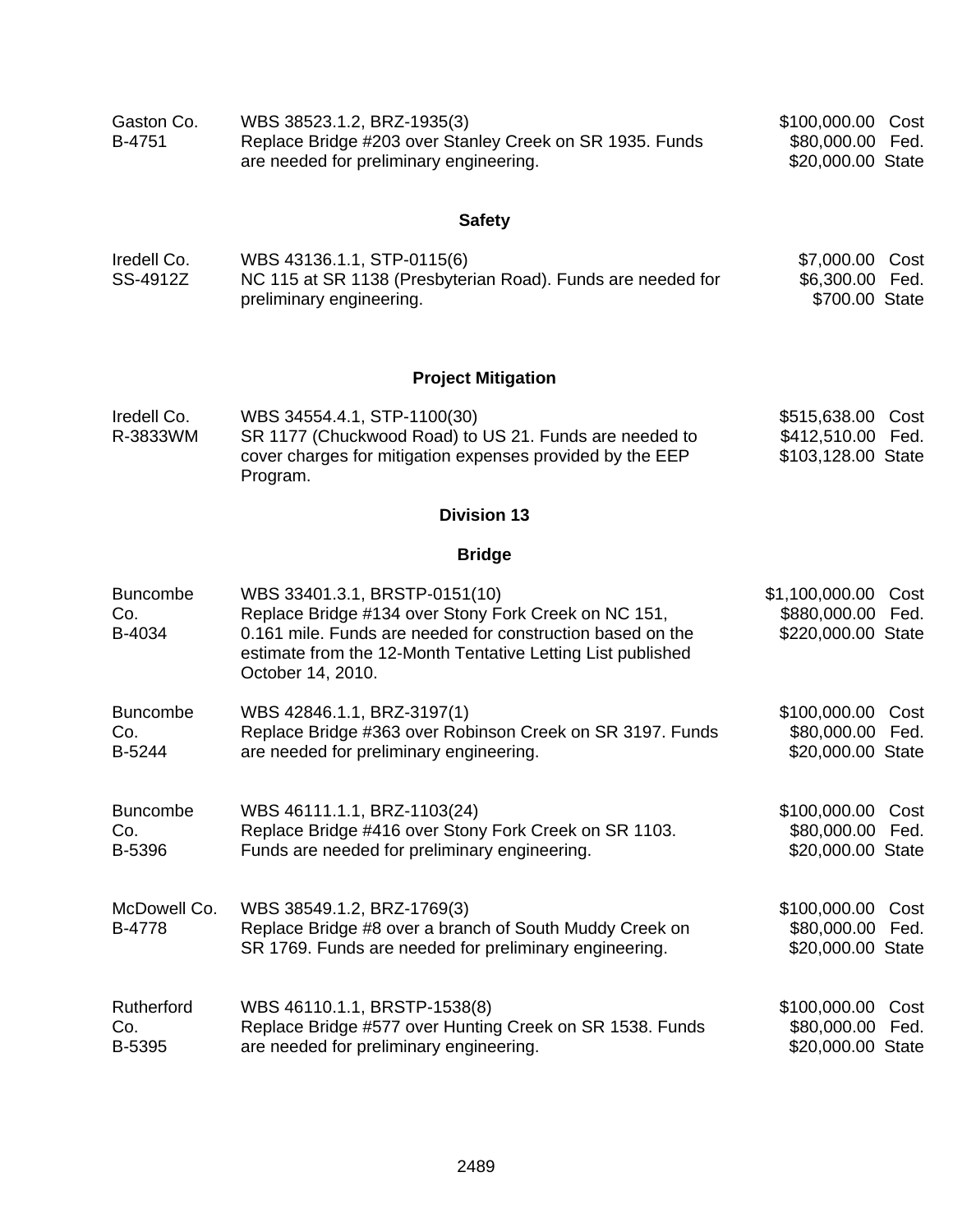| | | |
|---|---|---|
| Gaston Co.<br>B-4751 | WBS 38523.1.2, BRZ-1935(3)<br>Replace Bridge #203 over Stanley Creek on SR 1935. Funds are needed for preliminary engineering. | \$100,000.00 Cost<br>\$80,000.00 Fed.<br>\$20,000.00 State |

**Safety**

| | | |
|---|---|---|
| Iredell Co.<br>SS-4912Z | WBS 43136.1.1, STP-0115(6)<br>NC 115 at SR 1138 (Presbyterian Road). Funds are needed for preliminary engineering. | \$7,000.00 Cost<br>\$6,300.00 Fed.<br>\$700.00 State |

**Project Mitigation**

| | | |
|---|---|---|
| Iredell Co.<br>R-3833WM | WBS 34554.4.1, STP-1100(30)<br>SR 1177 (Chuckwood Road) to US 21. Funds are needed to cover charges for mitigation expenses provided by the EEP Program. | \$515,638.00 Cost<br>\$412,510.00 Fed.<br>\$103,128.00 State |

**Division 13**

**Bridge**

| | | |
|---|---|---|
| Buncombe Co.<br>B-4034 | WBS 33401.3.1, BRSTP-0151(10)<br>Replace Bridge #134 over Stony Fork Creek on NC 151, 0.161 mile. Funds are needed for construction based on the estimate from the 12-Month Tentative Letting List published October 14, 2010. | \$1,100,000.00 Cost<br>\$880,000.00 Fed.<br>\$220,000.00 State |
| Buncombe Co.<br>B-5244 | WBS 42846.1.1, BRZ-3197(1)<br>Replace Bridge #363 over Robinson Creek on SR 3197. Funds are needed for preliminary engineering. | \$100,000.00 Cost<br>\$80,000.00 Fed.<br>\$20,000.00 State |
| Buncombe Co.<br>B-5396 | WBS 46111.1.1, BRZ-1103(24)<br>Replace Bridge #416 over Stony Fork Creek on SR 1103. Funds are needed for preliminary engineering. | \$100,000.00 Cost<br>\$80,000.00 Fed.<br>\$20,000.00 State |
| McDowell Co.<br>B-4778 | WBS 38549.1.2, BRZ-1769(3)<br>Replace Bridge #8 over a branch of South Muddy Creek on SR 1769. Funds are needed for preliminary engineering. | \$100,000.00 Cost<br>\$80,000.00 Fed.<br>\$20,000.00 State |
| Rutherford Co.<br>B-5395 | WBS 46110.1.1, BRSTP-1538(8)<br>Replace Bridge #577 over Hunting Creek on SR 1538. Funds are needed for preliminary engineering. | \$100,000.00 Cost<br>\$80,000.00 Fed.<br>\$20,000.00 State |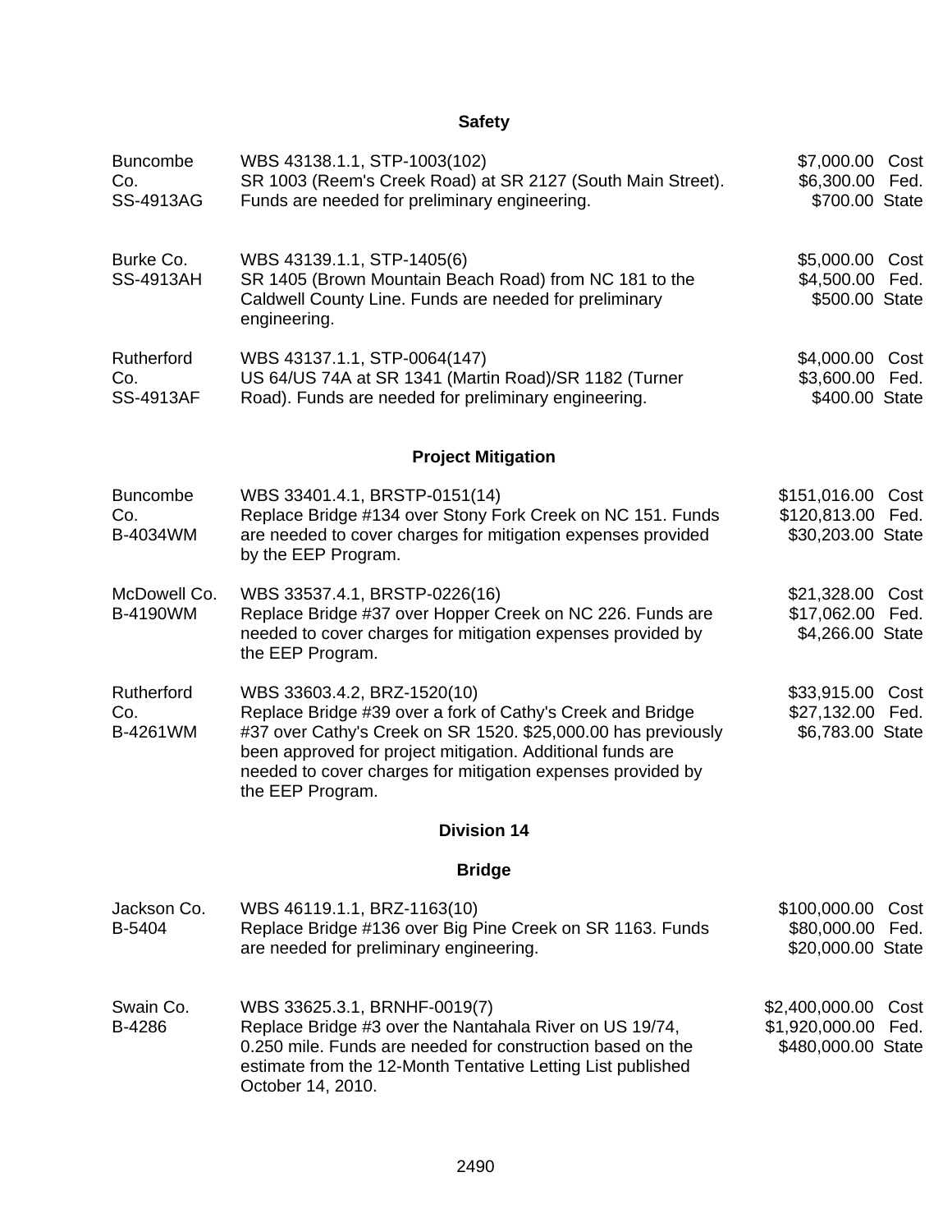### Safety

| | | |
|---|---|---|
| Buncombe Co. SS-4913AG | WBS 43138.1.1, STP-1003(102) SR 1003 (Reem's Creek Road) at SR 2127 (South Main Street). Funds are needed for preliminary engineering. | $7,000.00 Cost $6,300.00 Fed. $700.00 State |
| Burke Co. SS-4913AH | WBS 43139.1.1, STP-1405(6) SR 1405 (Brown Mountain Beach Road) from NC 181 to the Caldwell County Line. Funds are needed for preliminary engineering. | $5,000.00 Cost $4,500.00 Fed. $500.00 State |
| Rutherford Co. SS-4913AF | WBS 43137.1.1, STP-0064(147) US 64/US 74A at SR 1341 (Martin Road)/SR 1182 (Turner Road). Funds are needed for preliminary engineering. | $4,000.00 Cost $3,600.00 Fed. $400.00 State |

### Project Mitigation

| | | |
|---|---|---|
| Buncombe Co. B-4034WM | WBS 33401.4.1, BRSTP-0151(14) Replace Bridge #134 over Stony Fork Creek on NC 151. Funds are needed to cover charges for mitigation expenses provided by the EEP Program. | $151,016.00 Cost $120,813.00 Fed. $30,203.00 State |
| McDowell Co. B-4190WM | WBS 33537.4.1, BRSTP-0226(16) Replace Bridge #37 over Hopper Creek on NC 226. Funds are needed to cover charges for mitigation expenses provided by the EEP Program. | $21,328.00 Cost $17,062.00 Fed. $4,266.00 State |
| Rutherford Co. B-4261WM | WBS 33603.4.2, BRZ-1520(10) Replace Bridge #39 over a fork of Cathy's Creek and Bridge #37 over Cathy's Creek on SR 1520. $25,000.00 has previously been approved for project mitigation. Additional funds are needed to cover charges for mitigation expenses provided by the EEP Program. | $33,915.00 Cost $27,132.00 Fed. $6,783.00 State |

## Division 14

### Bridge

| | | |
|---|---|---|
| Jackson Co. B-5404 | WBS 46119.1.1, BRZ-1163(10) Replace Bridge #136 over Big Pine Creek on SR 1163. Funds are needed for preliminary engineering. | $100,000.00 Cost $80,000.00 Fed. $20,000.00 State |
| Swain Co. B-4286 | WBS 33625.3.1, BRNHF-0019(7) Replace Bridge #3 over the Nantahala River on US 19/74, 0.250 mile. Funds are needed for construction based on the estimate from the 12-Month Tentative Letting List published October 14, 2010. | $2,400,000.00 Cost $1,920,000.00 Fed. $480,000.00 State |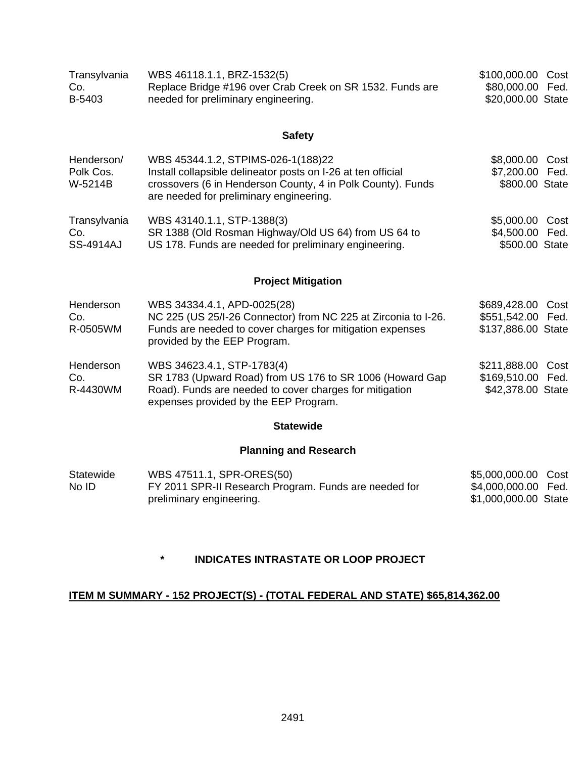| | | |
|---|---|---|
| Transylvania Co.<br>B-5403 | WBS 46118.1.1, BRZ-1532(5)<br>Replace Bridge #196 over Crab Creek on SR 1532. Funds are needed for preliminary engineering. | \$100,000.00 Cost<br>\$80,000.00 Fed.<br>\$20,000.00 State |

### Safety

| | | |
|---|---|---|
| Henderson/ Polk Cos.<br>W-5214B | WBS 45344.1.2, STPIMS-026-1(188)22<br>Install collapsible delineator posts on I-26 at ten official crossovers (6 in Henderson County, 4 in Polk County). Funds are needed for preliminary engineering. | \$8,000.00 Cost<br>\$7,200.00 Fed.<br>\$800.00 State |
| Transylvania Co.<br>SS-4914AJ | WBS 43140.1.1, STP-1388(3)<br>SR 1388 (Old Rosman Highway/Old US 64) from US 64 to US 178. Funds are needed for preliminary engineering. | \$5,000.00 Cost<br>\$4,500.00 Fed.<br>\$500.00 State |

### Project Mitigation

| | | |
|---|---|---|
| Henderson Co.<br>R-0505WM | WBS 34334.4.1, APD-0025(28)<br>NC 225 (US 25/I-26 Connector) from NC 225 at Zirconia to I-26. Funds are needed to cover charges for mitigation expenses provided by the EEP Program. | \$689,428.00 Cost<br>\$551,542.00 Fed.<br>\$137,886.00 State |
| Henderson Co.<br>R-4430WM | WBS 34623.4.1, STP-1783(4)<br>SR 1783 (Upward Road) from US 176 to SR 1006 (Howard Gap Road). Funds are needed to cover charges for mitigation expenses provided by the EEP Program. | \$211,888.00 Cost<br>\$169,510.00 Fed.<br>\$42,378.00 State |

### Statewide

### Planning and Research

| | | |
|---|---|---|
| Statewide<br>No ID | WBS 47511.1, SPR-ORES(50)<br>FY 2011 SPR-II Research Program. Funds are needed for preliminary engineering. | \$5,000,000.00 Cost<br>\$4,000,000.00 Fed.<br>\$1,000,000.00 State |

**\* INDICATES INTRASTATE OR LOOP PROJECT**

**ITEM M SUMMARY - 152 PROJECT(S) - (TOTAL FEDERAL AND STATE) \$65,814,362.00**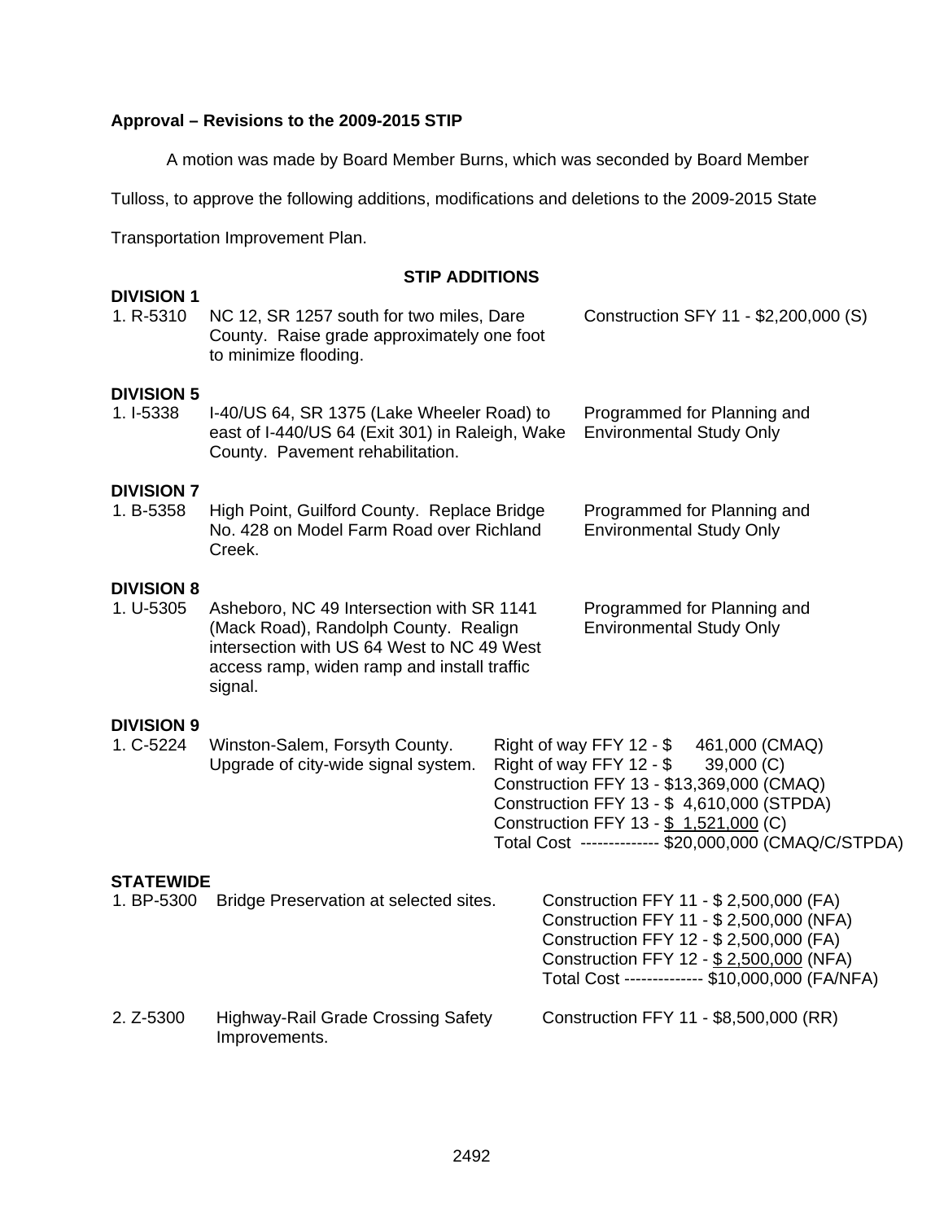**Approval – Revisions to the 2009-2015 STIP**

A motion was made by Board Member Burns, which was seconded by Board Member Tulloss, to approve the following additions, modifications and deletions to the 2009-2015 State Transportation Improvement Plan.

**STIP ADDITIONS**

**DIVISION 1**

| | | |
|---|---|---|
| 1. R-5310 | NC 12, SR 1257 south for two miles, Dare County. Raise grade approximately one foot to minimize flooding. | Construction SFY 11 - $2,200,000 (S) |

**DIVISION 5**

| | | |
|---|---|---|
| 1. I-5338 | I-40/US 64, SR 1375 (Lake Wheeler Road) to east of I-440/US 64 (Exit 301) in Raleigh, Wake County. Pavement rehabilitation. | Programmed for Planning and Environmental Study Only |

**DIVISION 7**

| | | |
|---|---|---|
| 1. B-5358 | High Point, Guilford County. Replace Bridge No. 428 on Model Farm Road over Richland Creek. | Programmed for Planning and Environmental Study Only |

**DIVISION 8**

| | | |
|---|---|---|
| 1. U-5305 | Asheboro, NC 49 Intersection with SR 1141 (Mack Road), Randolph County. Realign intersection with US 64 West to NC 49 West access ramp, widen ramp and install traffic signal. | Programmed for Planning and Environmental Study Only |

**DIVISION 9**

| | | |
|---|---|---|
| 1. C-5224 | Winston-Salem, Forsyth County. Upgrade of city-wide signal system. | Right of way FFY 12 - $ 461,000 (CMAQ)<br>Right of way FFY 12 - $ 39,000 (C)<br>Construction FFY 13 - $13,369,000 (CMAQ)<br>Construction FFY 13 - $ 4,610,000 (STPDA)<br>Construction FFY 13 - $ 1,521,000 (C)<br>Total Cost ------------- $20,000,000 (CMAQ/C/STPDA) |

**STATEWIDE**

| | | |
|---|---|---|
| 1. BP-5300 | Bridge Preservation at selected sites. | Construction FFY 11 - $ 2,500,000 (FA)<br>Construction FFY 11 - $ 2,500,000 (NFA)<br>Construction FFY 12 - $ 2,500,000 (FA)<br>Construction FFY 12 - $ 2,500,000 (NFA)<br>Total Cost ------------- $10,000,000 (FA/NFA) |
| 2. Z-5300 | Highway-Rail Grade Crossing Safety Improvements. | Construction FFY 11 - $8,500,000 (RR) |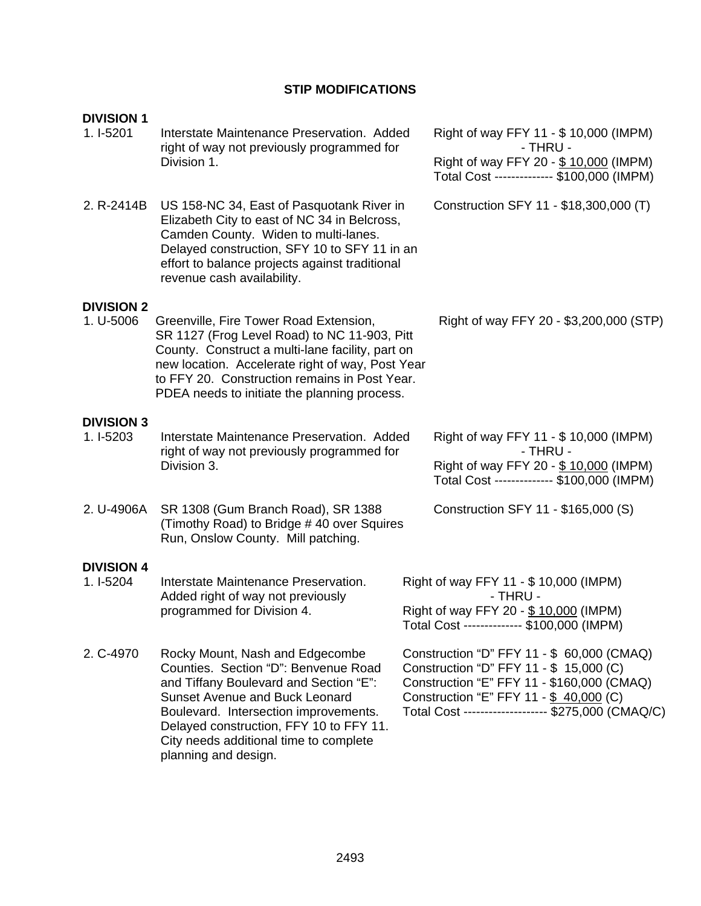# STIP MODIFICATIONS

## DIVISION 1

| | | |
|---|---|---|
| 1. I-5201 | Interstate Maintenance Preservation. Added right of way not previously programmed for Division 1. | Right of way FFY 11 - $ 10,000 (IMPM)<br>- THRU -<br>Right of way FFY 20 - $ 10,000 (IMPM)<br>Total Cost -------------- $100,000 (IMPM) |
| 2. R-2414B | US 158-NC 34, East of Pasquotank River in Elizabeth City to east of NC 34 in Belcross, Camden County. Widen to multi-lanes. Delayed construction, SFY 10 to SFY 11 in an effort to balance projects against traditional revenue cash availability. | Construction SFY 11 - $18,300,000 (T) |

## DIVISION 2

| | | |
|---|---|---|
| 1. U-5006 | Greenville, Fire Tower Road Extension, SR 1127 (Frog Level Road) to NC 11-903, Pitt County. Construct a multi-lane facility, part on new location. Accelerate right of way, Post Year to FFY 20. Construction remains in Post Year. PDEA needs to initiate the planning process. | Right of way FFY 20 - $3,200,000 (STP) |

## DIVISION 3

| | | |
|---|---|---|
| 1. I-5203 | Interstate Maintenance Preservation. Added right of way not previously programmed for Division 3. | Right of way FFY 11 - $ 10,000 (IMPM)<br>- THRU -<br>Right of way FFY 20 - $ 10,000 (IMPM)<br>Total Cost -------------- $100,000 (IMPM) |
| 2. U-4906A | SR 1308 (Gum Branch Road), SR 1388 (Timothy Road) to Bridge # 40 over Squires Run, Onslow County. Mill patching. | Construction SFY 11 - $165,000 (S) |

## DIVISION 4

| | | |
|---|---|---|
| 1. I-5204 | Interstate Maintenance Preservation. Added right of way not previously programmed for Division 4. | Right of way FFY 11 - $ 10,000 (IMPM)<br>- THRU -<br>Right of way FFY 20 - $ 10,000 (IMPM)<br>Total Cost -------------- $100,000 (IMPM) |
| 2. C-4970 | Rocky Mount, Nash and Edgecombe Counties. Section "D": Benvenue Road and Tiffany Boulevard and Section "E": Sunset Avenue and Buck Leonard Boulevard. Intersection improvements. Delayed construction, FFY 10 to FFY 11. City needs additional time to complete planning and design. | Construction "D" FFY 11 - $ 60,000 (CMAQ)<br>Construction "D" FFY 11 - $ 15,000 (C)<br>Construction "E" FFY 11 - $160,000 (CMAQ)<br>Construction "E" FFY 11 - $ 40,000 (C)<br>Total Cost -------------------- $275,000 (CMAQ/C) |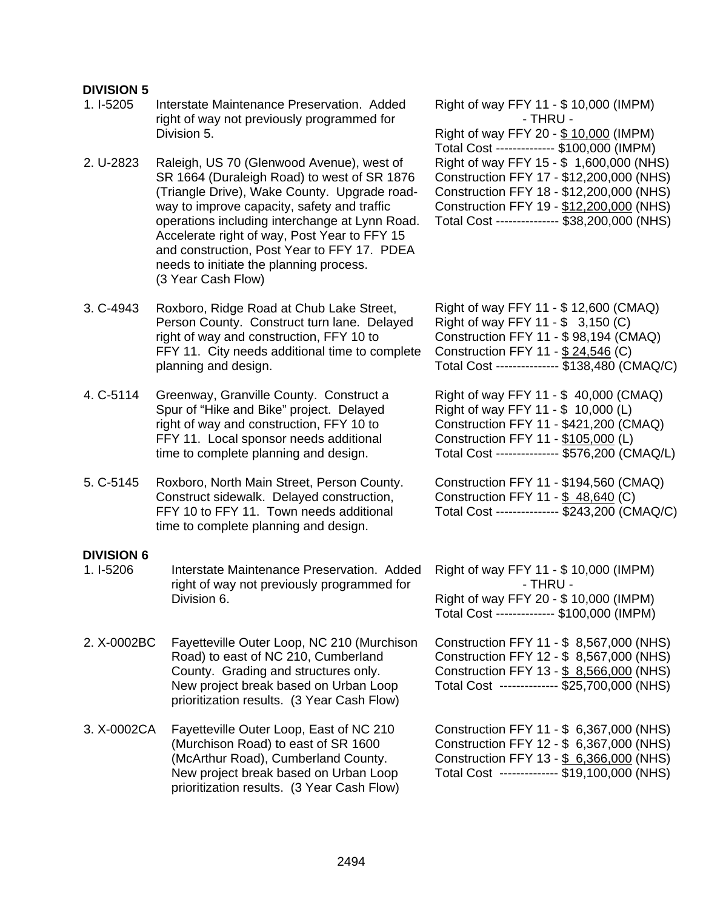**DIVISION 5**

| No. | Project | Description | Funding |
|---|---|---|---|
| 1. | I-5205 | Interstate Maintenance Preservation. Added right of way not previously programmed for Division 5. | Right of way FFY 11 - $ 10,000 (IMPM)<br>- THRU -<br>Right of way FFY 20 - $ 10,000 (IMPM)<br>Total Cost ------------- $100,000 (IMPM) |
| 2. | U-2823 | Raleigh, US 70 (Glenwood Avenue), west of SR 1664 (Duraleigh Road) to west of SR 1876 (Triangle Drive), Wake County. Upgrade roadway to improve capacity, safety and traffic operations including interchange at Lynn Road. Accelerate right of way, Post Year to FFY 15 and construction, Post Year to FFY 17. PDEA needs to initiate the planning process. (3 Year Cash Flow) | Right of way FFY 15 - $ 1,600,000 (NHS)<br>Construction FFY 17 - $12,200,000 (NHS)<br>Construction FFY 18 - $12,200,000 (NHS)<br>Construction FFY 19 - $12,200,000 (NHS)<br>Total Cost -------------- $38,200,000 (NHS) |
| 3. | C-4943 | Roxboro, Ridge Road at Chub Lake Street, Person County. Construct turn lane. Delayed right of way and construction, FFY 10 to FFY 11. City needs additional time to complete planning and design. | Right of way FFY 11 - $ 12,600 (CMAQ)<br>Right of way FFY 11 - $ 3,150 (C)<br>Construction FFY 11 - $ 98,194 (CMAQ)<br>Construction FFY 11 - $ 24,546 (C)<br>Total Cost -------------- $138,480 (CMAQ/C) |
| 4. | C-5114 | Greenway, Granville County. Construct a Spur of "Hike and Bike" project. Delayed right of way and construction, FFY 10 to FFY 11. Local sponsor needs additional time to complete planning and design. | Right of way FFY 11 - $ 40,000 (CMAQ)<br>Right of way FFY 11 - $ 10,000 (L)<br>Construction FFY 11 - $421,200 (CMAQ)<br>Construction FFY 11 - $105,000 (L)<br>Total Cost -------------- $576,200 (CMAQ/L) |
| 5. | C-5145 | Roxboro, North Main Street, Person County. Construct sidewalk. Delayed construction, FFY 10 to FFY 11. Town needs additional time to complete planning and design. | Construction FFY 11 - $194,560 (CMAQ)<br>Construction FFY 11 - $ 48,640 (C)<br>Total Cost -------------- $243,200 (CMAQ/C) |

**DIVISION 6**

| No. | Project | Description | Funding |
|---|---|---|---|
| 1. | I-5206 | Interstate Maintenance Preservation. Added right of way not previously programmed for Division 6. | Right of way FFY 11 - $ 10,000 (IMPM)<br>- THRU -<br>Right of way FFY 20 - $ 10,000 (IMPM)<br>Total Cost ------------- $100,000 (IMPM) |
| 2. | X-0002BC | Fayetteville Outer Loop, NC 210 (Murchison Road) to east of NC 210, Cumberland County. Grading and structures only. New project break based on Urban Loop prioritization results. (3 Year Cash Flow) | Construction FFY 11 - $ 8,567,000 (NHS)<br>Construction FFY 12 - $ 8,567,000 (NHS)<br>Construction FFY 13 - $ 8,566,000 (NHS)<br>Total Cost ------------- $25,700,000 (NHS) |
| 3. | X-0002CA | Fayetteville Outer Loop, East of NC 210 (Murchison Road) to east of SR 1600 (McArthur Road), Cumberland County. New project break based on Urban Loop prioritization results. (3 Year Cash Flow) | Construction FFY 11 - $ 6,367,000 (NHS)<br>Construction FFY 12 - $ 6,367,000 (NHS)<br>Construction FFY 13 - $ 6,366,000 (NHS)<br>Total Cost ------------- $19,100,000 (NHS) |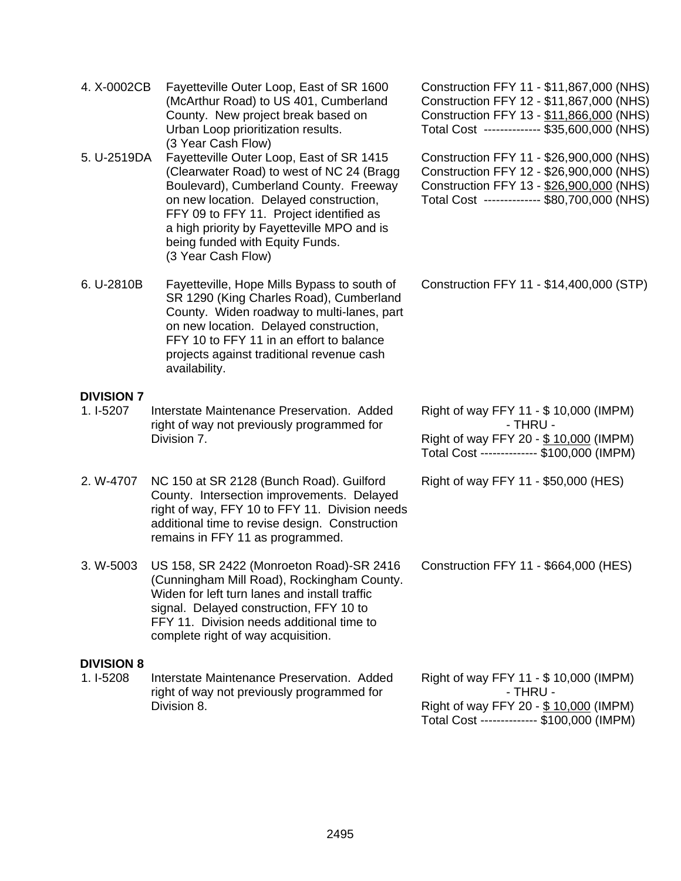| | | |
|---|---|---|
| 4. X-0002CB | Fayetteville Outer Loop, East of SR 1600 (McArthur Road) to US 401, Cumberland County. New project break based on Urban Loop prioritization results. (3 Year Cash Flow) | Construction FFY 11 - $11,867,000 (NHS)<br>Construction FFY 12 - $11,867,000 (NHS)<br>Construction FFY 13 - $11,866,000 (NHS)<br>Total Cost -------------- $35,600,000 (NHS) |
| 5. U-2519DA | Fayetteville Outer Loop, East of SR 1415 (Clearwater Road) to west of NC 24 (Bragg Boulevard), Cumberland County. Freeway on new location. Delayed construction, FFY 09 to FFY 11. Project identified as a high priority by Fayetteville MPO and is being funded with Equity Funds. (3 Year Cash Flow) | Construction FFY 11 - $26,900,000 (NHS)<br>Construction FFY 12 - $26,900,000 (NHS)<br>Construction FFY 13 - $26,900,000 (NHS)<br>Total Cost -------------- $80,700,000 (NHS) |
| 6. U-2810B | Fayetteville, Hope Mills Bypass to south of SR 1290 (King Charles Road), Cumberland County. Widen roadway to multi-lanes, part on new location. Delayed construction, FFY 10 to FFY 11 in an effort to balance projects against traditional revenue cash availability. | Construction FFY 11 - $14,400,000 (STP) |

**DIVISION 7**

| | | |
|---|---|---|
| 1. I-5207 | Interstate Maintenance Preservation. Added right of way not previously programmed for Division 7. | Right of way FFY 11 - $ 10,000 (IMPM)<br>- THRU -<br>Right of way FFY 20 - $ 10,000 (IMPM)<br>Total Cost -------------- $100,000 (IMPM) |
| 2. W-4707 | NC 150 at SR 2128 (Bunch Road). Guilford County. Intersection improvements. Delayed right of way, FFY 10 to FFY 11. Division needs additional time to revise design. Construction remains in FFY 11 as programmed. | Right of way FFY 11 - $50,000 (HES) |
| 3. W-5003 | US 158, SR 2422 (Monroeton Road)-SR 2416 (Cunningham Mill Road), Rockingham County. Widen for left turn lanes and install traffic signal. Delayed construction, FFY 10 to FFY 11. Division needs additional time to complete right of way acquisition. | Construction FFY 11 - $664,000 (HES) |

**DIVISION 8**

| | | |
|---|---|---|
| 1. I-5208 | Interstate Maintenance Preservation. Added right of way not previously programmed for Division 8. | Right of way FFY 11 - $ 10,000 (IMPM)<br>- THRU -<br>Right of way FFY 20 - $ 10,000 (IMPM)<br>Total Cost -------------- $100,000 (IMPM) |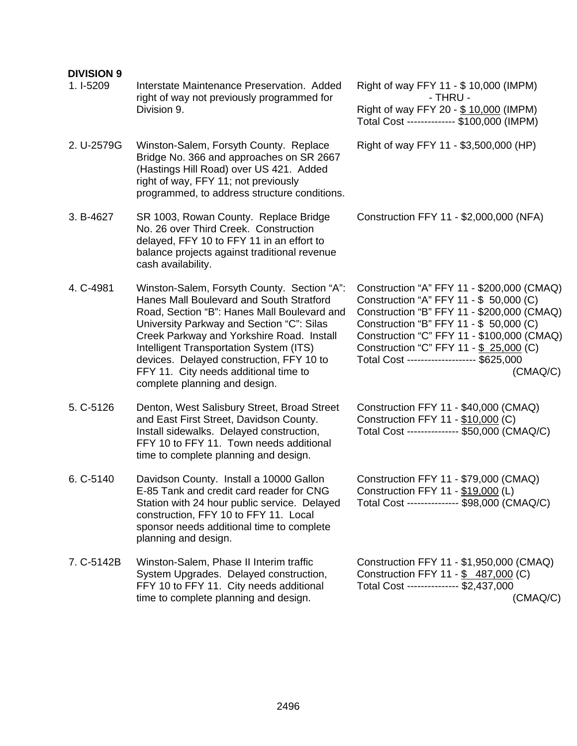**DIVISION 9**

| | | |
|---|---|---|
| 1. I-5209 | Interstate Maintenance Preservation. Added right of way not previously programmed for Division 9. | Right of way FFY 11 - $ 10,000 (IMPM)<br>- THRU -<br>Right of way FFY 20 - $ 10,000 (IMPM)<br>Total Cost ------------- $100,000 (IMPM) |
| 2. U-2579G | Winston-Salem, Forsyth County. Replace Bridge No. 366 and approaches on SR 2667 (Hastings Hill Road) over US 421. Added right of way, FFY 11; not previously programmed, to address structure conditions. | Right of way FFY 11 - $3,500,000 (HP) |
| 3. B-4627 | SR 1003, Rowan County. Replace Bridge No. 26 over Third Creek. Construction delayed, FFY 10 to FFY 11 in an effort to balance projects against traditional revenue cash availability. | Construction FFY 11 - $2,000,000 (NFA) |
| 4. C-4981 | Winston-Salem, Forsyth County. Section "A": Hanes Mall Boulevard and South Stratford Road, Section "B": Hanes Mall Boulevard and University Parkway and Section "C": Silas Creek Parkway and Yorkshire Road. Install Intelligent Transportation System (ITS) devices. Delayed construction, FFY 10 to FFY 11. City needs additional time to complete planning and design. | Construction "A" FFY 11 - $200,000 (CMAQ)<br>Construction "A" FFY 11 - $ 50,000 (C)<br>Construction "B" FFY 11 - $200,000 (CMAQ)<br>Construction "B" FFY 11 - $ 50,000 (C)<br>Construction "C" FFY 11 - $100,000 (CMAQ)<br>Construction "C" FFY 11 - $ 25,000 (C)<br>Total Cost ------------------- $625,000 (CMAQ/C) |
| 5. C-5126 | Denton, West Salisbury Street, Broad Street and East First Street, Davidson County. Install sidewalks. Delayed construction, FFY 10 to FFY 11. Town needs additional time to complete planning and design. | Construction FFY 11 - $40,000 (CMAQ)<br>Construction FFY 11 - $10,000 (C)<br>Total Cost -------------- $50,000 (CMAQ/C) |
| 6. C-5140 | Davidson County. Install a 10000 Gallon E-85 Tank and credit card reader for CNG Station with 24 hour public service. Delayed construction, FFY 10 to FFY 11. Local sponsor needs additional time to complete planning and design. | Construction FFY 11 - $79,000 (CMAQ)<br>Construction FFY 11 - $19,000 (L)<br>Total Cost -------------- $98,000 (CMAQ/C) |
| 7. C-5142B | Winston-Salem, Phase II Interim traffic System Upgrades. Delayed construction, FFY 10 to FFY 11. City needs additional time to complete planning and design. | Construction FFY 11 - $1,950,000 (CMAQ)<br>Construction FFY 11 - $ 487,000 (C)<br>Total Cost -------------- $2,437,000 (CMAQ/C) |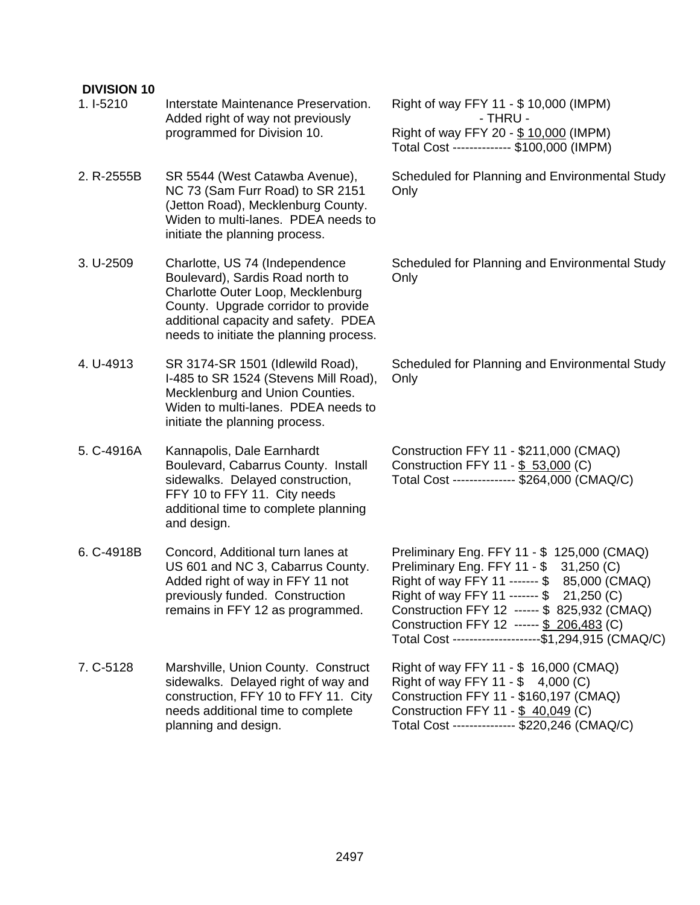**DIVISION 10**

| | | |
|---|---|---|
| 1. I-5210 | Interstate Maintenance Preservation. Added right of way not previously programmed for Division 10. | Right of way FFY 11 - $ 10,000 (IMPM)<br>- THRU -<br>Right of way FFY 20 - $ 10,000 (IMPM)<br>Total Cost -------------- $100,000 (IMPM) |
| 2. R-2555B | SR 5544 (West Catawba Avenue), NC 73 (Sam Furr Road) to SR 2151 (Jetton Road), Mecklenburg County. Widen to multi-lanes. PDEA needs to initiate the planning process. | Scheduled for Planning and Environmental Study Only |
| 3. U-2509 | Charlotte, US 74 (Independence Boulevard), Sardis Road north to Charlotte Outer Loop, Mecklenburg County. Upgrade corridor to provide additional capacity and safety. PDEA needs to initiate the planning process. | Scheduled for Planning and Environmental Study Only |
| 4. U-4913 | SR 3174-SR 1501 (Idlewild Road), I-485 to SR 1524 (Stevens Mill Road), Mecklenburg and Union Counties. Widen to multi-lanes. PDEA needs to initiate the planning process. | Scheduled for Planning and Environmental Study Only |
| 5. C-4916A | Kannapolis, Dale Earnhardt Boulevard, Cabarrus County. Install sidewalks. Delayed construction, FFY 10 to FFY 11. City needs additional time to complete planning and design. | Construction FFY 11 - $211,000 (CMAQ)<br>Construction FFY 11 - $ 53,000 (C)<br>Total Cost --------------- $264,000 (CMAQ/C) |
| 6. C-4918B | Concord, Additional turn lanes at US 601 and NC 3, Cabarrus County. Added right of way in FFY 11 not previously funded. Construction remains in FFY 12 as programmed. | Preliminary Eng. FFY 11 - $ 125,000 (CMAQ)<br>Preliminary Eng. FFY 11 - $ 31,250 (C)<br>Right of way FFY 11 ------- $ 85,000 (CMAQ)<br>Right of way FFY 11 ------- $ 21,250 (C)<br>Construction FFY 12 ------ $ 825,932 (CMAQ)<br>Construction FFY 12 ------ $ 206,483 (C)<br>Total Cost ---------------------$1,294,915 (CMAQ/C) |
| 7. C-5128 | Marshville, Union County. Construct sidewalks. Delayed right of way and construction, FFY 10 to FFY 11. City needs additional time to complete planning and design. | Right of way FFY 11 - $ 16,000 (CMAQ)<br>Right of way FFY 11 - $ 4,000 (C)<br>Construction FFY 11 - $160,197 (CMAQ)<br>Construction FFY 11 - $ 40,049 (C)<br>Total Cost --------------- $220,246 (CMAQ/C) |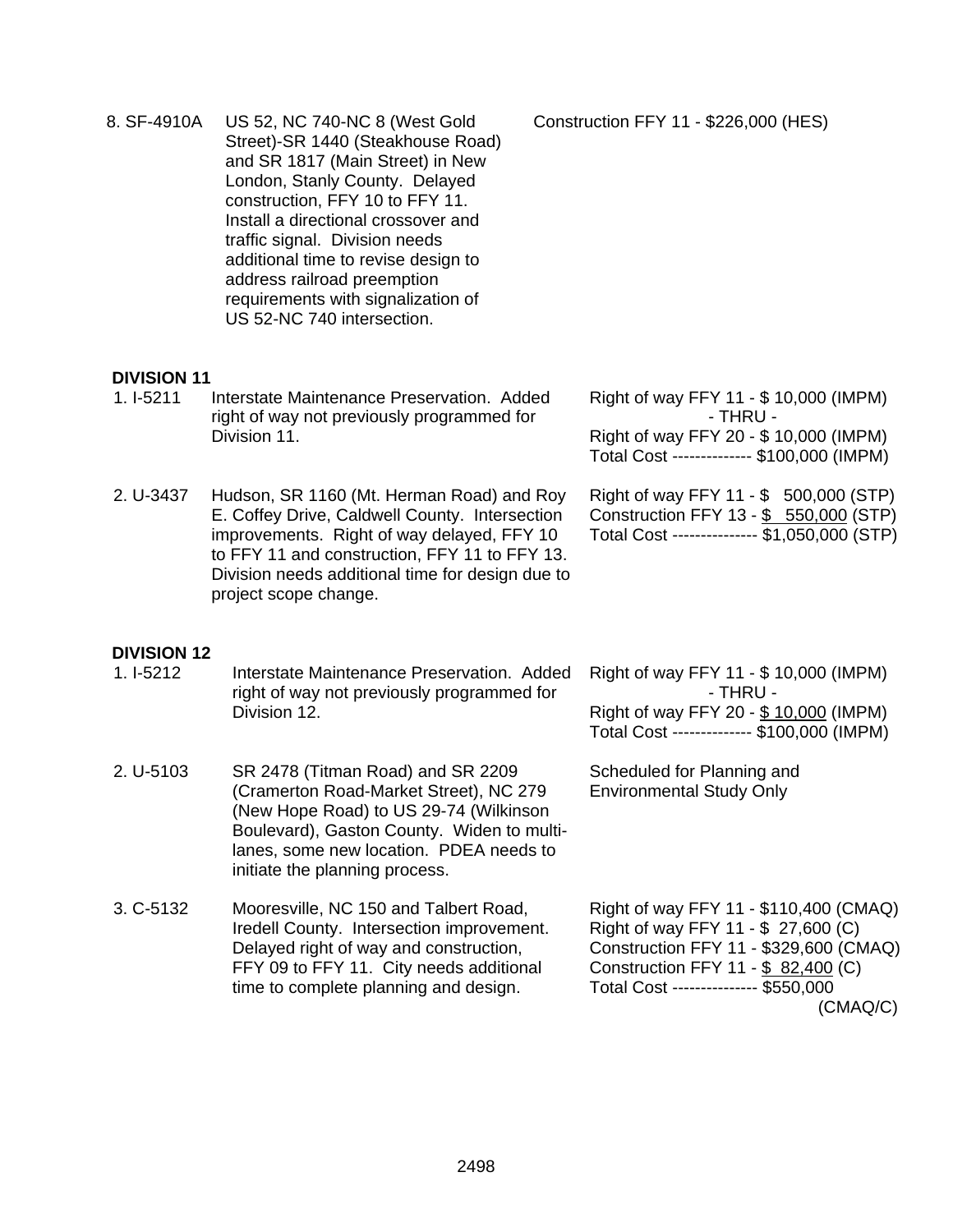| | | |
|---|---|---|
| 8. SF-4910A | US 52, NC 740-NC 8 (West Gold Street)-SR 1440 (Steakhouse Road) and SR 1817 (Main Street) in New London, Stanly County. Delayed construction, FFY 10 to FFY 11. Install a directional crossover and traffic signal. Division needs additional time to revise design to address railroad preemption requirements with signalization of US 52-NC 740 intersection. | Construction FFY 11 - $226,000 (HES) |

**DIVISION 11**

| | | |
|---|---|---|
| 1. I-5211 | Interstate Maintenance Preservation. Added right of way not previously programmed for Division 11. | Right of way FFY 11 - $ 10,000 (IMPM)<br>- THRU -<br>Right of way FFY 20 - $ 10,000 (IMPM)<br>Total Cost ------------- $100,000 (IMPM) |
| 2. U-3437 | Hudson, SR 1160 (Mt. Herman Road) and Roy E. Coffey Drive, Caldwell County. Intersection improvements. Right of way delayed, FFY 10 to FFY 11 and construction, FFY 11 to FFY 13. Division needs additional time for design due to project scope change. | Right of way FFY 11 - $ 500,000 (STP)<br>Construction FFY 13 - $ 550,000 (STP)<br>Total Cost -------------- $1,050,000 (STP) |

**DIVISION 12**

| | | |
|---|---|---|
| 1. I-5212 | Interstate Maintenance Preservation. Added right of way not previously programmed for Division 12. | Right of way FFY 11 - $ 10,000 (IMPM)<br>- THRU -<br>Right of way FFY 20 - $ 10,000 (IMPM)<br>Total Cost ------------- $100,000 (IMPM) |
| 2. U-5103 | SR 2478 (Titman Road) and SR 2209 (Cramerton Road-Market Street), NC 279 (New Hope Road) to US 29-74 (Wilkinson Boulevard), Gaston County. Widen to multi-lanes, some new location. PDEA needs to initiate the planning process. | Scheduled for Planning and Environmental Study Only |
| 3. C-5132 | Mooresville, NC 150 and Talbert Road, Iredell County. Intersection improvement. Delayed right of way and construction, FFY 09 to FFY 11. City needs additional time to complete planning and design. | Right of way FFY 11 - $110,400 (CMAQ)<br>Right of way FFY 11 - $ 27,600 (C)<br>Construction FFY 11 - $329,600 (CMAQ)<br>Construction FFY 11 - $ 82,400 (C)<br>Total Cost -------------- $550,000 (CMAQ/C) |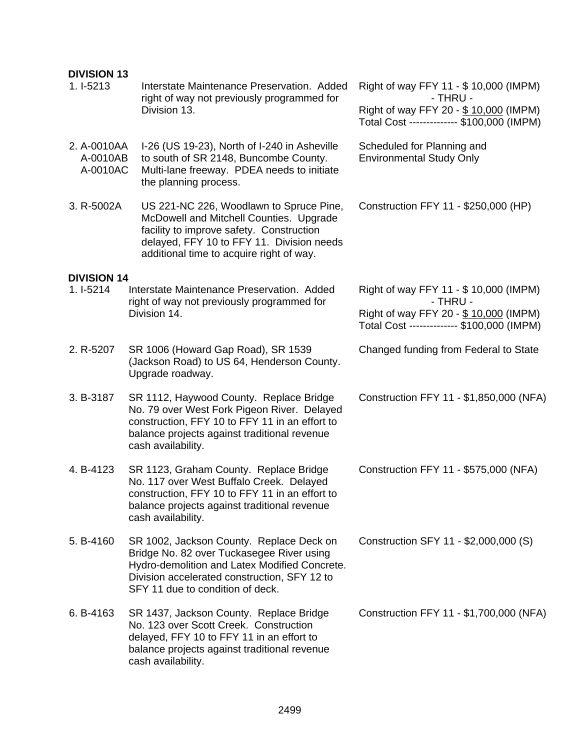**DIVISION 13**

| | | |
|---|---|---|
| 1. I-5213 | Interstate Maintenance Preservation. Added right of way not previously programmed for Division 13. | Right of way FFY 11 - $ 10,000 (IMPM)<br>- THRU -<br>Right of way FFY 20 - $ 10,000 (IMPM)<br>Total Cost ------------- $100,000 (IMPM) |
| 2. A-0010AA<br>A-0010AB<br>A-0010AC | I-26 (US 19-23), North of I-240 in Asheville to south of SR 2148, Buncombe County. Multi-lane freeway. PDEA needs to initiate the planning process. | Scheduled for Planning and Environmental Study Only |
| 3. R-5002A | US 221-NC 226, Woodlawn to Spruce Pine, McDowell and Mitchell Counties. Upgrade facility to improve safety. Construction delayed, FFY 10 to FFY 11. Division needs additional time to acquire right of way. | Construction FFY 11 - $250,000 (HP) |

**DIVISION 14**

| | | |
|---|---|---|
| 1. I-5214 | Interstate Maintenance Preservation. Added right of way not previously programmed for Division 14. | Right of way FFY 11 - $ 10,000 (IMPM)<br>- THRU -<br>Right of way FFY 20 - $ 10,000 (IMPM)<br>Total Cost ------------- $100,000 (IMPM) |
| 2. R-5207 | SR 1006 (Howard Gap Road), SR 1539 (Jackson Road) to US 64, Henderson County. Upgrade roadway. | Changed funding from Federal to State |
| 3. B-3187 | SR 1112, Haywood County. Replace Bridge No. 79 over West Fork Pigeon River. Delayed construction, FFY 10 to FFY 11 in an effort to balance projects against traditional revenue cash availability. | Construction FFY 11 - $1,850,000 (NFA) |
| 4. B-4123 | SR 1123, Graham County. Replace Bridge No. 117 over West Buffalo Creek. Delayed construction, FFY 10 to FFY 11 in an effort to balance projects against traditional revenue cash availability. | Construction FFY 11 - $575,000 (NFA) |
| 5. B-4160 | SR 1002, Jackson County. Replace Deck on Bridge No. 82 over Tuckasegee River using Hydro-demolition and Latex Modified Concrete. Division accelerated construction, SFY 12 to SFY 11 due to condition of deck. | Construction SFY 11 - $2,000,000 (S) |
| 6. B-4163 | SR 1437, Jackson County. Replace Bridge No. 123 over Scott Creek. Construction delayed, FFY 10 to FFY 11 in an effort to balance projects against traditional revenue cash availability. | Construction FFY 11 - $1,700,000 (NFA) |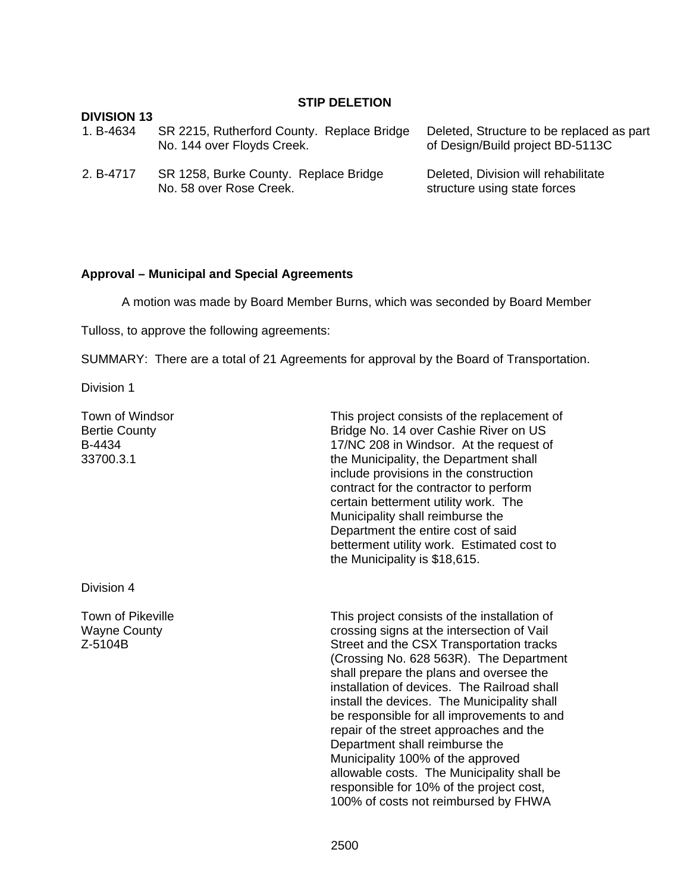**STIP DELETION**

**DIVISION 13**

| | | |
|---|---|---|
| 1. B-4634 | SR 2215, Rutherford County. Replace Bridge No. 144 over Floyds Creek. | Deleted, Structure to be replaced as part of Design/Build project BD-5113C |
| 2. B-4717 | SR 1258, Burke County. Replace Bridge No. 58 over Rose Creek. | Deleted, Division will rehabilitate structure using state forces |

**Approval – Municipal and Special Agreements**

A motion was made by Board Member Burns, which was seconded by Board Member Tulloss, to approve the following agreements:

SUMMARY: There are a total of 21 Agreements for approval by the Board of Transportation.

Division 1

| | |
|---|---|
| Town of Windsor<br>Bertie County<br>B-4434<br>33700.3.1 | This project consists of the replacement of Bridge No. 14 over Cashie River on US 17/NC 208 in Windsor. At the request of the Municipality, the Department shall include provisions in the construction contract for the contractor to perform certain betterment utility work. The Municipality shall reimburse the Department the entire cost of said betterment utility work. Estimated cost to the Municipality is $18,615. |

Division 4

| | |
|---|---|
| Town of Pikeville<br>Wayne County<br>Z-5104B | This project consists of the installation of crossing signs at the intersection of Vail Street and the CSX Transportation tracks (Crossing No. 628 563R). The Department shall prepare the plans and oversee the installation of devices. The Railroad shall install the devices. The Municipality shall be responsible for all improvements to and repair of the street approaches and the Department shall reimburse the Municipality 100% of the approved allowable costs. The Municipality shall be responsible for 10% of the project cost, 100% of costs not reimbursed by FHWA |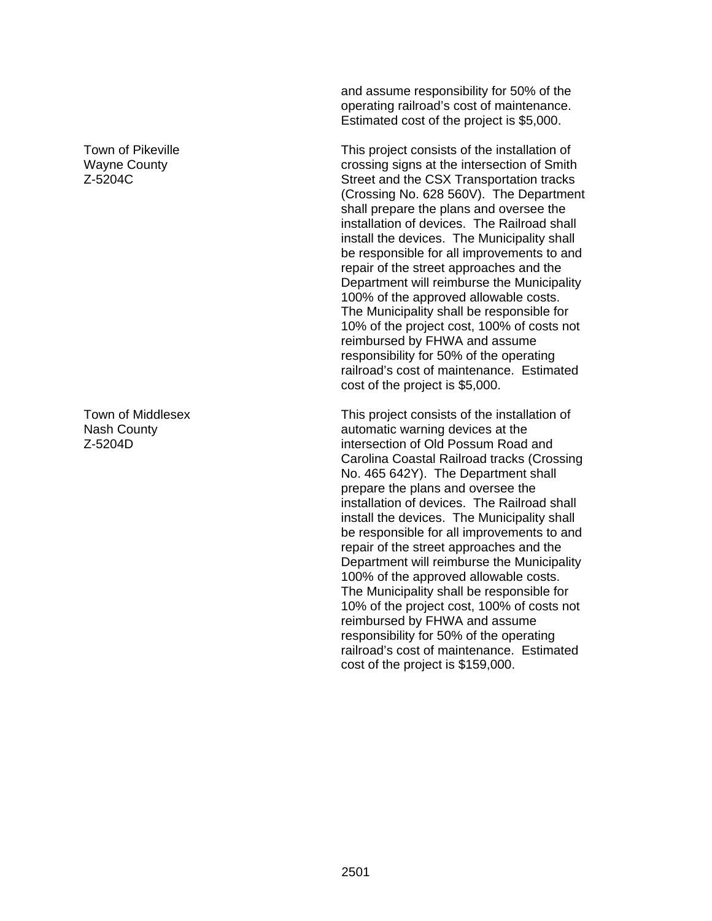and assume responsibility for 50% of the operating railroad's cost of maintenance. Estimated cost of the project is $5,000.

| | |
|---|---|
| Town of Pikeville<br>Wayne County<br>Z-5204C | This project consists of the installation of crossing signs at the intersection of Smith Street and the CSX Transportation tracks (Crossing No. 628 560V). The Department shall prepare the plans and oversee the installation of devices. The Railroad shall install the devices. The Municipality shall be responsible for all improvements to and repair of the street approaches and the Department will reimburse the Municipality 100% of the approved allowable costs. The Municipality shall be responsible for 10% of the project cost, 100% of costs not reimbursed by FHWA and assume responsibility for 50% of the operating railroad's cost of maintenance. Estimated cost of the project is $5,000. |
| Town of Middlesex<br>Nash County<br>Z-5204D | This project consists of the installation of automatic warning devices at the intersection of Old Possum Road and Carolina Coastal Railroad tracks (Crossing No. 465 642Y). The Department shall prepare the plans and oversee the installation of devices. The Railroad shall install the devices. The Municipality shall be responsible for all improvements to and repair of the street approaches and the Department will reimburse the Municipality 100% of the approved allowable costs. The Municipality shall be responsible for 10% of the project cost, 100% of costs not reimbursed by FHWA and assume responsibility for 50% of the operating railroad's cost of maintenance. Estimated cost of the project is $159,000. |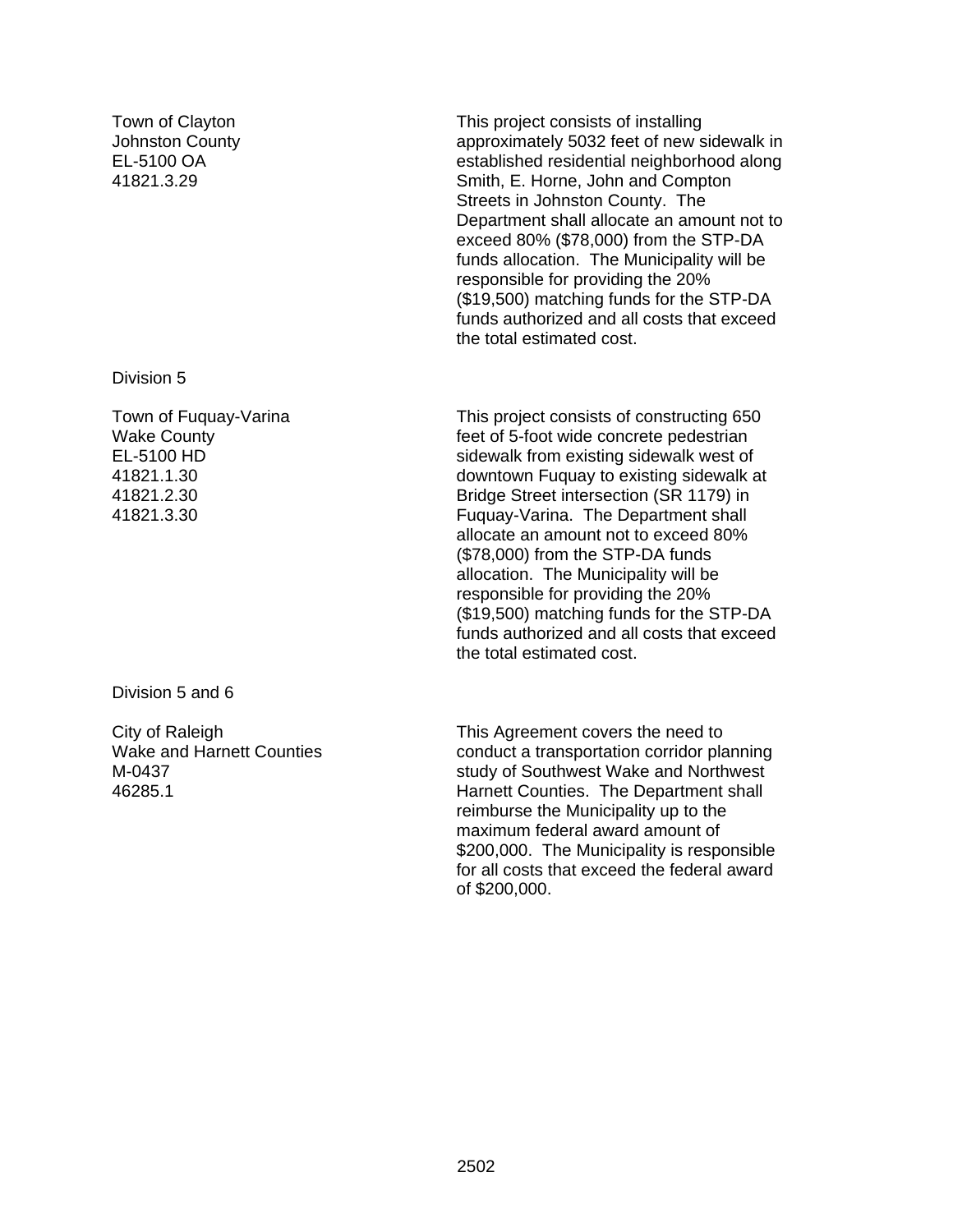Town of Clayton
Johnston County
EL-5100 OA
41821.3.29

This project consists of installing approximately 5032 feet of new sidewalk in established residential neighborhood along Smith, E. Horne, John and Compton Streets in Johnston County. The Department shall allocate an amount not to exceed 80% ($78,000) from the STP-DA funds allocation. The Municipality will be responsible for providing the 20% ($19,500) matching funds for the STP-DA funds authorized and all costs that exceed the total estimated cost.

Division 5

Town of Fuquay-Varina
Wake County
EL-5100 HD
41821.1.30
41821.2.30
41821.3.30

This project consists of constructing 650 feet of 5-foot wide concrete pedestrian sidewalk from existing sidewalk west of downtown Fuquay to existing sidewalk at Bridge Street intersection (SR 1179) in Fuquay-Varina. The Department shall allocate an amount not to exceed 80% ($78,000) from the STP-DA funds allocation. The Municipality will be responsible for providing the 20% ($19,500) matching funds for the STP-DA funds authorized and all costs that exceed the total estimated cost.

Division 5 and 6

City of Raleigh
Wake and Harnett Counties
M-0437
46285.1

This Agreement covers the need to conduct a transportation corridor planning study of Southwest Wake and Northwest Harnett Counties. The Department shall reimburse the Municipality up to the maximum federal award amount of $200,000. The Municipality is responsible for all costs that exceed the federal award of $200,000.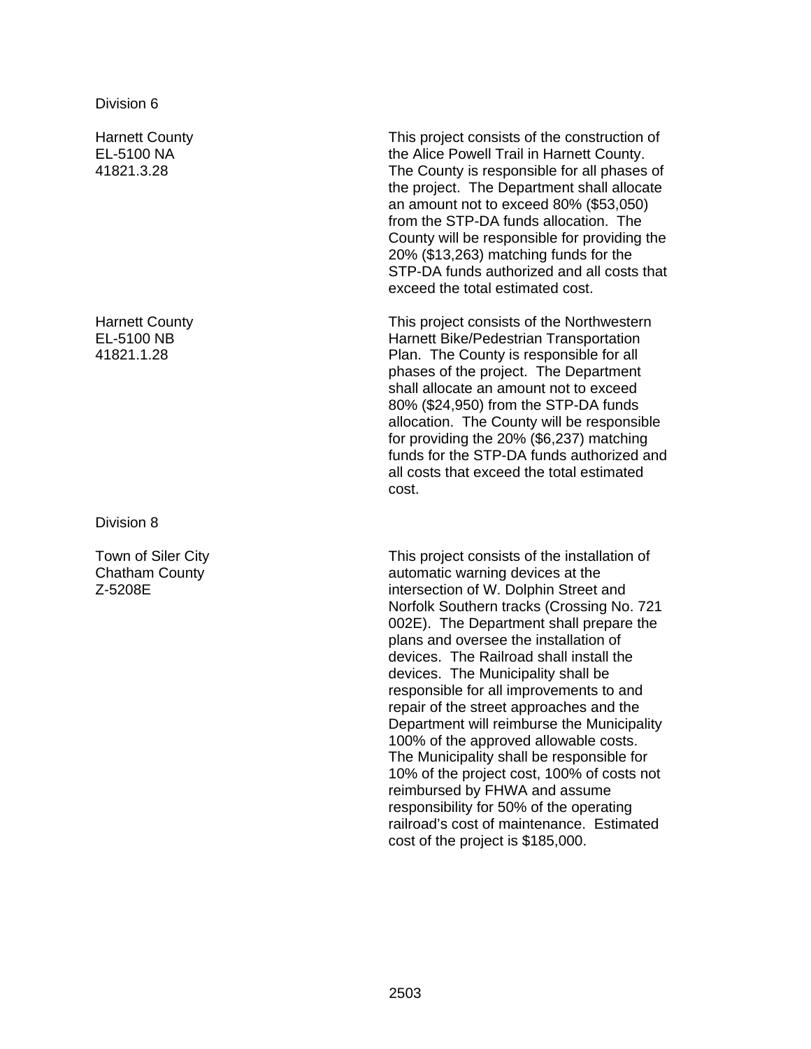Division 6

Harnett County
EL-5100 NA
41821.3.28

This project consists of the construction of the Alice Powell Trail in Harnett County. The County is responsible for all phases of the project. The Department shall allocate an amount not to exceed 80% ($53,050) from the STP-DA funds allocation. The County will be responsible for providing the 20% ($13,263) matching funds for the STP-DA funds authorized and all costs that exceed the total estimated cost.

Harnett County
EL-5100 NB
41821.1.28

This project consists of the Northwestern Harnett Bike/Pedestrian Transportation Plan. The County is responsible for all phases of the project. The Department shall allocate an amount not to exceed 80% ($24,950) from the STP-DA funds allocation. The County will be responsible for providing the 20% ($6,237) matching funds for the STP-DA funds authorized and all costs that exceed the total estimated cost.

Division 8

Town of Siler City
Chatham County
Z-5208E

This project consists of the installation of automatic warning devices at the intersection of W. Dolphin Street and Norfolk Southern tracks (Crossing No. 721 002E). The Department shall prepare the plans and oversee the installation of devices. The Railroad shall install the devices. The Municipality shall be responsible for all improvements to and repair of the street approaches and the Department will reimburse the Municipality 100% of the approved allowable costs. The Municipality shall be responsible for 10% of the project cost, 100% of costs not reimbursed by FHWA and assume responsibility for 50% of the operating railroad's cost of maintenance. Estimated cost of the project is $185,000.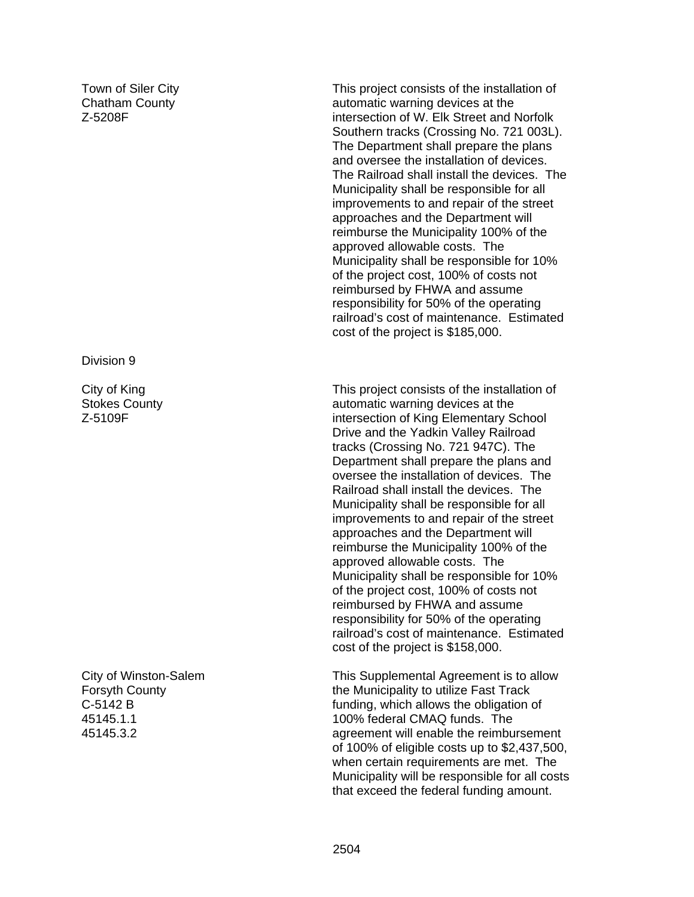Town of Siler City
Chatham County
Z-5208F

This project consists of the installation of automatic warning devices at the intersection of W. Elk Street and Norfolk Southern tracks (Crossing No. 721 003L). The Department shall prepare the plans and oversee the installation of devices. The Railroad shall install the devices. The Municipality shall be responsible for all improvements to and repair of the street approaches and the Department will reimburse the Municipality 100% of the approved allowable costs. The Municipality shall be responsible for 10% of the project cost, 100% of costs not reimbursed by FHWA and assume responsibility for 50% of the operating railroad's cost of maintenance. Estimated cost of the project is $185,000.

Division 9

City of King
Stokes County
Z-5109F

This project consists of the installation of automatic warning devices at the intersection of King Elementary School Drive and the Yadkin Valley Railroad tracks (Crossing No. 721 947C). The Department shall prepare the plans and oversee the installation of devices. The Railroad shall install the devices. The Municipality shall be responsible for all improvements to and repair of the street approaches and the Department will reimburse the Municipality 100% of the approved allowable costs. The Municipality shall be responsible for 10% of the project cost, 100% of costs not reimbursed by FHWA and assume responsibility for 50% of the operating railroad's cost of maintenance. Estimated cost of the project is $158,000.

City of Winston-Salem
Forsyth County
C-5142 B
45145.1.1
45145.3.2

This Supplemental Agreement is to allow the Municipality to utilize Fast Track funding, which allows the obligation of 100% federal CMAQ funds. The agreement will enable the reimbursement of 100% of eligible costs up to $2,437,500, when certain requirements are met. The Municipality will be responsible for all costs that exceed the federal funding amount.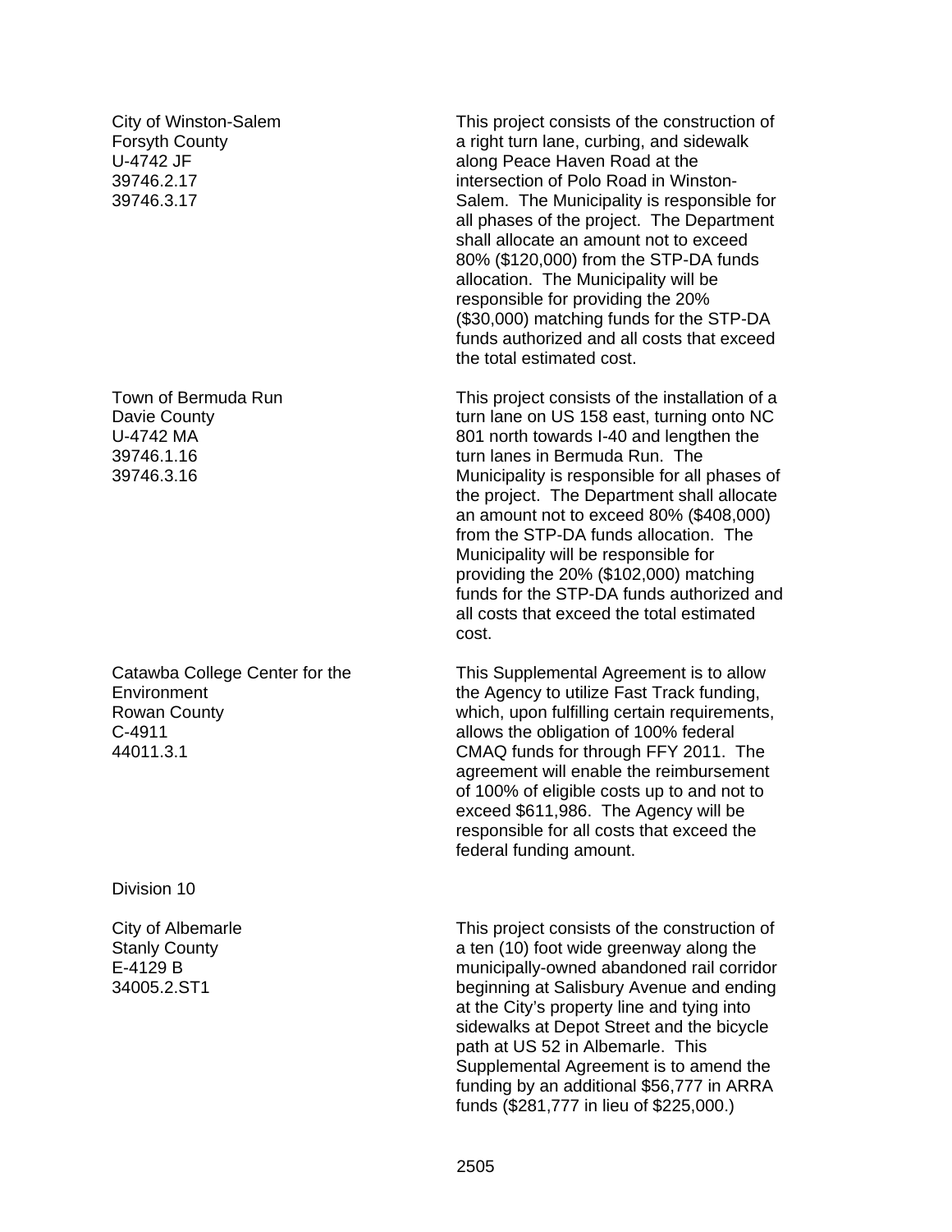City of Winston-Salem
Forsyth County
U-4742 JF
39746.2.17
39746.3.17

This project consists of the construction of a right turn lane, curbing, and sidewalk along Peace Haven Road at the intersection of Polo Road in Winston-Salem. The Municipality is responsible for all phases of the project. The Department shall allocate an amount not to exceed 80% ($120,000) from the STP-DA funds allocation. The Municipality will be responsible for providing the 20% ($30,000) matching funds for the STP-DA funds authorized and all costs that exceed the total estimated cost.

Town of Bermuda Run
Davie County
U-4742 MA
39746.1.16
39746.3.16

This project consists of the installation of a turn lane on US 158 east, turning onto NC 801 north towards I-40 and lengthen the turn lanes in Bermuda Run. The Municipality is responsible for all phases of the project. The Department shall allocate an amount not to exceed 80% ($408,000) from the STP-DA funds allocation. The Municipality will be responsible for providing the 20% ($102,000) matching funds for the STP-DA funds authorized and all costs that exceed the total estimated cost.

Catawba College Center for the Environment
Rowan County
C-4911
44011.3.1

This Supplemental Agreement is to allow the Agency to utilize Fast Track funding, which, upon fulfilling certain requirements, allows the obligation of 100% federal CMAQ funds for through FFY 2011. The agreement will enable the reimbursement of 100% of eligible costs up to and not to exceed $611,986. The Agency will be responsible for all costs that exceed the federal funding amount.

Division 10

City of Albemarle
Stanly County
E-4129 B
34005.2.ST1

This project consists of the construction of a ten (10) foot wide greenway along the municipally-owned abandoned rail corridor beginning at Salisbury Avenue and ending at the City's property line and tying into sidewalks at Depot Street and the bicycle path at US 52 in Albemarle. This Supplemental Agreement is to amend the funding by an additional $56,777 in ARRA funds ($281,777 in lieu of $225,000.)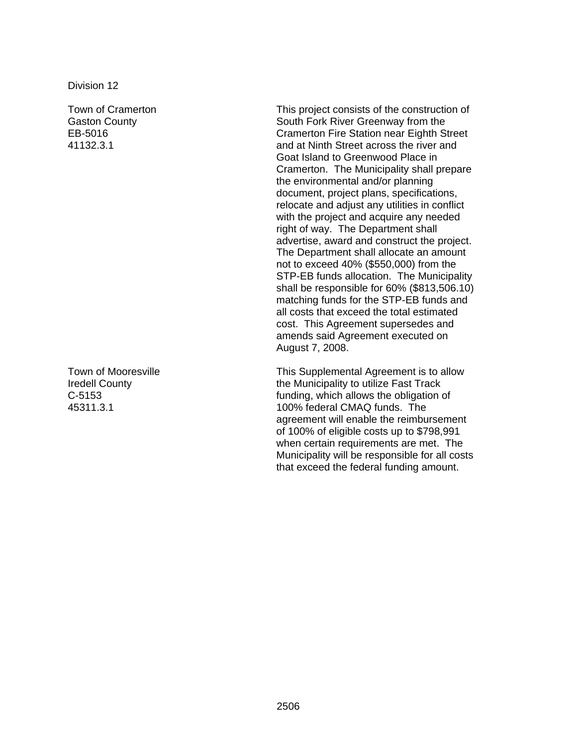Division 12

| | |
|---|---|
| Town of Cramerton<br>Gaston County<br>EB-5016<br>41132.3.1 | This project consists of the construction of South Fork River Greenway from the Cramerton Fire Station near Eighth Street and at Ninth Street across the river and Goat Island to Greenwood Place in Cramerton. The Municipality shall prepare the environmental and/or planning document, project plans, specifications, relocate and adjust any utilities in conflict with the project and acquire any needed right of way. The Department shall advertise, award and construct the project. The Department shall allocate an amount not to exceed 40% ($550,000) from the STP-EB funds allocation. The Municipality shall be responsible for 60% ($813,506.10) matching funds for the STP-EB funds and all costs that exceed the total estimated cost. This Agreement supersedes and amends said Agreement executed on August 7, 2008. |
| Town of Mooresville<br>Iredell County<br>C-5153<br>45311.3.1 | This Supplemental Agreement is to allow the Municipality to utilize Fast Track funding, which allows the obligation of 100% federal CMAQ funds. The agreement will enable the reimbursement of 100% of eligible costs up to $798,991 when certain requirements are met. The Municipality will be responsible for all costs that exceed the federal funding amount. |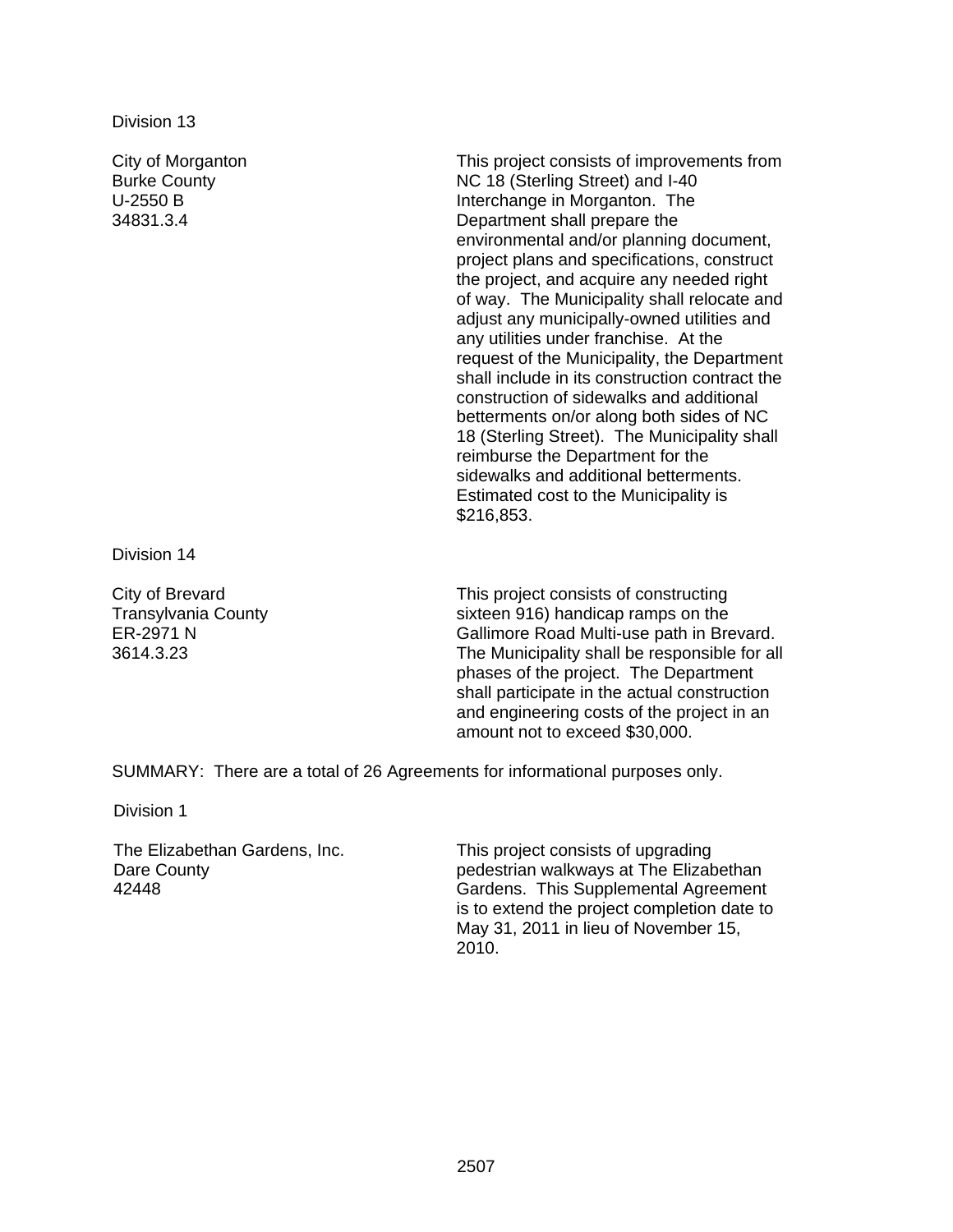Division 13

| | |
|---|---|
| City of Morganton<br>Burke County<br>U-2550 B<br>34831.3.4 | This project consists of improvements from NC 18 (Sterling Street) and I-40 Interchange in Morganton. The Department shall prepare the environmental and/or planning document, project plans and specifications, construct the project, and acquire any needed right of way. The Municipality shall relocate and adjust any municipally-owned utilities and any utilities under franchise. At the request of the Municipality, the Department shall include in its construction contract the construction of sidewalks and additional betterments on/or along both sides of NC 18 (Sterling Street). The Municipality shall reimburse the Department for the sidewalks and additional betterments. Estimated cost to the Municipality is $216,853. |

Division 14

| | |
|---|---|
| City of Brevard<br>Transylvania County<br>ER-2971 N<br>3614.3.23 | This project consists of constructing sixteen 916) handicap ramps on the Gallimore Road Multi-use path in Brevard. The Municipality shall be responsible for all phases of the project. The Department shall participate in the actual construction and engineering costs of the project in an amount not to exceed $30,000. |

SUMMARY: There are a total of 26 Agreements for informational purposes only.

Division 1

| | |
|---|---|
| The Elizabethan Gardens, Inc.<br>Dare County<br>42448 | This project consists of upgrading pedestrian walkways at The Elizabethan Gardens. This Supplemental Agreement is to extend the project completion date to May 31, 2011 in lieu of November 15, 2010. |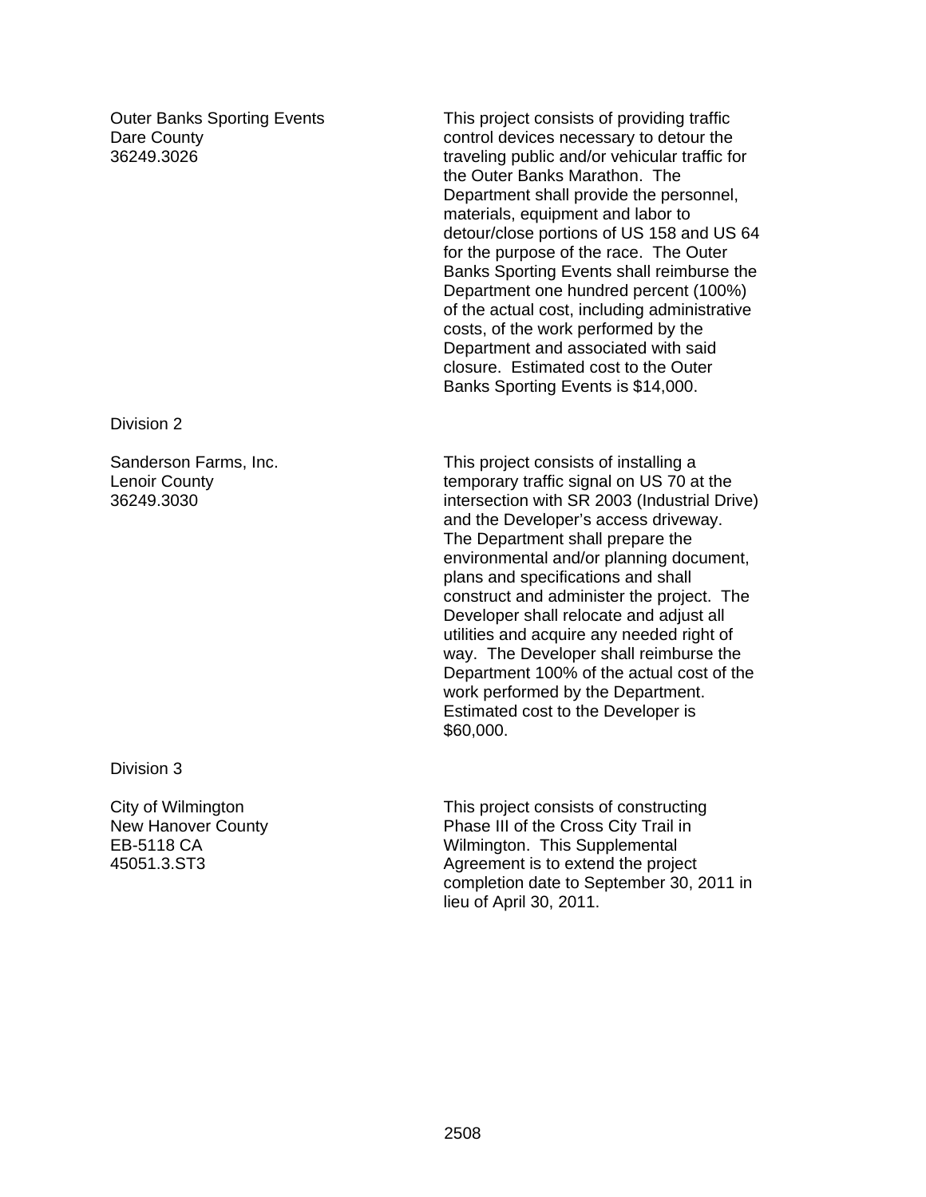| | |
|---|---|
| Outer Banks Sporting Events<br>Dare County<br>36249.3026 | This project consists of providing traffic control devices necessary to detour the traveling public and/or vehicular traffic for the Outer Banks Marathon. The Department shall provide the personnel, materials, equipment and labor to detour/close portions of US 158 and US 64 for the purpose of the race. The Outer Banks Sporting Events shall reimburse the Department one hundred percent (100%) of the actual cost, including administrative costs, of the work performed by the Department and associated with said closure. Estimated cost to the Outer Banks Sporting Events is $14,000. |

Division 2

| | |
|---|---|
| Sanderson Farms, Inc.<br>Lenoir County<br>36249.3030 | This project consists of installing a temporary traffic signal on US 70 at the intersection with SR 2003 (Industrial Drive) and the Developer's access driveway. The Department shall prepare the environmental and/or planning document, plans and specifications and shall construct and administer the project. The Developer shall relocate and adjust all utilities and acquire any needed right of way. The Developer shall reimburse the Department 100% of the actual cost of the work performed by the Department. Estimated cost to the Developer is $60,000. |

Division 3

| | |
|---|---|
| City of Wilmington<br>New Hanover County<br>EB-5118 CA<br>45051.3.ST3 | This project consists of constructing Phase III of the Cross City Trail in Wilmington. This Supplemental Agreement is to extend the project completion date to September 30, 2011 in lieu of April 30, 2011. |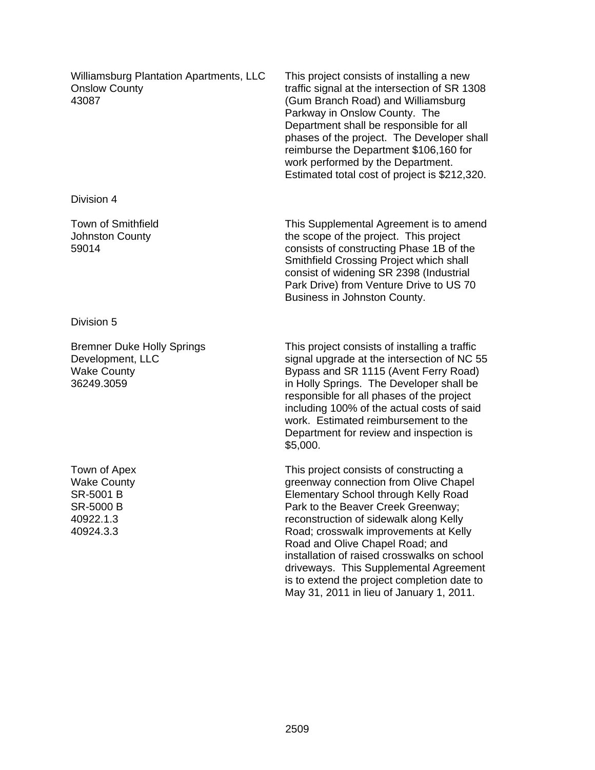| | |
|---|---|
| Williamsburg Plantation Apartments, LLC<br>Onslow County<br>43087 | This project consists of installing a new traffic signal at the intersection of SR 1308 (Gum Branch Road) and Williamsburg Parkway in Onslow County. The Department shall be responsible for all phases of the project. The Developer shall reimburse the Department $106,160 for work performed by the Department. Estimated total cost of project is $212,320. |

Division 4

| | |
|---|---|
| Town of Smithfield<br>Johnston County<br>59014 | This Supplemental Agreement is to amend the scope of the project. This project consists of constructing Phase 1B of the Smithfield Crossing Project which shall consist of widening SR 2398 (Industrial Park Drive) from Venture Drive to US 70 Business in Johnston County. |

Division 5

| | |
|---|---|
| Bremner Duke Holly Springs Development, LLC<br>Wake County<br>36249.3059 | This project consists of installing a traffic signal upgrade at the intersection of NC 55 Bypass and SR 1115 (Avent Ferry Road) in Holly Springs. The Developer shall be responsible for all phases of the project including 100% of the actual costs of said work. Estimated reimbursement to the Department for review and inspection is $5,000. |
| Town of Apex<br>Wake County<br>SR-5001 B<br>SR-5000 B<br>40922.1.3<br>40924.3.3 | This project consists of constructing a greenway connection from Olive Chapel Elementary School through Kelly Road Park to the Beaver Creek Greenway; reconstruction of sidewalk along Kelly Road; crosswalk improvements at Kelly Road and Olive Chapel Road; and installation of raised crosswalks on school driveways. This Supplemental Agreement is to extend the project completion date to May 31, 2011 in lieu of January 1, 2011. |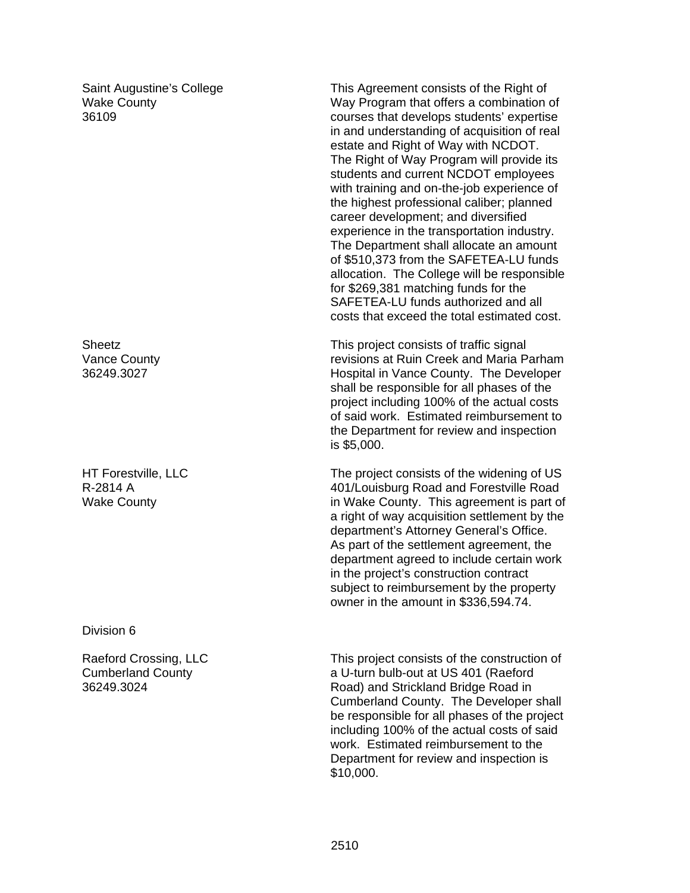| | |
|---|---|
| Saint Augustine's College<br>Wake County<br>36109 | This Agreement consists of the Right of Way Program that offers a combination of courses that develops students' expertise in and understanding of acquisition of real estate and Right of Way with NCDOT. The Right of Way Program will provide its students and current NCDOT employees with training and on-the-job experience of the highest professional caliber; planned career development; and diversified experience in the transportation industry. The Department shall allocate an amount of $510,373 from the SAFETEA-LU funds allocation. The College will be responsible for $269,381 matching funds for the SAFETEA-LU funds authorized and all costs that exceed the total estimated cost. |
| Sheetz<br>Vance County<br>36249.3027 | This project consists of traffic signal revisions at Ruin Creek and Maria Parham Hospital in Vance County. The Developer shall be responsible for all phases of the project including 100% of the actual costs of said work. Estimated reimbursement to the Department for review and inspection is $5,000. |
| HT Forestville, LLC<br>R-2814 A<br>Wake County | The project consists of the widening of US 401/Louisburg Road and Forestville Road in Wake County. This agreement is part of a right of way acquisition settlement by the department's Attorney General's Office. As part of the settlement agreement, the department agreed to include certain work in the project's construction contract subject to reimbursement by the property owner in the amount in $336,594.74. |

Division 6

| | |
|---|---|
| Raeford Crossing, LLC<br>Cumberland County<br>36249.3024 | This project consists of the construction of a U-turn bulb-out at US 401 (Raeford Road) and Strickland Bridge Road in Cumberland County. The Developer shall be responsible for all phases of the project including 100% of the actual costs of said work. Estimated reimbursement to the Department for review and inspection is $10,000. |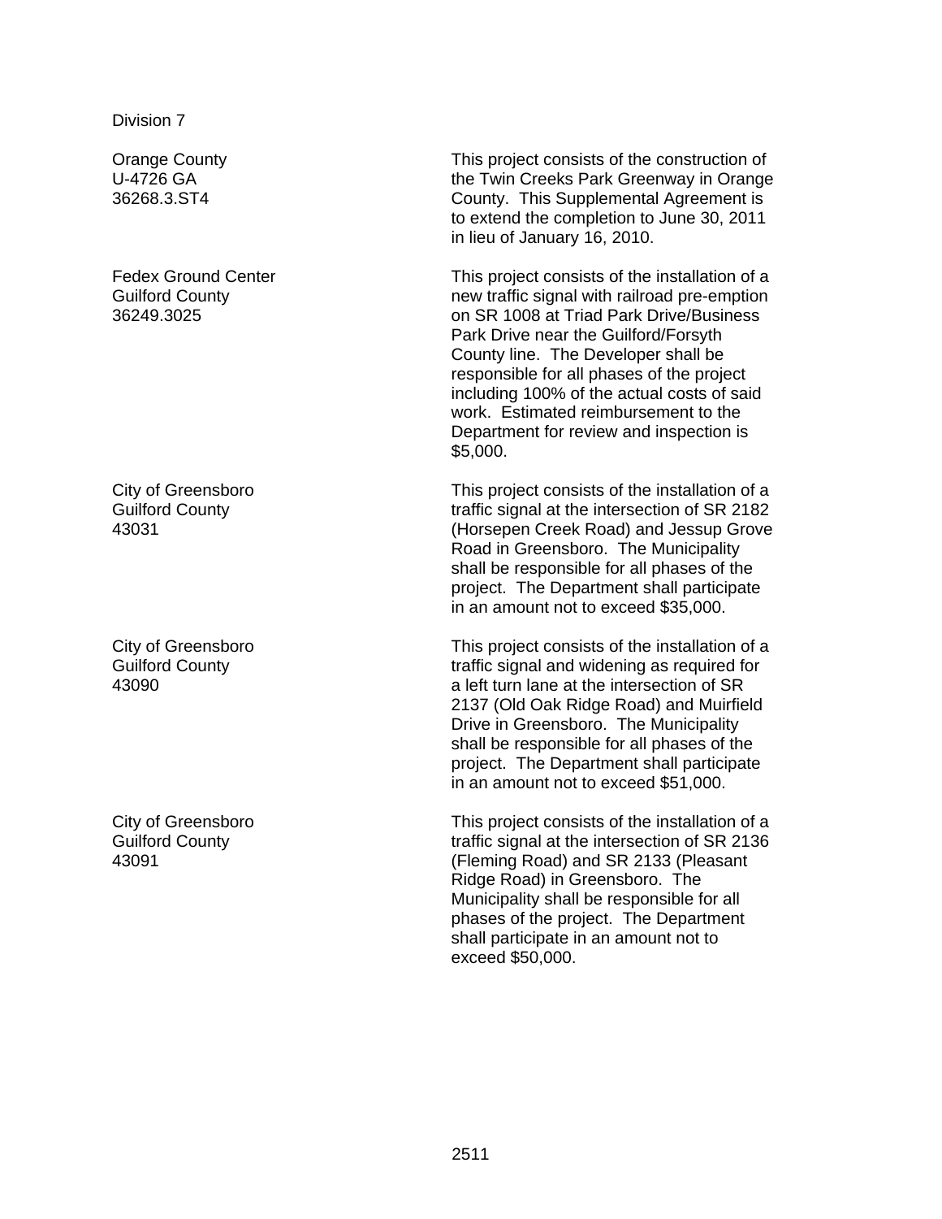Division 7

| | |
|---|---|
| Orange County<br>U-4726 GA<br>36268.3.ST4 | This project consists of the construction of the Twin Creeks Park Greenway in Orange County. This Supplemental Agreement is to extend the completion to June 30, 2011 in lieu of January 16, 2010. |
| Fedex Ground Center<br>Guilford County<br>36249.3025 | This project consists of the installation of a new traffic signal with railroad pre-emption on SR 1008 at Triad Park Drive/Business Park Drive near the Guilford/Forsyth County line. The Developer shall be responsible for all phases of the project including 100% of the actual costs of said work. Estimated reimbursement to the Department for review and inspection is $5,000. |
| City of Greensboro<br>Guilford County<br>43031 | This project consists of the installation of a traffic signal at the intersection of SR 2182 (Horsepen Creek Road) and Jessup Grove Road in Greensboro. The Municipality shall be responsible for all phases of the project. The Department shall participate in an amount not to exceed $35,000. |
| City of Greensboro<br>Guilford County<br>43090 | This project consists of the installation of a traffic signal and widening as required for a left turn lane at the intersection of SR 2137 (Old Oak Ridge Road) and Muirfield Drive in Greensboro. The Municipality shall be responsible for all phases of the project. The Department shall participate in an amount not to exceed $51,000. |
| City of Greensboro<br>Guilford County<br>43091 | This project consists of the installation of a traffic signal at the intersection of SR 2136 (Fleming Road) and SR 2133 (Pleasant Ridge Road) in Greensboro. The Municipality shall be responsible for all phases of the project. The Department shall participate in an amount not to exceed $50,000. |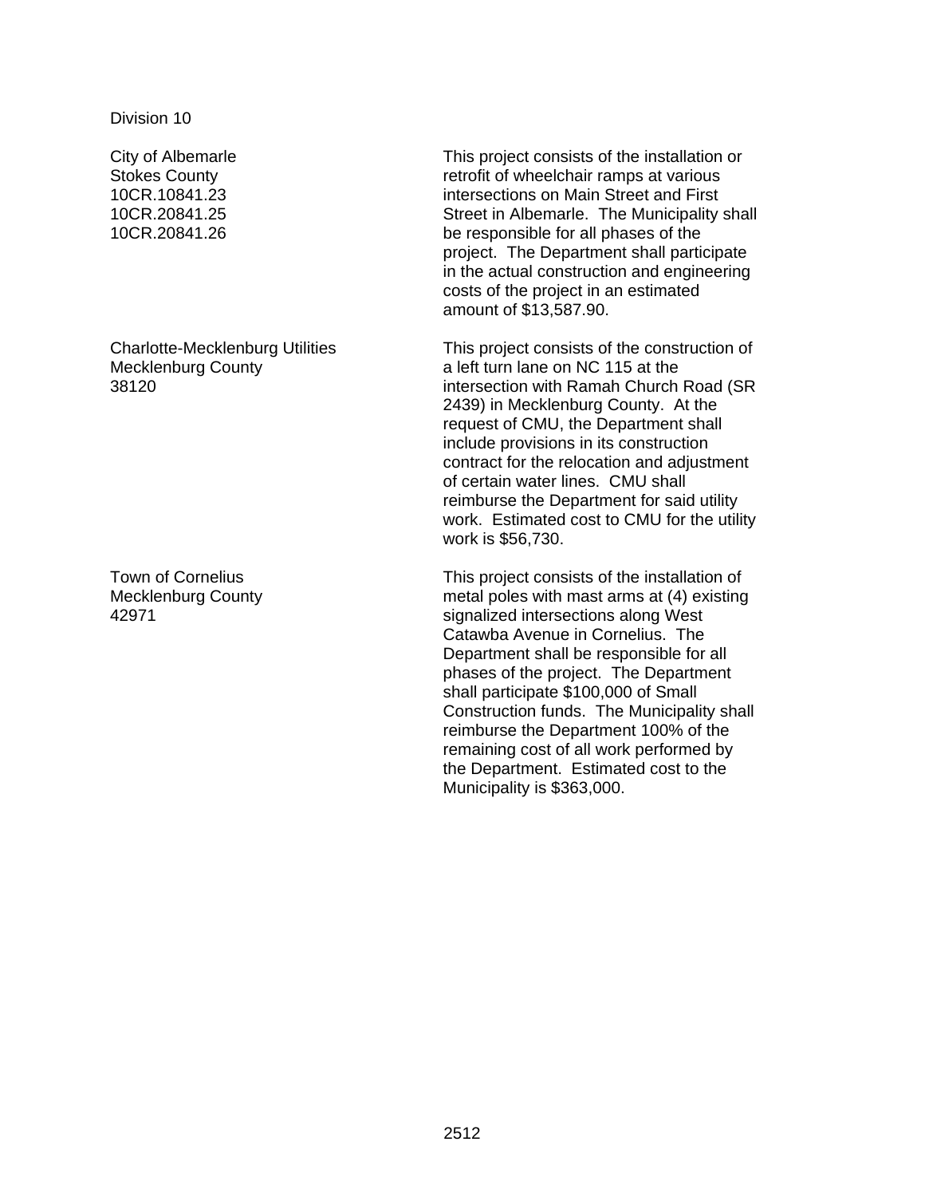Division 10

| | |
|---|---|
| City of Albemarle<br>Stokes County<br>10CR.10841.23<br>10CR.20841.25<br>10CR.20841.26 | This project consists of the installation or retrofit of wheelchair ramps at various intersections on Main Street and First Street in Albemarle. The Municipality shall be responsible for all phases of the project. The Department shall participate in the actual construction and engineering costs of the project in an estimated amount of $13,587.90. |
| Charlotte-Mecklenburg Utilities<br>Mecklenburg County<br>38120 | This project consists of the construction of a left turn lane on NC 115 at the intersection with Ramah Church Road (SR 2439) in Mecklenburg County. At the request of CMU, the Department shall include provisions in its construction contract for the relocation and adjustment of certain water lines. CMU shall reimburse the Department for said utility work. Estimated cost to CMU for the utility work is $56,730. |
| Town of Cornelius<br>Mecklenburg County<br>42971 | This project consists of the installation of metal poles with mast arms at (4) existing signalized intersections along West Catawba Avenue in Cornelius. The Department shall be responsible for all phases of the project. The Department shall participate $100,000 of Small Construction funds. The Municipality shall reimburse the Department 100% of the remaining cost of all work performed by the Department. Estimated cost to the Municipality is $363,000. |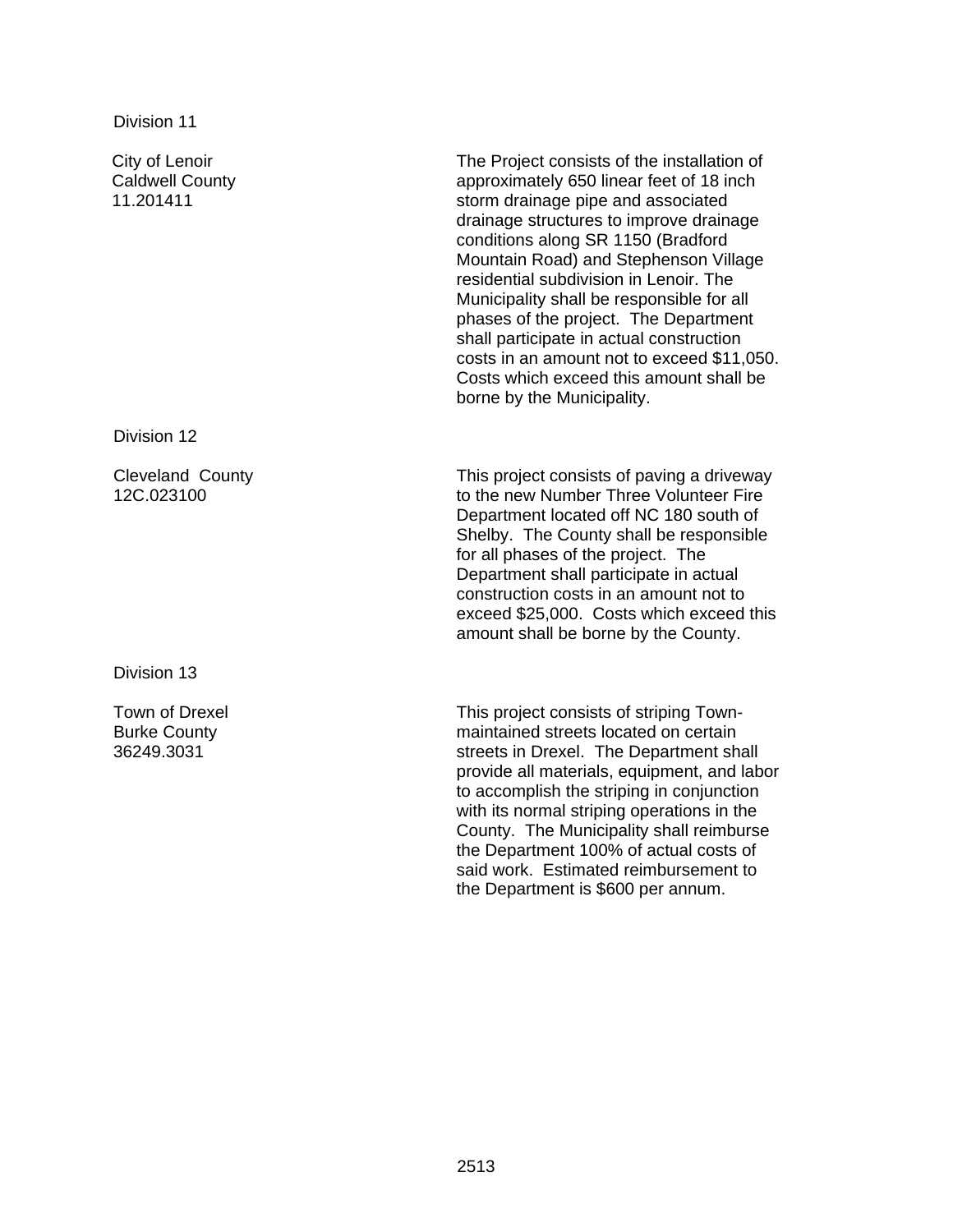Division 11

| | |
|---|---|
| City of Lenoir<br>Caldwell County<br>11.201411 | The Project consists of the installation of approximately 650 linear feet of 18 inch storm drainage pipe and associated drainage structures to improve drainage conditions along SR 1150 (Bradford Mountain Road) and Stephenson Village residential subdivision in Lenoir. The Municipality shall be responsible for all phases of the project. The Department shall participate in actual construction costs in an amount not to exceed $11,050. Costs which exceed this amount shall be borne by the Municipality. |

Division 12

| | |
|---|---|
| Cleveland County<br>12C.023100 | This project consists of paving a driveway to the new Number Three Volunteer Fire Department located off NC 180 south of Shelby. The County shall be responsible for all phases of the project. The Department shall participate in actual construction costs in an amount not to exceed $25,000. Costs which exceed this amount shall be borne by the County. |

Division 13

| | |
|---|---|
| Town of Drexel<br>Burke County<br>36249.3031 | This project consists of striping Town-maintained streets located on certain streets in Drexel. The Department shall provide all materials, equipment, and labor to accomplish the striping in conjunction with its normal striping operations in the County. The Municipality shall reimburse the Department 100% of actual costs of said work. Estimated reimbursement to the Department is $600 per annum. |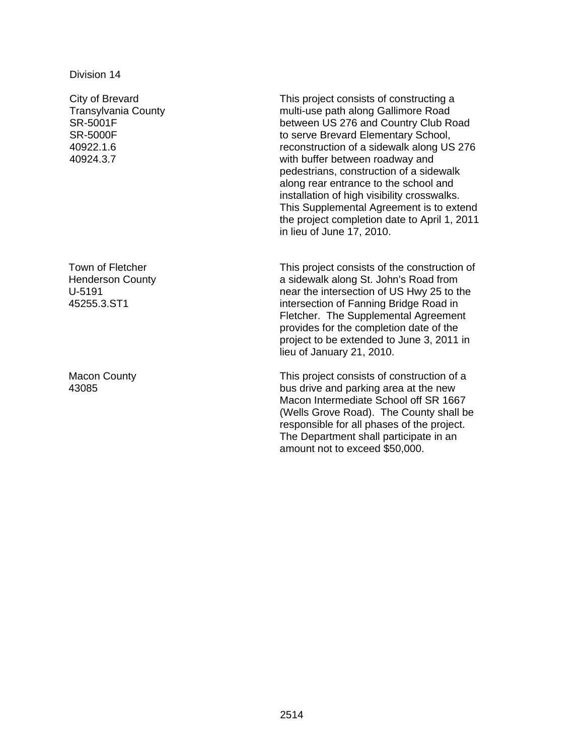Division 14

| | |
|---|---|
| City of Brevard<br>Transylvania County<br>SR-5001F<br>SR-5000F<br>40922.1.6<br>40924.3.7 | This project consists of constructing a multi-use path along Gallimore Road between US 276 and Country Club Road to serve Brevard Elementary School, reconstruction of a sidewalk along US 276 with buffer between roadway and pedestrians, construction of a sidewalk along rear entrance to the school and installation of high visibility crosswalks. This Supplemental Agreement is to extend the project completion date to April 1, 2011 in lieu of June 17, 2010. |
| Town of Fletcher<br>Henderson County<br>U-5191<br>45255.3.ST1 | This project consists of the construction of a sidewalk along St. John's Road from near the intersection of US Hwy 25 to the intersection of Fanning Bridge Road in Fletcher. The Supplemental Agreement provides for the completion date of the project to be extended to June 3, 2011 in lieu of January 21, 2010. |
| Macon County<br>43085 | This project consists of construction of a bus drive and parking area at the new Macon Intermediate School off SR 1667 (Wells Grove Road). The County shall be responsible for all phases of the project. The Department shall participate in an amount not to exceed $50,000. |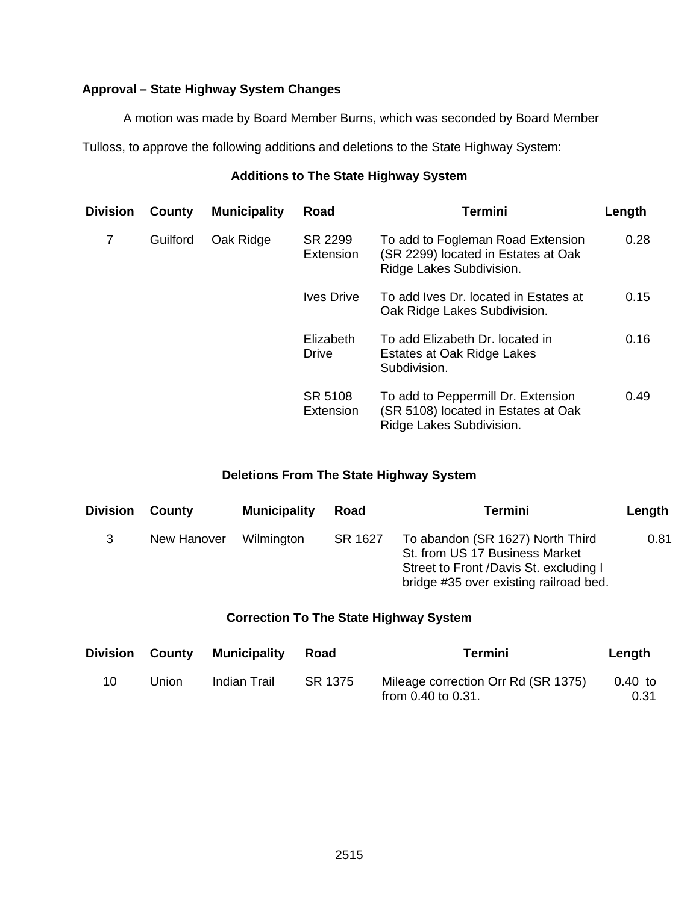**Approval – State Highway System Changes**

A motion was made by Board Member Burns, which was seconded by Board Member Tulloss, to approve the following additions and deletions to the State Highway System:

**Additions to The State Highway System**

| Division | County | Municipality | Road | Termini | Length |
|---|---|---|---|---|---|
| 7 | Guilford | Oak Ridge | SR 2299 Extension | To add to Fogleman Road Extension (SR 2299) located in Estates at Oak Ridge Lakes Subdivision. | 0.28 |
| | | | Ives Drive | To add Ives Dr. located in Estates at Oak Ridge Lakes Subdivision. | 0.15 |
| | | | Elizabeth Drive | To add Elizabeth Dr. located in Estates at Oak Ridge Lakes Subdivision. | 0.16 |
| | | | SR 5108 Extension | To add to Peppermill Dr. Extension (SR 5108) located in Estates at Oak Ridge Lakes Subdivision. | 0.49 |

**Deletions From The State Highway System**

| Division | County | Municipality | Road | Termini | Length |
|---|---|---|---|---|---|
| 3 | New Hanover | Wilmington | SR 1627 | To abandon (SR 1627) North Third St. from US 17 Business Market Street to Front /Davis St. excluding l bridge #35 over existing railroad bed. | 0.81 |

**Correction To The State Highway System**

| Division | County | Municipality | Road | Termini | Length |
|---|---|---|---|---|---|
| 10 | Union | Indian Trail | SR 1375 | Mileage correction Orr Rd (SR 1375) from 0.40 to 0.31. | 0.40 to 0.31 |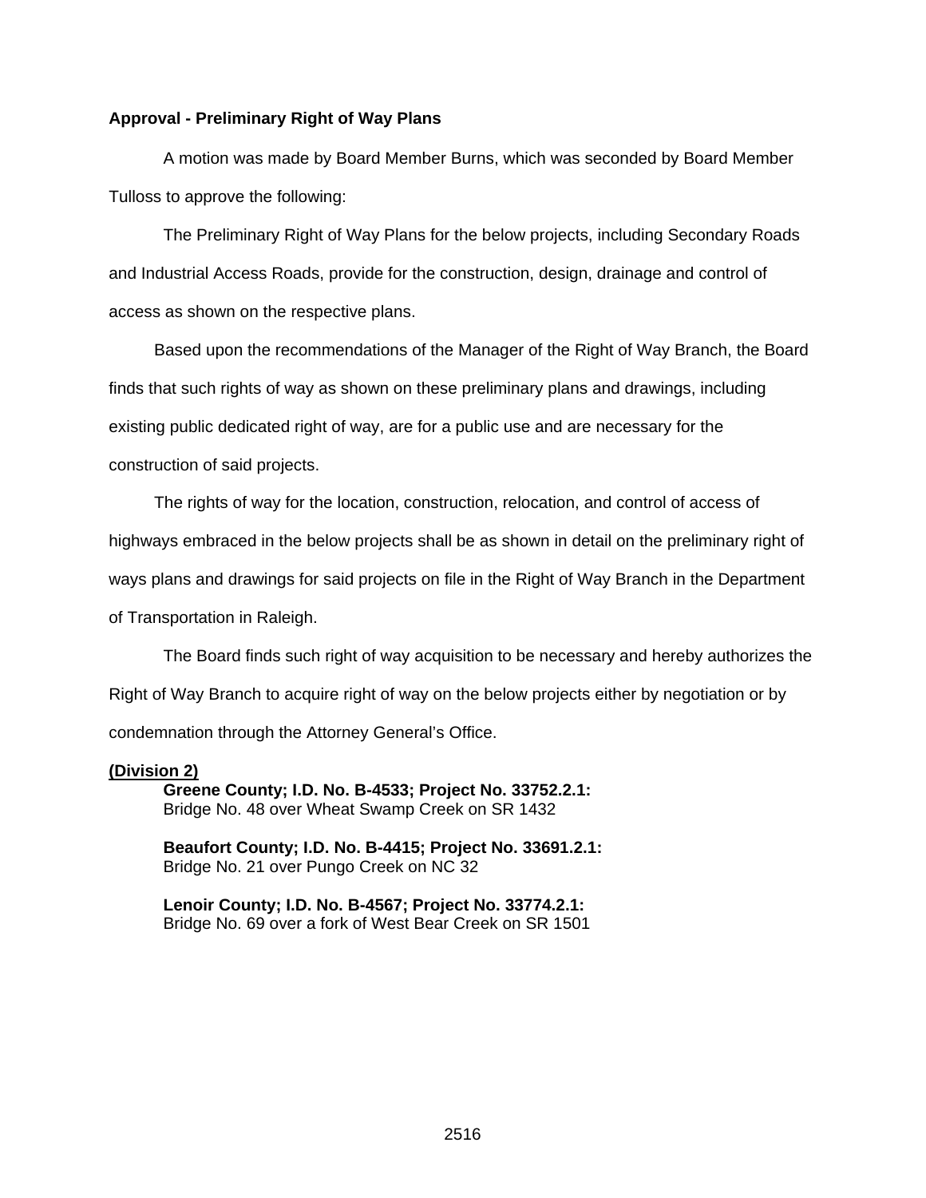**Approval - Preliminary Right of Way Plans**

A motion was made by Board Member Burns, which was seconded by Board Member Tulloss to approve the following:

The Preliminary Right of Way Plans for the below projects, including Secondary Roads and Industrial Access Roads, provide for the construction, design, drainage and control of access as shown on the respective plans.

Based upon the recommendations of the Manager of the Right of Way Branch, the Board finds that such rights of way as shown on these preliminary plans and drawings, including existing public dedicated right of way, are for a public use and are necessary for the construction of said projects.

The rights of way for the location, construction, relocation, and control of access of highways embraced in the below projects shall be as shown in detail on the preliminary right of ways plans and drawings for said projects on file in the Right of Way Branch in the Department of Transportation in Raleigh.

The Board finds such right of way acquisition to be necessary and hereby authorizes the Right of Way Branch to acquire right of way on the below projects either by negotiation or by condemnation through the Attorney General's Office.

**(Division 2)**

**Greene County; I.D. No. B-4533; Project No. 33752.2.1:**
Bridge No. 48 over Wheat Swamp Creek on SR 1432

**Beaufort County; I.D. No. B-4415; Project No. 33691.2.1:**
Bridge No. 21 over Pungo Creek on NC 32

**Lenoir County; I.D. No. B-4567; Project No. 33774.2.1:**
Bridge No. 69 over a fork of West Bear Creek on SR 1501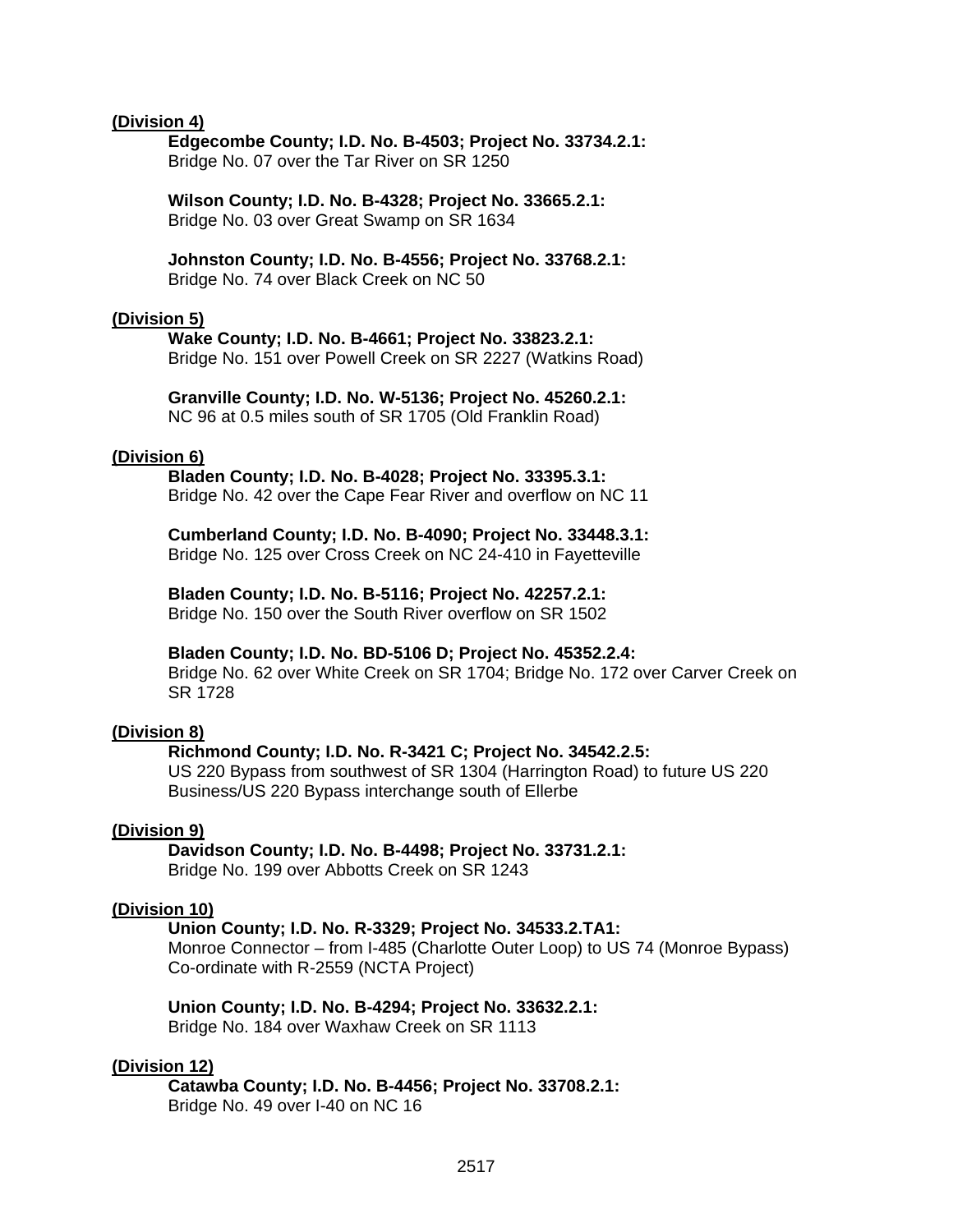**(Division 4)**

**Edgecombe County; I.D. No. B-4503; Project No. 33734.2.1:**
Bridge No. 07 over the Tar River on SR 1250

**Wilson County; I.D. No. B-4328; Project No. 33665.2.1:**
Bridge No. 03 over Great Swamp on SR 1634

**Johnston County; I.D. No. B-4556; Project No. 33768.2.1:**
Bridge No. 74 over Black Creek on NC 50

**(Division 5)**

**Wake County; I.D. No. B-4661; Project No. 33823.2.1:**
Bridge No. 151 over Powell Creek on SR 2227 (Watkins Road)

**Granville County; I.D. No. W-5136; Project No. 45260.2.1:**
NC 96 at 0.5 miles south of SR 1705 (Old Franklin Road)

**(Division 6)**

**Bladen County; I.D. No. B-4028; Project No. 33395.3.1:**
Bridge No. 42 over the Cape Fear River and overflow on NC 11

**Cumberland County; I.D. No. B-4090; Project No. 33448.3.1:**
Bridge No. 125 over Cross Creek on NC 24-410 in Fayetteville

**Bladen County; I.D. No. B-5116; Project No. 42257.2.1:**
Bridge No. 150 over the South River overflow on SR 1502

**Bladen County; I.D. No. BD-5106 D; Project No. 45352.2.4:**
Bridge No. 62 over White Creek on SR 1704; Bridge No. 172 over Carver Creek on SR 1728

**(Division 8)**

**Richmond County; I.D. No. R-3421 C; Project No. 34542.2.5:**
US 220 Bypass from southwest of SR 1304 (Harrington Road) to future US 220 Business/US 220 Bypass interchange south of Ellerbe

**(Division 9)**

**Davidson County; I.D. No. B-4498; Project No. 33731.2.1:**
Bridge No. 199 over Abbotts Creek on SR 1243

**(Division 10)**

**Union County; I.D. No. R-3329; Project No. 34533.2.TA1:**
Monroe Connector – from I-485 (Charlotte Outer Loop) to US 74 (Monroe Bypass) Co-ordinate with R-2559 (NCTA Project)

**Union County; I.D. No. B-4294; Project No. 33632.2.1:**
Bridge No. 184 over Waxhaw Creek on SR 1113

**(Division 12)**

**Catawba County; I.D. No. B-4456; Project No. 33708.2.1:**
Bridge No. 49 over I-40 on NC 16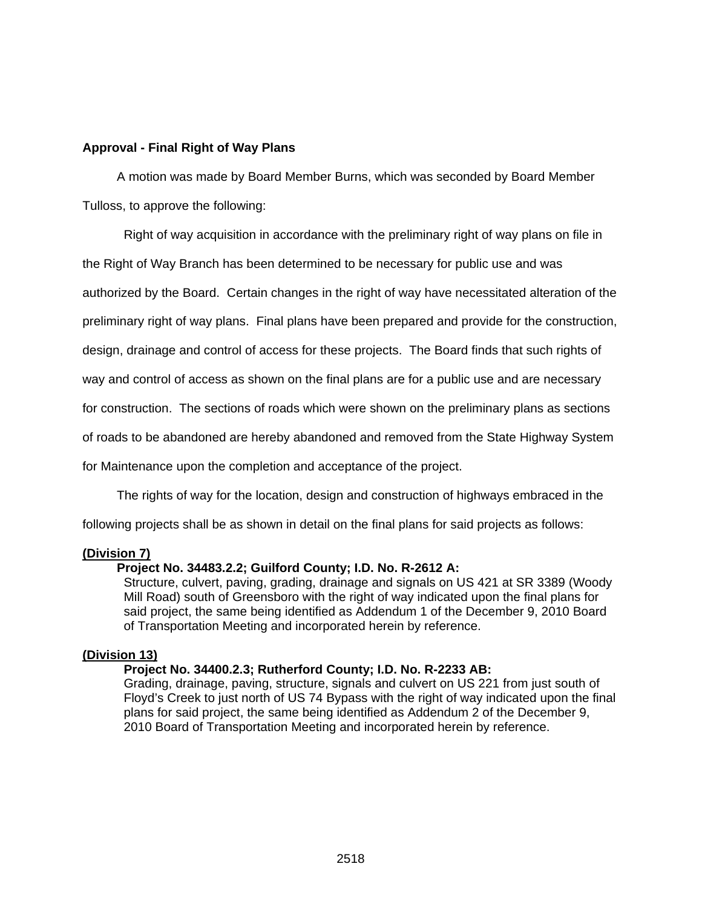**Approval - Final Right of Way Plans**

A motion was made by Board Member Burns, which was seconded by Board Member Tulloss, to approve the following:

Right of way acquisition in accordance with the preliminary right of way plans on file in the Right of Way Branch has been determined to be necessary for public use and was authorized by the Board. Certain changes in the right of way have necessitated alteration of the preliminary right of way plans. Final plans have been prepared and provide for the construction, design, drainage and control of access for these projects. The Board finds that such rights of way and control of access as shown on the final plans are for a public use and are necessary for construction. The sections of roads which were shown on the preliminary plans as sections of roads to be abandoned are hereby abandoned and removed from the State Highway System for Maintenance upon the completion and acceptance of the project.

The rights of way for the location, design and construction of highways embraced in the following projects shall be as shown in detail on the final plans for said projects as follows:

**(Division 7)**

**Project No. 34483.2.2; Guilford County; I.D. No. R-2612 A:**
Structure, culvert, paving, grading, drainage and signals on US 421 at SR 3389 (Woody Mill Road) south of Greensboro with the right of way indicated upon the final plans for said project, the same being identified as Addendum 1 of the December 9, 2010 Board of Transportation Meeting and incorporated herein by reference.

**(Division 13)**

**Project No. 34400.2.3; Rutherford County; I.D. No. R-2233 AB:**
Grading, drainage, paving, structure, signals and culvert on US 221 from just south of Floyd's Creek to just north of US 74 Bypass with the right of way indicated upon the final plans for said project, the same being identified as Addendum 2 of the December 9, 2010 Board of Transportation Meeting and incorporated herein by reference.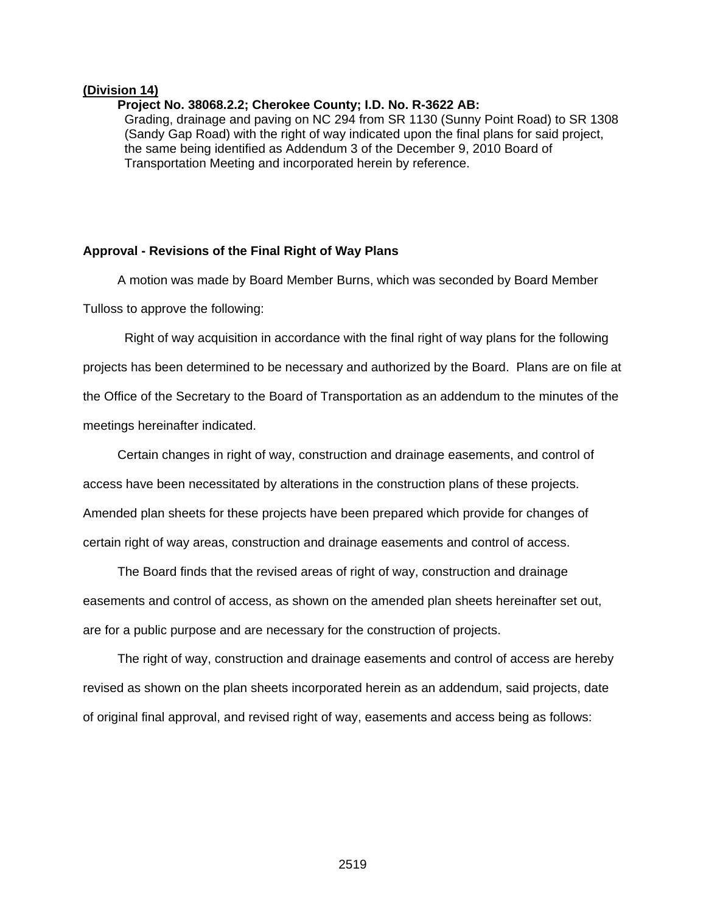**(Division 14)**

**Project No. 38068.2.2; Cherokee County; I.D. No. R-3622 AB:**
Grading, drainage and paving on NC 294 from SR 1130 (Sunny Point Road) to SR 1308 (Sandy Gap Road) with the right of way indicated upon the final plans for said project, the same being identified as Addendum 3 of the December 9, 2010 Board of Transportation Meeting and incorporated herein by reference.

**Approval - Revisions of the Final Right of Way Plans**

A motion was made by Board Member Burns, which was seconded by Board Member Tulloss to approve the following:

Right of way acquisition in accordance with the final right of way plans for the following projects has been determined to be necessary and authorized by the Board. Plans are on file at the Office of the Secretary to the Board of Transportation as an addendum to the minutes of the meetings hereinafter indicated.

Certain changes in right of way, construction and drainage easements, and control of access have been necessitated by alterations in the construction plans of these projects. Amended plan sheets for these projects have been prepared which provide for changes of certain right of way areas, construction and drainage easements and control of access.

The Board finds that the revised areas of right of way, construction and drainage easements and control of access, as shown on the amended plan sheets hereinafter set out, are for a public purpose and are necessary for the construction of projects.

The right of way, construction and drainage easements and control of access are hereby revised as shown on the plan sheets incorporated herein as an addendum, said projects, date of original final approval, and revised right of way, easements and access being as follows: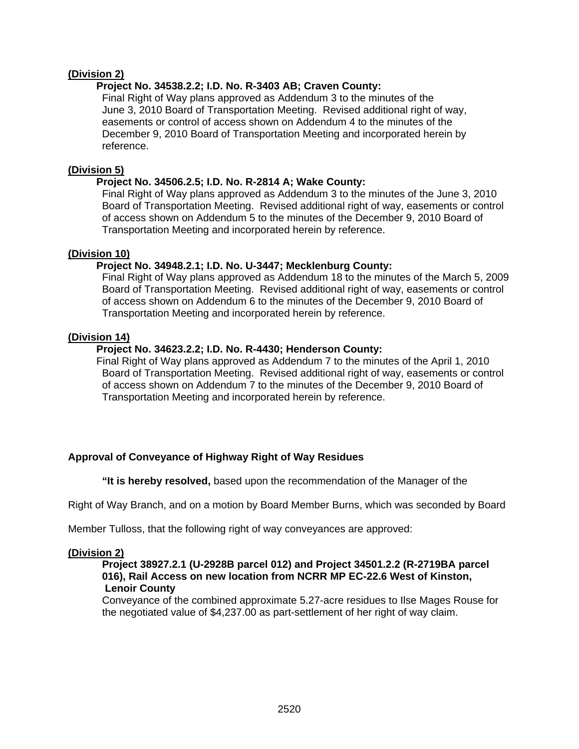**(Division 2)**

**Project No. 34538.2.2; I.D. No. R-3403 AB; Craven County:**

Final Right of Way plans approved as Addendum 3 to the minutes of the June 3, 2010 Board of Transportation Meeting. Revised additional right of way, easements or control of access shown on Addendum 4 to the minutes of the December 9, 2010 Board of Transportation Meeting and incorporated herein by reference.

**(Division 5)**

**Project No. 34506.2.5; I.D. No. R-2814 A; Wake County:**

Final Right of Way plans approved as Addendum 3 to the minutes of the June 3, 2010 Board of Transportation Meeting. Revised additional right of way, easements or control of access shown on Addendum 5 to the minutes of the December 9, 2010 Board of Transportation Meeting and incorporated herein by reference.

**(Division 10)**

**Project No. 34948.2.1; I.D. No. U-3447; Mecklenburg County:**

Final Right of Way plans approved as Addendum 18 to the minutes of the March 5, 2009 Board of Transportation Meeting. Revised additional right of way, easements or control of access shown on Addendum 6 to the minutes of the December 9, 2010 Board of Transportation Meeting and incorporated herein by reference.

**(Division 14)**

**Project No. 34623.2.2; I.D. No. R-4430; Henderson County:**

Final Right of Way plans approved as Addendum 7 to the minutes of the April 1, 2010 Board of Transportation Meeting. Revised additional right of way, easements or control of access shown on Addendum 7 to the minutes of the December 9, 2010 Board of Transportation Meeting and incorporated herein by reference.

**Approval of Conveyance of Highway Right of Way Residues**

**"It is hereby resolved,** based upon the recommendation of the Manager of the Right of Way Branch, and on a motion by Board Member Burns, which was seconded by Board Member Tulloss, that the following right of way conveyances are approved:

**(Division 2)**

**Project 38927.2.1 (U-2928B parcel 012) and Project 34501.2.2 (R-2719BA parcel 016), Rail Access on new location from NCRR MP EC-22.6 West of Kinston, Lenoir County**

Conveyance of the combined approximate 5.27-acre residues to Ilse Mages Rouse for the negotiated value of $4,237.00 as part-settlement of her right of way claim.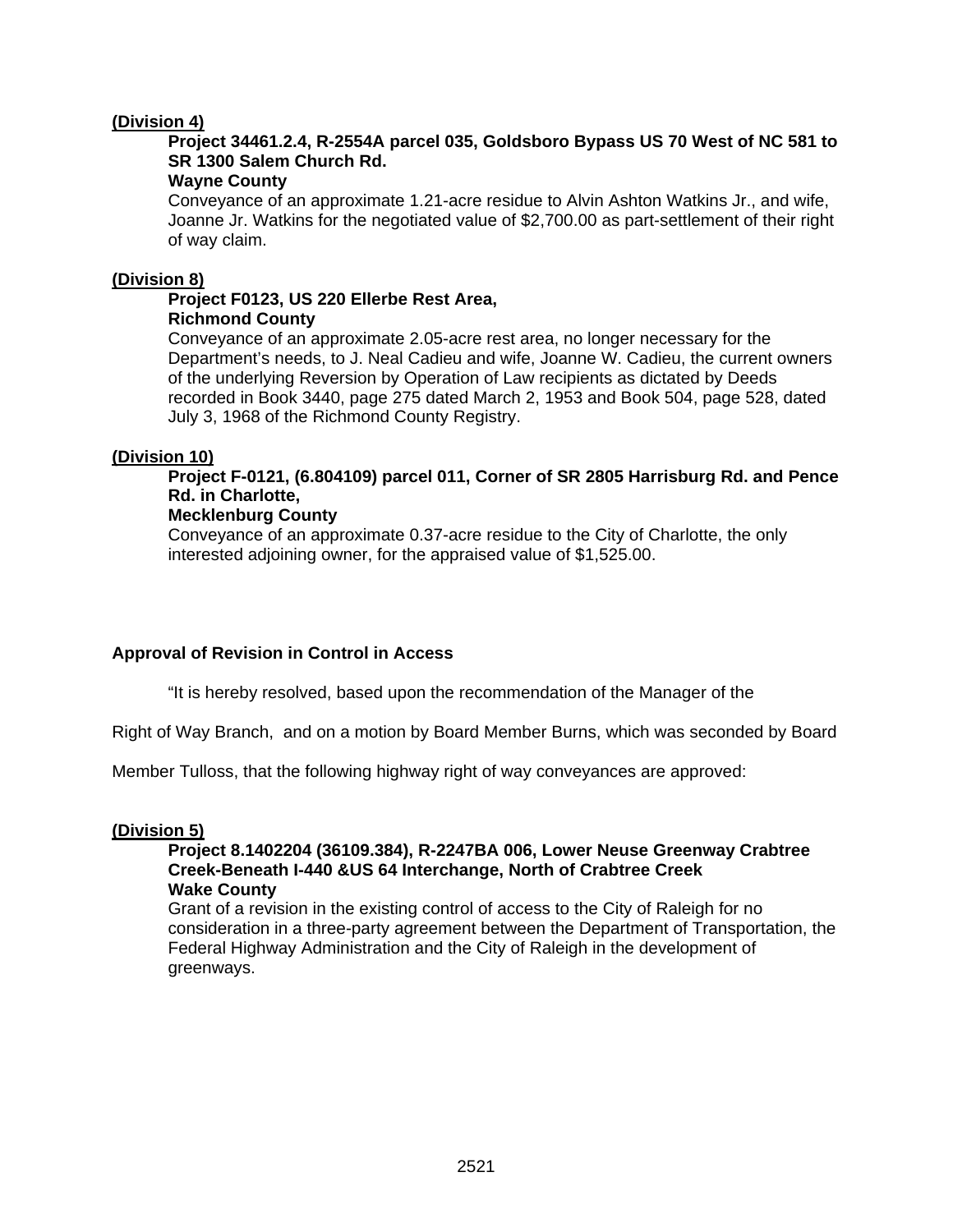**(Division 4)**

**Project 34461.2.4, R-2554A parcel 035, Goldsboro Bypass US 70 West of NC 581 to SR 1300 Salem Church Rd.**
**Wayne County**
Conveyance of an approximate 1.21-acre residue to Alvin Ashton Watkins Jr., and wife, Joanne Jr. Watkins for the negotiated value of $2,700.00 as part-settlement of their right of way claim.

**(Division 8)**

**Project F0123, US 220 Ellerbe Rest Area,**
**Richmond County**
Conveyance of an approximate 2.05-acre rest area, no longer necessary for the Department's needs, to J. Neal Cadieu and wife, Joanne W. Cadieu, the current owners of the underlying Reversion by Operation of Law recipients as dictated by Deeds recorded in Book 3440, page 275 dated March 2, 1953 and Book 504, page 528, dated July 3, 1968 of the Richmond County Registry.

**(Division 10)**

**Project F-0121, (6.804109) parcel 011, Corner of SR 2805 Harrisburg Rd. and Pence Rd. in Charlotte,**
**Mecklenburg County**
Conveyance of an approximate 0.37-acre residue to the City of Charlotte, the only interested adjoining owner, for the appraised value of $1,525.00.

**Approval of Revision in Control in Access**

"It is hereby resolved, based upon the recommendation of the Manager of the Right of Way Branch, and on a motion by Board Member Burns, which was seconded by Board Member Tulloss, that the following highway right of way conveyances are approved:

**(Division 5)**

**Project 8.1402204 (36109.384), R-2247BA 006, Lower Neuse Greenway Crabtree Creek-Beneath I-440 &US 64 Interchange, North of Crabtree Creek**
**Wake County**
Grant of a revision in the existing control of access to the City of Raleigh for no consideration in a three-party agreement between the Department of Transportation, the Federal Highway Administration and the City of Raleigh in the development of greenways.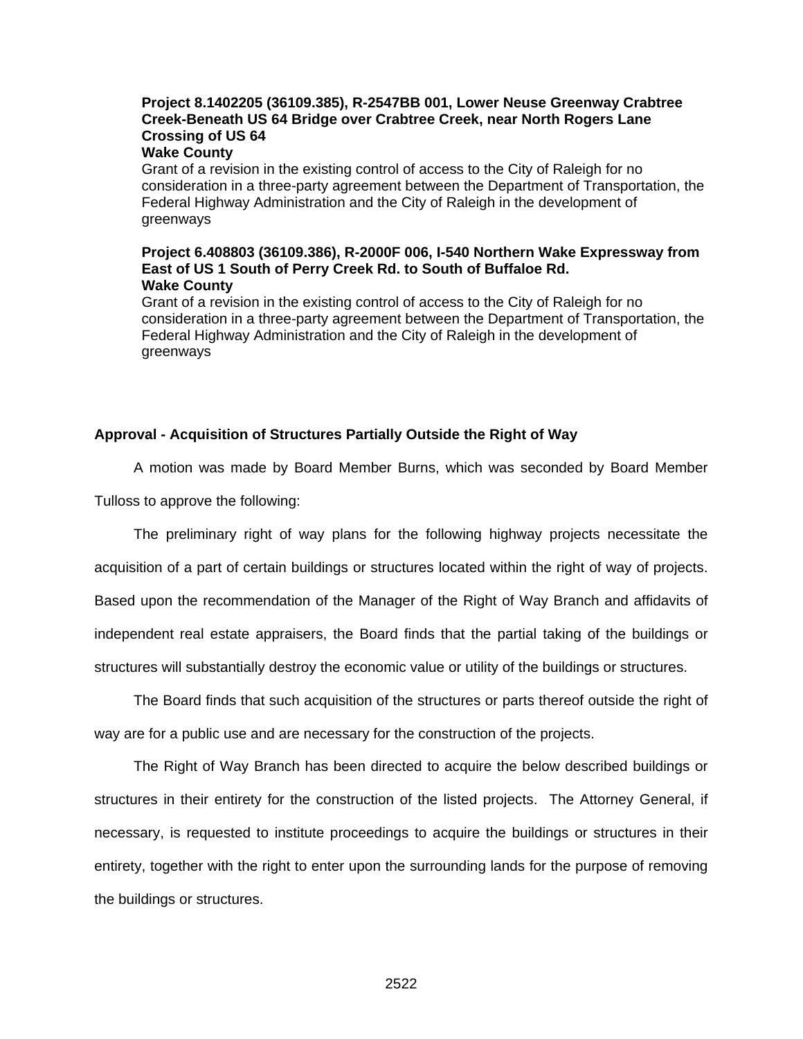**Project 8.1402205 (36109.385), R-2547BB 001, Lower Neuse Greenway Crabtree Creek-Beneath US 64 Bridge over Crabtree Creek, near North Rogers Lane Crossing of US 64**
**Wake County**
Grant of a revision in the existing control of access to the City of Raleigh for no consideration in a three-party agreement between the Department of Transportation, the Federal Highway Administration and the City of Raleigh in the development of greenways

**Project 6.408803 (36109.386), R-2000F 006, I-540 Northern Wake Expressway from East of US 1 South of Perry Creek Rd. to South of Buffaloe Rd.**
**Wake County**
Grant of a revision in the existing control of access to the City of Raleigh for no consideration in a three-party agreement between the Department of Transportation, the Federal Highway Administration and the City of Raleigh in the development of greenways

**Approval - Acquisition of Structures Partially Outside the Right of Way**

A motion was made by Board Member Burns, which was seconded by Board Member Tulloss to approve the following:

The preliminary right of way plans for the following highway projects necessitate the acquisition of a part of certain buildings or structures located within the right of way of projects. Based upon the recommendation of the Manager of the Right of Way Branch and affidavits of independent real estate appraisers, the Board finds that the partial taking of the buildings or structures will substantially destroy the economic value or utility of the buildings or structures.

The Board finds that such acquisition of the structures or parts thereof outside the right of way are for a public use and are necessary for the construction of the projects.

The Right of Way Branch has been directed to acquire the below described buildings or structures in their entirety for the construction of the listed projects. The Attorney General, if necessary, is requested to institute proceedings to acquire the buildings or structures in their entirety, together with the right to enter upon the surrounding lands for the purpose of removing the buildings or structures.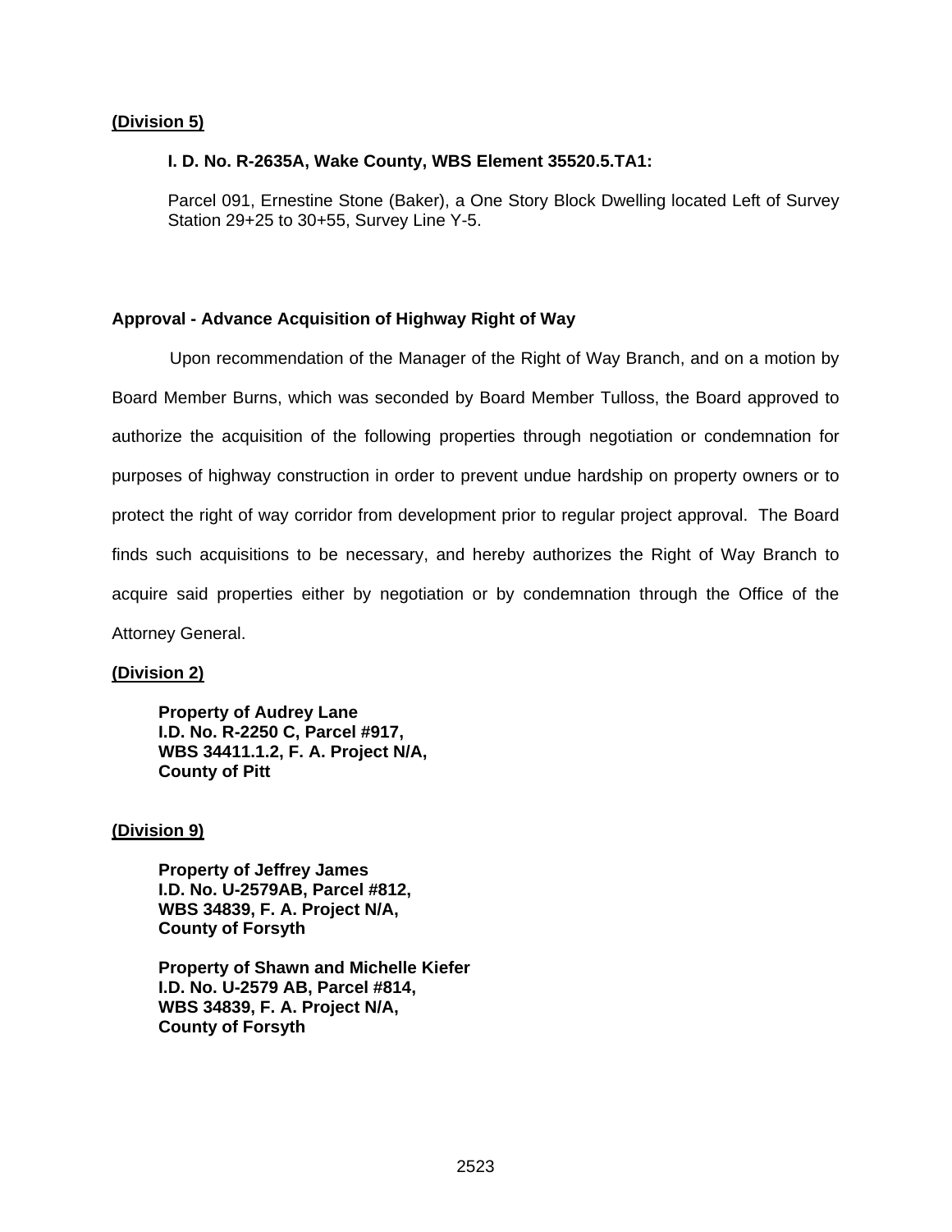**(Division 5)**

**I. D. No. R-2635A, Wake County, WBS Element 35520.5.TA1:**

Parcel 091, Ernestine Stone (Baker), a One Story Block Dwelling located Left of Survey Station 29+25 to 30+55, Survey Line Y-5.

**Approval - Advance Acquisition of Highway Right of Way**

Upon recommendation of the Manager of the Right of Way Branch, and on a motion by Board Member Burns, which was seconded by Board Member Tulloss, the Board approved to authorize the acquisition of the following properties through negotiation or condemnation for purposes of highway construction in order to prevent undue hardship on property owners or to protect the right of way corridor from development prior to regular project approval. The Board finds such acquisitions to be necessary, and hereby authorizes the Right of Way Branch to acquire said properties either by negotiation or by condemnation through the Office of the Attorney General.

**(Division 2)**

**Property of Audrey Lane**
**I.D. No. R-2250 C, Parcel #917,**
**WBS 34411.1.2, F. A. Project N/A,**
**County of Pitt**

**(Division 9)**

**Property of Jeffrey James**
**I.D. No. U-2579AB, Parcel #812,**
**WBS 34839, F. A. Project N/A,**
**County of Forsyth**

**Property of Shawn and Michelle Kiefer**
**I.D. No. U-2579 AB, Parcel #814,**
**WBS 34839, F. A. Project N/A,**
**County of Forsyth**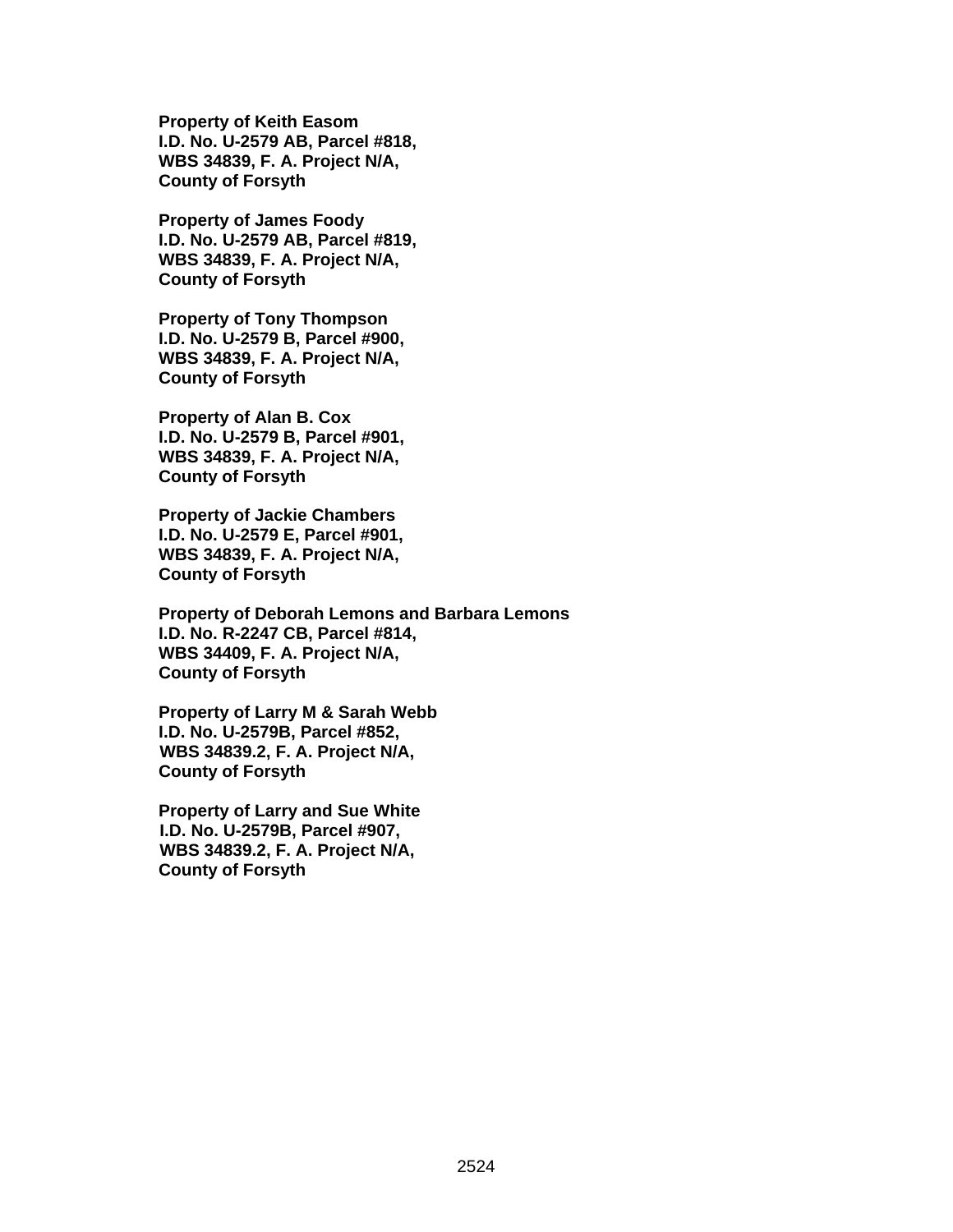**Property of Keith Easom**
**I.D. No. U-2579 AB, Parcel #818,**
**WBS 34839, F. A. Project N/A,**
**County of Forsyth**

**Property of James Foody**
**I.D. No. U-2579 AB, Parcel #819,**
**WBS 34839, F. A. Project N/A,**
**County of Forsyth**

**Property of Tony Thompson**
**I.D. No. U-2579 B, Parcel #900,**
**WBS 34839, F. A. Project N/A,**
**County of Forsyth**

**Property of Alan B. Cox**
**I.D. No. U-2579 B, Parcel #901,**
**WBS 34839, F. A. Project N/A,**
**County of Forsyth**

**Property of Jackie Chambers**
**I.D. No. U-2579 E, Parcel #901,**
**WBS 34839, F. A. Project N/A,**
**County of Forsyth**

**Property of Deborah Lemons and Barbara Lemons**
**I.D. No. R-2247 CB, Parcel #814,**
**WBS 34409, F. A. Project N/A,**
**County of Forsyth**

**Property of Larry M & Sarah Webb**
**I.D. No. U-2579B, Parcel #852,**
**WBS 34839.2, F. A. Project N/A,**
**County of Forsyth**

**Property of Larry and Sue White**
**I.D. No. U-2579B, Parcel #907,**
**WBS 34839.2, F. A. Project N/A,**
**County of Forsyth**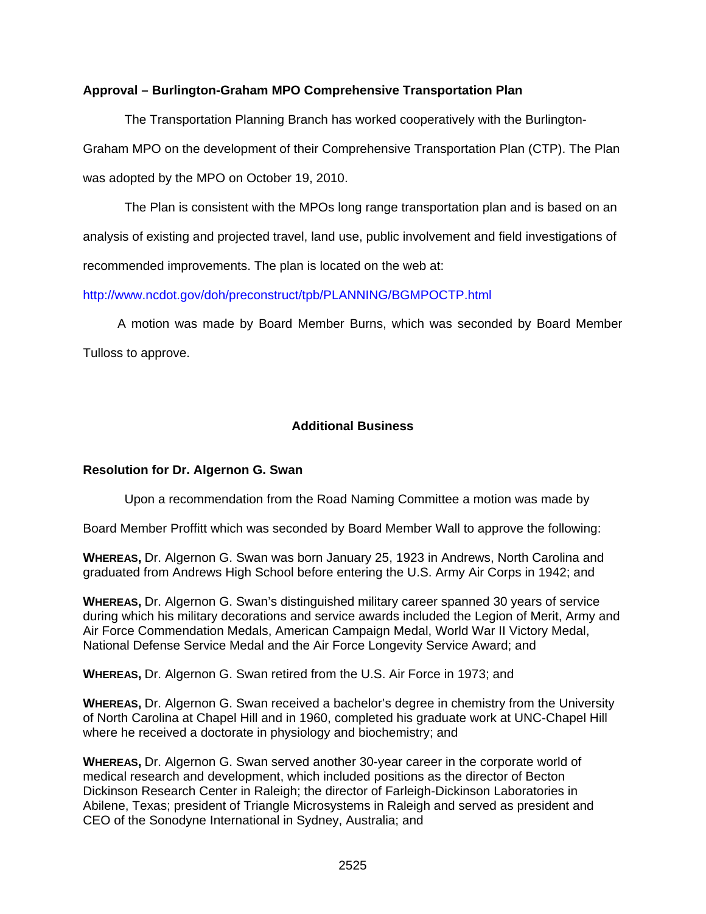**Approval – Burlington-Graham MPO Comprehensive Transportation Plan**

The Transportation Planning Branch has worked cooperatively with the Burlington-Graham MPO on the development of their Comprehensive Transportation Plan (CTP). The Plan was adopted by the MPO on October 19, 2010.

The Plan is consistent with the MPOs long range transportation plan and is based on an analysis of existing and projected travel, land use, public involvement and field investigations of recommended improvements. The plan is located on the web at:

http://www.ncdot.gov/doh/preconstruct/tpb/PLANNING/BGMPOCTP.html

A motion was made by Board Member Burns, which was seconded by Board Member Tulloss to approve.

## Additional Business

**Resolution for Dr. Algernon G. Swan**

Upon a recommendation from the Road Naming Committee a motion was made by Board Member Proffitt which was seconded by Board Member Wall to approve the following:

**WHEREAS,** Dr. Algernon G. Swan was born January 25, 1923 in Andrews, North Carolina and graduated from Andrews High School before entering the U.S. Army Air Corps in 1942; and

**WHEREAS,** Dr. Algernon G. Swan's distinguished military career spanned 30 years of service during which his military decorations and service awards included the Legion of Merit, Army and Air Force Commendation Medals, American Campaign Medal, World War II Victory Medal, National Defense Service Medal and the Air Force Longevity Service Award; and

**WHEREAS,** Dr. Algernon G. Swan retired from the U.S. Air Force in 1973; and

**WHEREAS,** Dr. Algernon G. Swan received a bachelor's degree in chemistry from the University of North Carolina at Chapel Hill and in 1960, completed his graduate work at UNC-Chapel Hill where he received a doctorate in physiology and biochemistry; and

**WHEREAS,** Dr. Algernon G. Swan served another 30-year career in the corporate world of medical research and development, which included positions as the director of Becton Dickinson Research Center in Raleigh; the director of Farleigh-Dickinson Laboratories in Abilene, Texas; president of Triangle Microsystems in Raleigh and served as president and CEO of the Sonodyne International in Sydney, Australia; and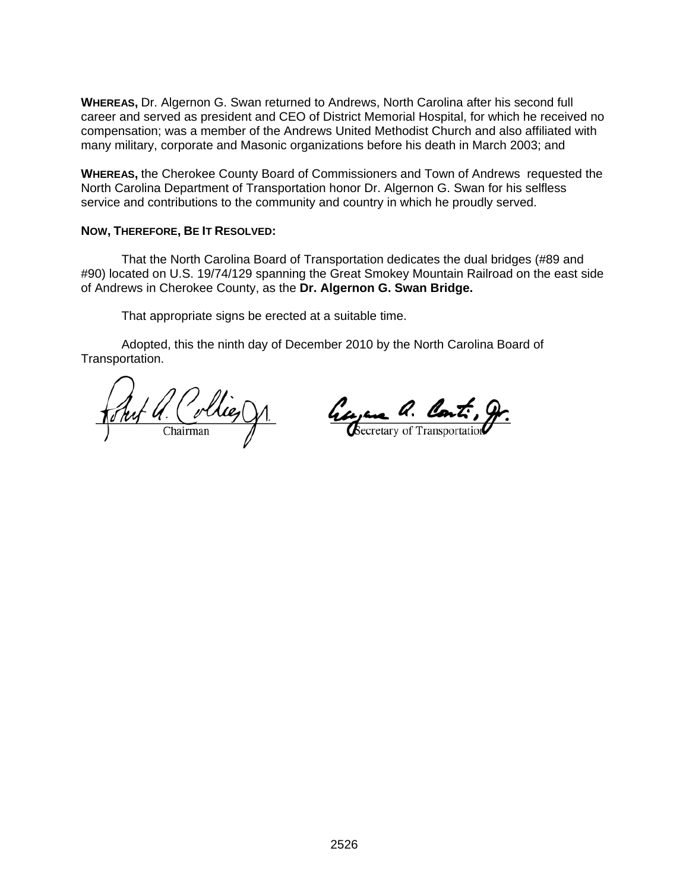**WHEREAS,** Dr. Algernon G. Swan returned to Andrews, North Carolina after his second full career and served as president and CEO of District Memorial Hospital, for which he received no compensation; was a member of the Andrews United Methodist Church and also affiliated with many military, corporate and Masonic organizations before his death in March 2003; and

**WHEREAS,** the Cherokee County Board of Commissioners and Town of Andrews requested the North Carolina Department of Transportation honor Dr. Algernon G. Swan for his selfless service and contributions to the community and country in which he proudly served.

**NOW, THEREFORE, BE IT RESOLVED:**

That the North Carolina Board of Transportation dedicates the dual bridges (#89 and #90) located on U.S. 19/74/129 spanning the Great Smokey Mountain Railroad on the east side of Andrews in Cherokee County, as the **Dr. Algernon G. Swan Bridge.**

That appropriate signs be erected at a suitable time.

Adopted, this the ninth day of December 2010 by the North Carolina Board of Transportation.

Robert A. Collier, Jr.
Chairman

Eugene A. Conti, Jr.
Secretary of Transportation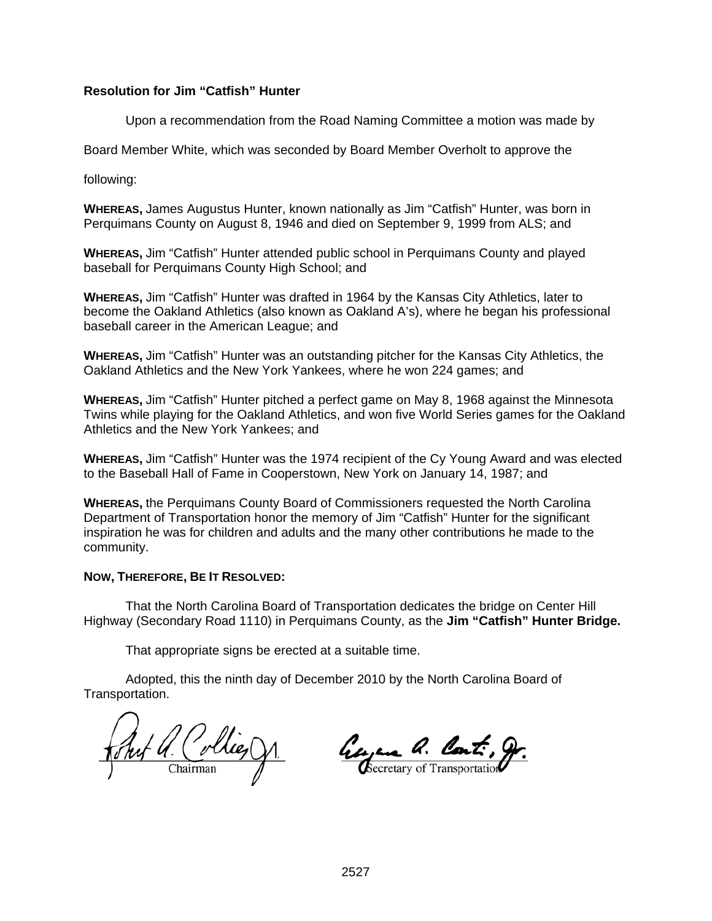**Resolution for Jim "Catfish" Hunter**

Upon a recommendation from the Road Naming Committee a motion was made by Board Member White, which was seconded by Board Member Overholt to approve the following:

**WHEREAS,** James Augustus Hunter, known nationally as Jim "Catfish" Hunter, was born in Perquimans County on August 8, 1946 and died on September 9, 1999 from ALS; and

**WHEREAS,** Jim "Catfish" Hunter attended public school in Perquimans County and played baseball for Perquimans County High School; and

**WHEREAS,** Jim "Catfish" Hunter was drafted in 1964 by the Kansas City Athletics, later to become the Oakland Athletics (also known as Oakland A's), where he began his professional baseball career in the American League; and

**WHEREAS,** Jim "Catfish" Hunter was an outstanding pitcher for the Kansas City Athletics, the Oakland Athletics and the New York Yankees, where he won 224 games; and

**WHEREAS,** Jim "Catfish" Hunter pitched a perfect game on May 8, 1968 against the Minnesota Twins while playing for the Oakland Athletics, and won five World Series games for the Oakland Athletics and the New York Yankees; and

**WHEREAS,** Jim "Catfish" Hunter was the 1974 recipient of the Cy Young Award and was elected to the Baseball Hall of Fame in Cooperstown, New York on January 14, 1987; and

**WHEREAS,** the Perquimans County Board of Commissioners requested the North Carolina Department of Transportation honor the memory of Jim "Catfish" Hunter for the significant inspiration he was for children and adults and the many other contributions he made to the community.

**NOW, THEREFORE, BE IT RESOLVED:**

That the North Carolina Board of Transportation dedicates the bridge on Center Hill Highway (Secondary Road 1110) in Perquimans County, as the **Jim "Catfish" Hunter Bridge.**

That appropriate signs be erected at a suitable time.

Adopted, this the ninth day of December 2010 by the North Carolina Board of Transportation.

Chairman

Secretary of Transportation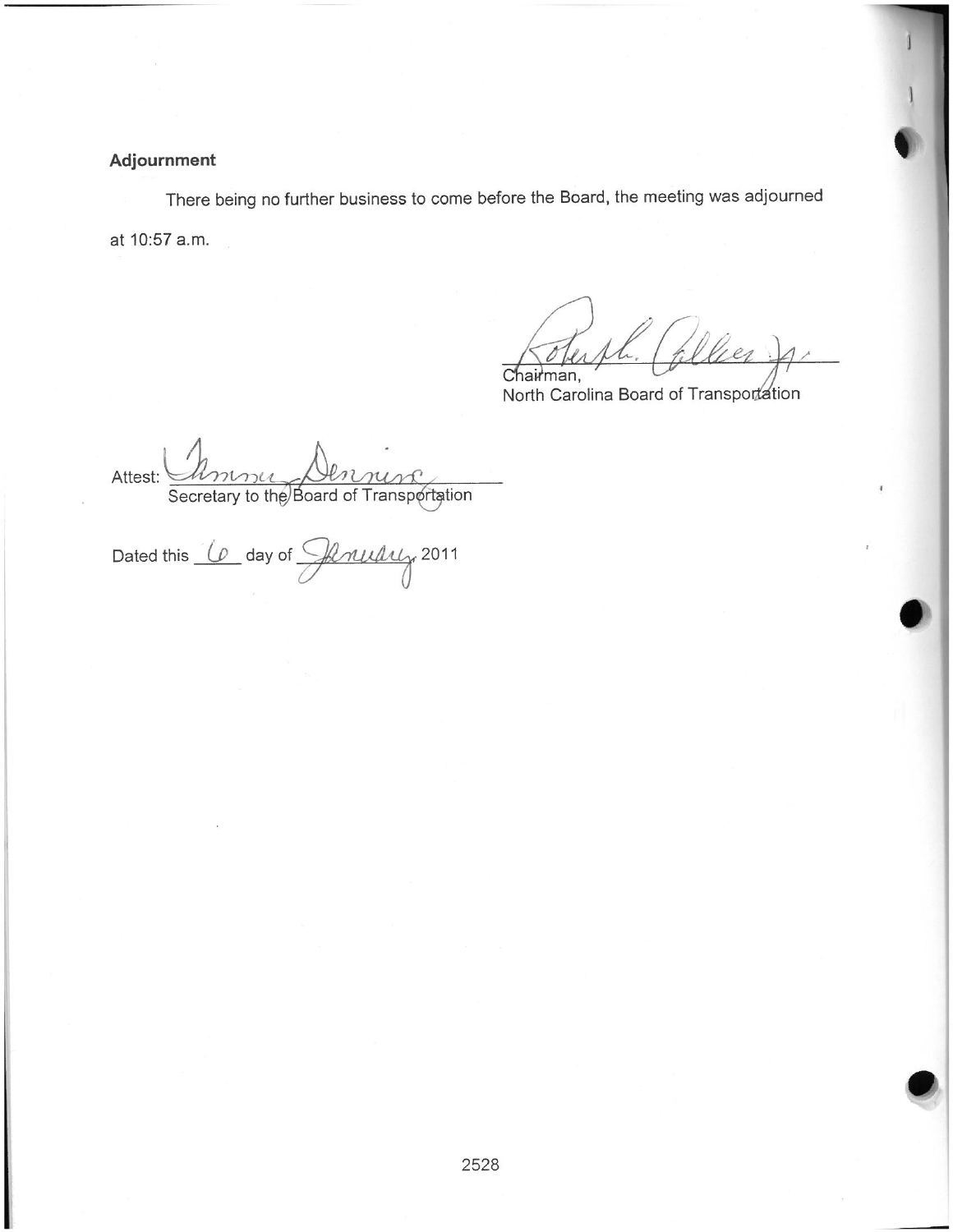**Adjournment**

There being no further business to come before the Board, the meeting was adjourned at 10:57 a.m.

Robert L. Collier Jr.
Chairman,
North Carolina Board of Transportation

Attest: Tammie Dennis
Secretary to the Board of Transportation

Dated this 6 day of January, 2011